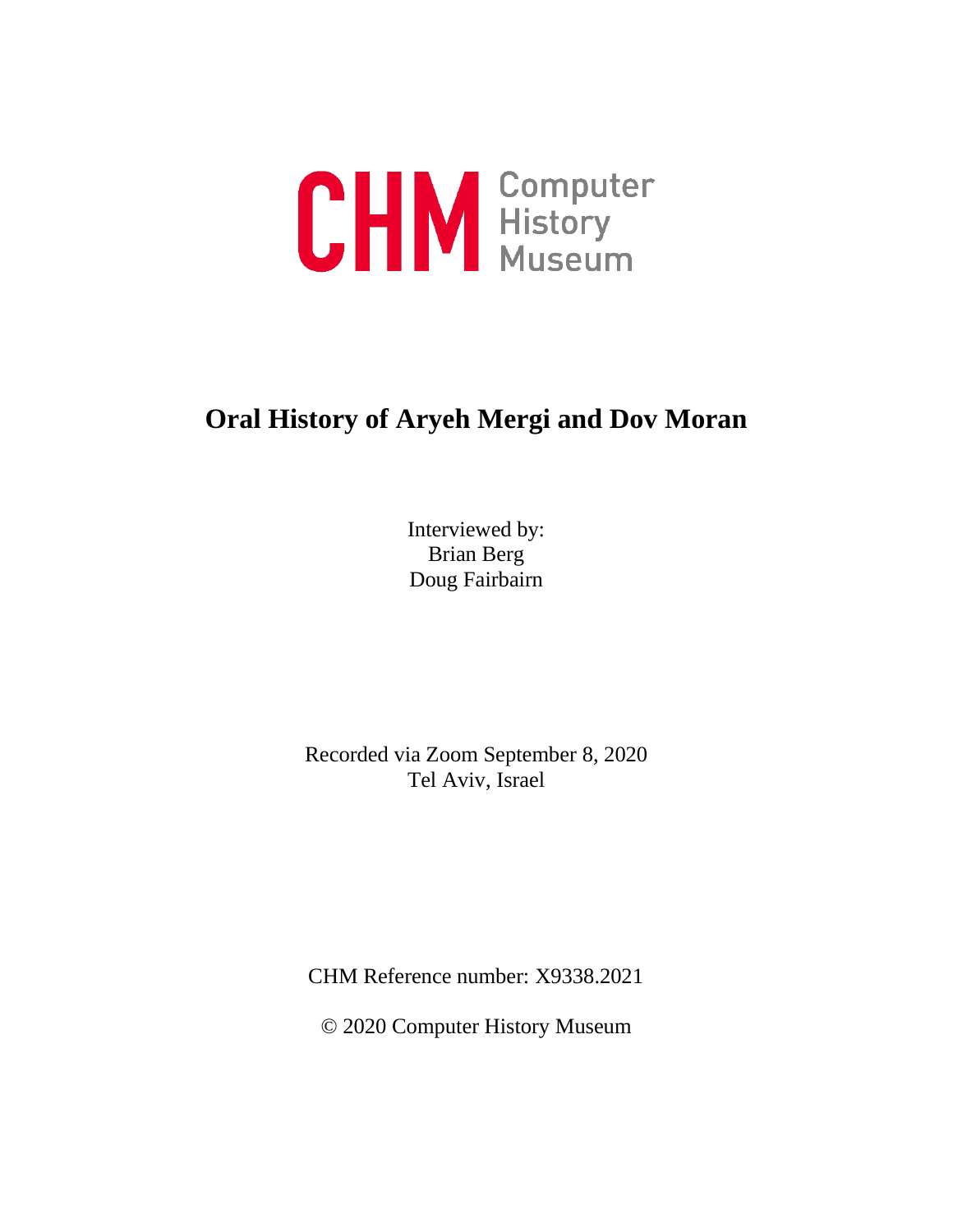CHM Computer History Museum

# Oral History of Aryeh Mergi and Dov Moran

Interviewed by:
Brian Berg
Doug Fairbairn

Recorded via Zoom September 8, 2020
Tel Aviv, Israel

CHM Reference number: X9338.2021

© 2020 Computer History Museum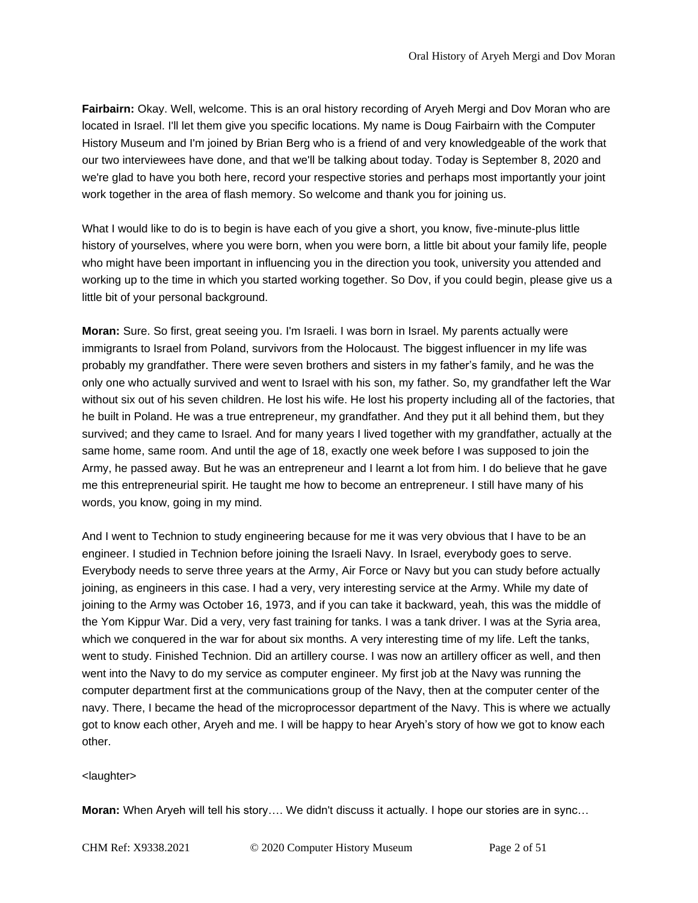**Fairbairn:** Okay. Well, welcome. This is an oral history recording of Aryeh Mergi and Dov Moran who are located in Israel. I'll let them give you specific locations. My name is Doug Fairbairn with the Computer History Museum and I'm joined by Brian Berg who is a friend of and very knowledgeable of the work that our two interviewees have done, and that we'll be talking about today. Today is September 8, 2020 and we're glad to have you both here, record your respective stories and perhaps most importantly your joint work together in the area of flash memory. So welcome and thank you for joining us.

What I would like to do is to begin is have each of you give a short, you know, five-minute-plus little history of yourselves, where you were born, when you were born, a little bit about your family life, people who might have been important in influencing you in the direction you took, university you attended and working up to the time in which you started working together. So Dov, if you could begin, please give us a little bit of your personal background.

**Moran:** Sure. So first, great seeing you. I'm Israeli. I was born in Israel. My parents actually were immigrants to Israel from Poland, survivors from the Holocaust. The biggest influencer in my life was probably my grandfather. There were seven brothers and sisters in my father's family, and he was the only one who actually survived and went to Israel with his son, my father. So, my grandfather left the War without six out of his seven children. He lost his wife. He lost his property including all of the factories, that he built in Poland. He was a true entrepreneur, my grandfather. And they put it all behind them, but they survived; and they came to Israel. And for many years I lived together with my grandfather, actually at the same home, same room. And until the age of 18, exactly one week before I was supposed to join the Army, he passed away. But he was an entrepreneur and I learnt a lot from him. I do believe that he gave me this entrepreneurial spirit. He taught me how to become an entrepreneur. I still have many of his words, you know, going in my mind.

And I went to Technion to study engineering because for me it was very obvious that I have to be an engineer. I studied in Technion before joining the Israeli Navy. In Israel, everybody goes to serve. Everybody needs to serve three years at the Army, Air Force or Navy but you can study before actually joining, as engineers in this case. I had a very, very interesting service at the Army. While my date of joining to the Army was October 16, 1973, and if you can take it backward, yeah, this was the middle of the Yom Kippur War. Did a very, very fast training for tanks. I was a tank driver. I was at the Syria area, which we conquered in the war for about six months. A very interesting time of my life. Left the tanks, went to study. Finished Technion. Did an artillery course. I was now an artillery officer as well, and then went into the Navy to do my service as computer engineer. My first job at the Navy was running the computer department first at the communications group of the Navy, then at the computer center of the navy. There, I became the head of the microprocessor department of the Navy. This is where we actually got to know each other, Aryeh and me. I will be happy to hear Aryeh's story of how we got to know each other.

<laughter>

**Moran:** When Aryeh will tell his story…. We didn't discuss it actually. I hope our stories are in sync…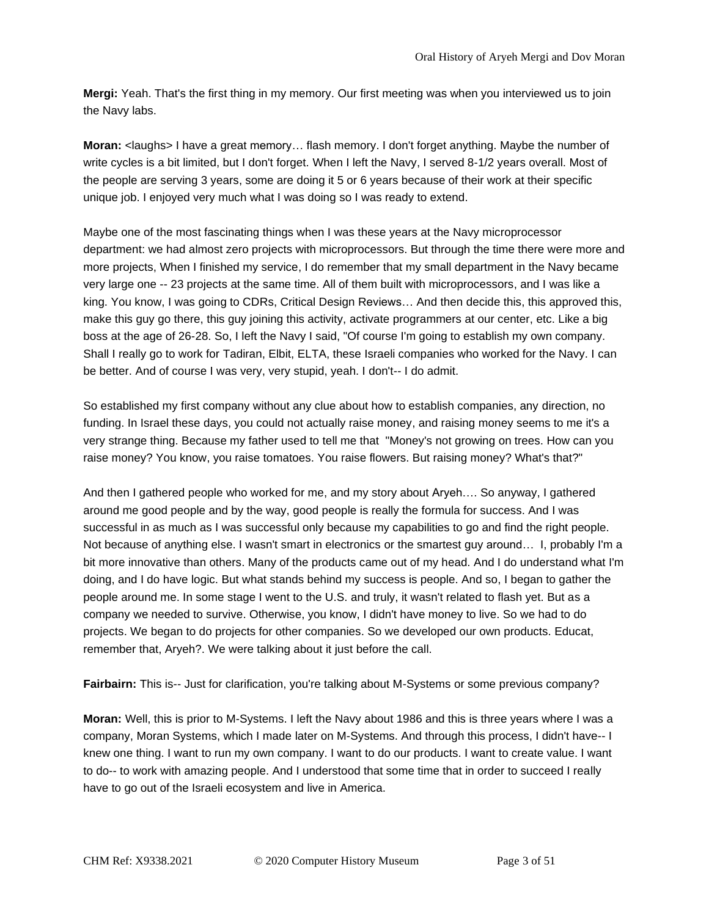**Mergi:** Yeah. That's the first thing in my memory. Our first meeting was when you interviewed us to join the Navy labs.

**Moran:** <laughs> I have a great memory… flash memory. I don't forget anything. Maybe the number of write cycles is a bit limited, but I don't forget. When I left the Navy, I served 8-1/2 years overall. Most of the people are serving 3 years, some are doing it 5 or 6 years because of their work at their specific unique job. I enjoyed very much what I was doing so I was ready to extend.

Maybe one of the most fascinating things when I was these years at the Navy microprocessor department: we had almost zero projects with microprocessors. But through the time there were more and more projects, When I finished my service, I do remember that my small department in the Navy became very large one -- 23 projects at the same time. All of them built with microprocessors, and I was like a king. You know, I was going to CDRs, Critical Design Reviews… And then decide this, this approved this, make this guy go there, this guy joining this activity, activate programmers at our center, etc. Like a big boss at the age of 26-28. So, I left the Navy I said, "Of course I'm going to establish my own company. Shall I really go to work for Tadiran, Elbit, ELTA, these Israeli companies who worked for the Navy. I can be better. And of course I was very, very stupid, yeah. I don't-- I do admit.

So established my first company without any clue about how to establish companies, any direction, no funding. In Israel these days, you could not actually raise money, and raising money seems to me it's a very strange thing. Because my father used to tell me that "Money's not growing on trees. How can you raise money? You know, you raise tomatoes. You raise flowers. But raising money? What's that?"

And then I gathered people who worked for me, and my story about Aryeh…. So anyway, I gathered around me good people and by the way, good people is really the formula for success. And I was successful in as much as I was successful only because my capabilities to go and find the right people. Not because of anything else. I wasn't smart in electronics or the smartest guy around… I, probably I'm a bit more innovative than others. Many of the products came out of my head. And I do understand what I'm doing, and I do have logic. But what stands behind my success is people. And so, I began to gather the people around me. In some stage I went to the U.S. and truly, it wasn't related to flash yet. But as a company we needed to survive. Otherwise, you know, I didn't have money to live. So we had to do projects. We began to do projects for other companies. So we developed our own products. Educat, remember that, Aryeh?. We were talking about it just before the call.

**Fairbairn:** This is-- Just for clarification, you're talking about M-Systems or some previous company?

**Moran:** Well, this is prior to M-Systems. I left the Navy about 1986 and this is three years where I was a company, Moran Systems, which I made later on M-Systems. And through this process, I didn't have-- I knew one thing. I want to run my own company. I want to do our products. I want to create value. I want to do-- to work with amazing people. And I understood that some time that in order to succeed I really have to go out of the Israeli ecosystem and live in America.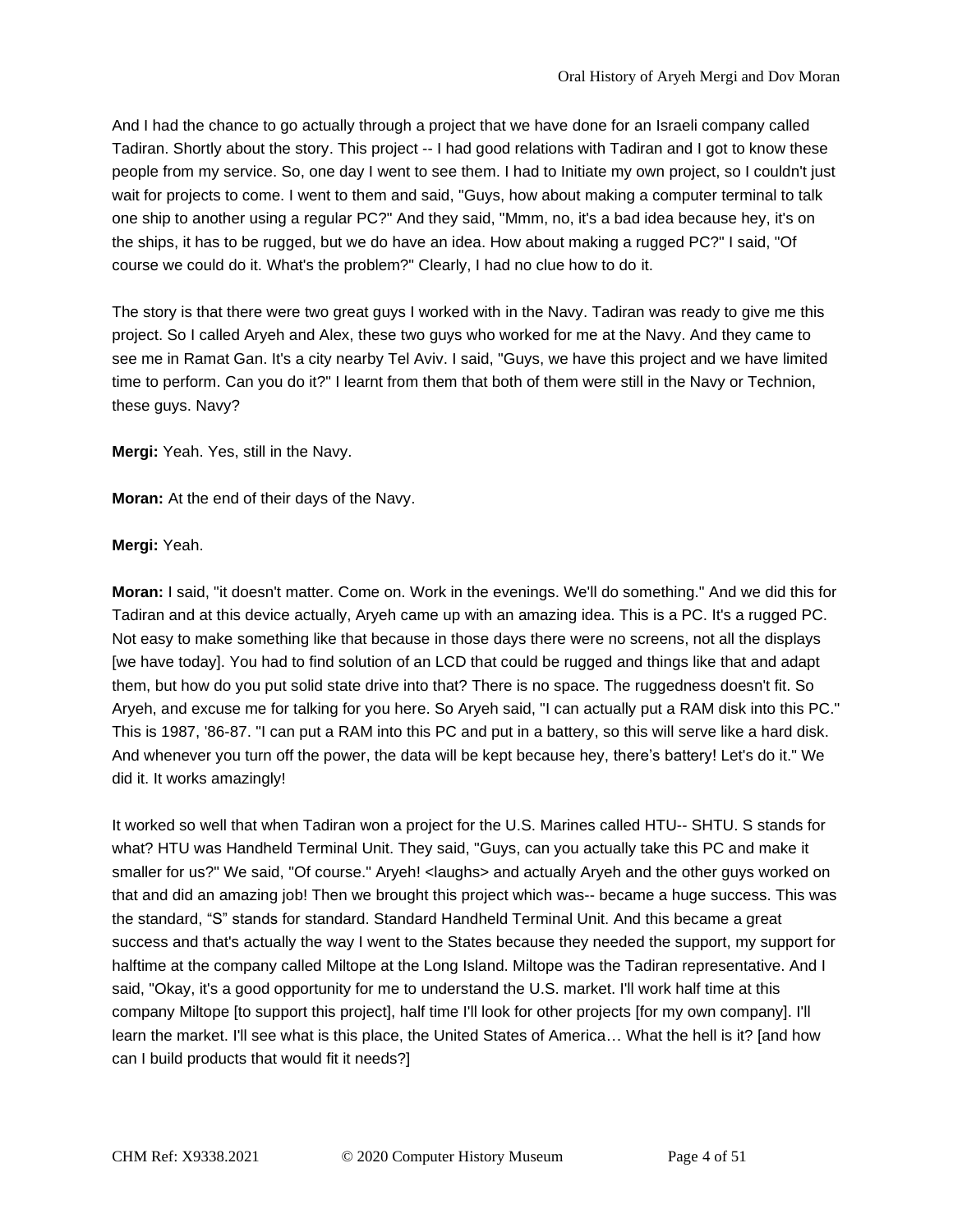And I had the chance to go actually through a project that we have done for an Israeli company called Tadiran. Shortly about the story. This project -- I had good relations with Tadiran and I got to know these people from my service. So, one day I went to see them. I had to Initiate my own project, so I couldn't just wait for projects to come. I went to them and said, "Guys, how about making a computer terminal to talk one ship to another using a regular PC?" And they said, "Mmm, no, it's a bad idea because hey, it's on the ships, it has to be rugged, but we do have an idea. How about making a rugged PC?" I said, "Of course we could do it. What's the problem?" Clearly, I had no clue how to do it.

The story is that there were two great guys I worked with in the Navy. Tadiran was ready to give me this project. So I called Aryeh and Alex, these two guys who worked for me at the Navy. And they came to see me in Ramat Gan. It's a city nearby Tel Aviv. I said, "Guys, we have this project and we have limited time to perform. Can you do it?" I learnt from them that both of them were still in the Navy or Technion, these guys. Navy?

**Mergi:** Yeah. Yes, still in the Navy.

**Moran:** At the end of their days of the Navy.

**Mergi:** Yeah.

**Moran:** I said, "it doesn't matter. Come on. Work in the evenings. We'll do something." And we did this for Tadiran and at this device actually, Aryeh came up with an amazing idea. This is a PC. It's a rugged PC. Not easy to make something like that because in those days there were no screens, not all the displays [we have today]. You had to find solution of an LCD that could be rugged and things like that and adapt them, but how do you put solid state drive into that? There is no space. The ruggedness doesn't fit. So Aryeh, and excuse me for talking for you here. So Aryeh said, "I can actually put a RAM disk into this PC." This is 1987, '86-87. "I can put a RAM into this PC and put in a battery, so this will serve like a hard disk. And whenever you turn off the power, the data will be kept because hey, there's battery! Let's do it." We did it. It works amazingly!

It worked so well that when Tadiran won a project for the U.S. Marines called HTU-- SHTU. S stands for what? HTU was Handheld Terminal Unit. They said, "Guys, can you actually take this PC and make it smaller for us?" We said, "Of course." Aryeh! <laughs> and actually Aryeh and the other guys worked on that and did an amazing job! Then we brought this project which was-- became a huge success. This was the standard, "S" stands for standard. Standard Handheld Terminal Unit. And this became a great success and that's actually the way I went to the States because they needed the support, my support for halftime at the company called Miltope at the Long Island. Miltope was the Tadiran representative. And I said, "Okay, it's a good opportunity for me to understand the U.S. market. I'll work half time at this company Miltope [to support this project], half time I'll look for other projects [for my own company]. I'll learn the market. I'll see what is this place, the United States of America… What the hell is it? [and how can I build products that would fit it needs?]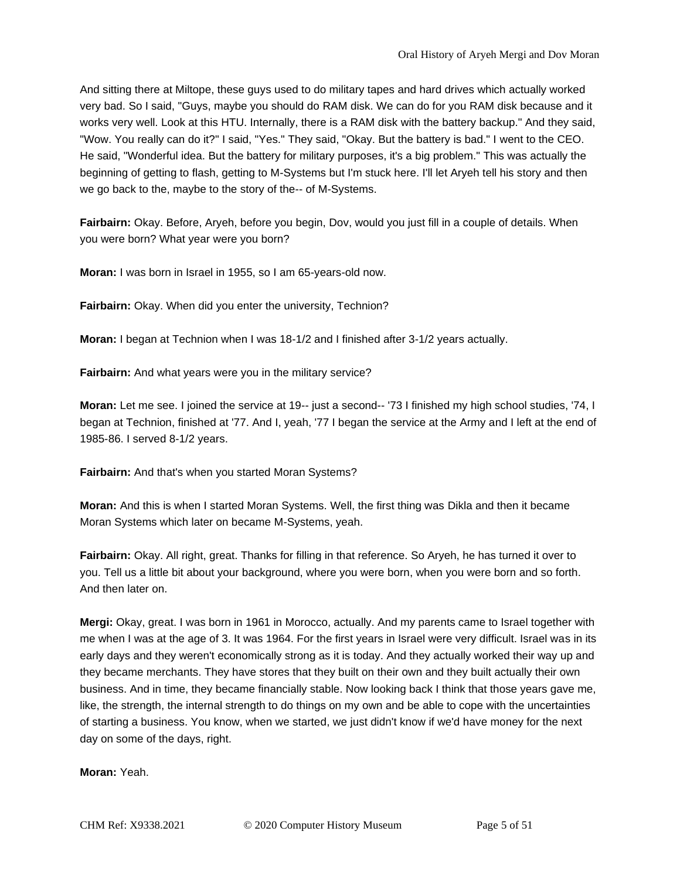And sitting there at Miltope, these guys used to do military tapes and hard drives which actually worked very bad. So I said, "Guys, maybe you should do RAM disk. We can do for you RAM disk because and it works very well. Look at this HTU. Internally, there is a RAM disk with the battery backup." And they said, "Wow. You really can do it?" I said, "Yes." They said, "Okay. But the battery is bad." I went to the CEO. He said, "Wonderful idea. But the battery for military purposes, it's a big problem." This was actually the beginning of getting to flash, getting to M-Systems but I'm stuck here. I'll let Aryeh tell his story and then we go back to the, maybe to the story of the-- of M-Systems.

**Fairbairn:** Okay. Before, Aryeh, before you begin, Dov, would you just fill in a couple of details. When you were born? What year were you born?

**Moran:** I was born in Israel in 1955, so I am 65-years-old now.

**Fairbairn:** Okay. When did you enter the university, Technion?

**Moran:** I began at Technion when I was 18-1/2 and I finished after 3-1/2 years actually.

**Fairbairn:** And what years were you in the military service?

**Moran:** Let me see. I joined the service at 19-- just a second-- '73 I finished my high school studies, '74, I began at Technion, finished at '77. And I, yeah, '77 I began the service at the Army and I left at the end of 1985-86. I served 8-1/2 years.

**Fairbairn:** And that's when you started Moran Systems?

**Moran:** And this is when I started Moran Systems. Well, the first thing was Dikla and then it became Moran Systems which later on became M-Systems, yeah.

**Fairbairn:** Okay. All right, great. Thanks for filling in that reference. So Aryeh, he has turned it over to you. Tell us a little bit about your background, where you were born, when you were born and so forth. And then later on.

**Mergi:** Okay, great. I was born in 1961 in Morocco, actually. And my parents came to Israel together with me when I was at the age of 3. It was 1964. For the first years in Israel were very difficult. Israel was in its early days and they weren't economically strong as it is today. And they actually worked their way up and they became merchants. They have stores that they built on their own and they built actually their own business. And in time, they became financially stable. Now looking back I think that those years gave me, like, the strength, the internal strength to do things on my own and be able to cope with the uncertainties of starting a business. You know, when we started, we just didn't know if we'd have money for the next day on some of the days, right.

**Moran:** Yeah.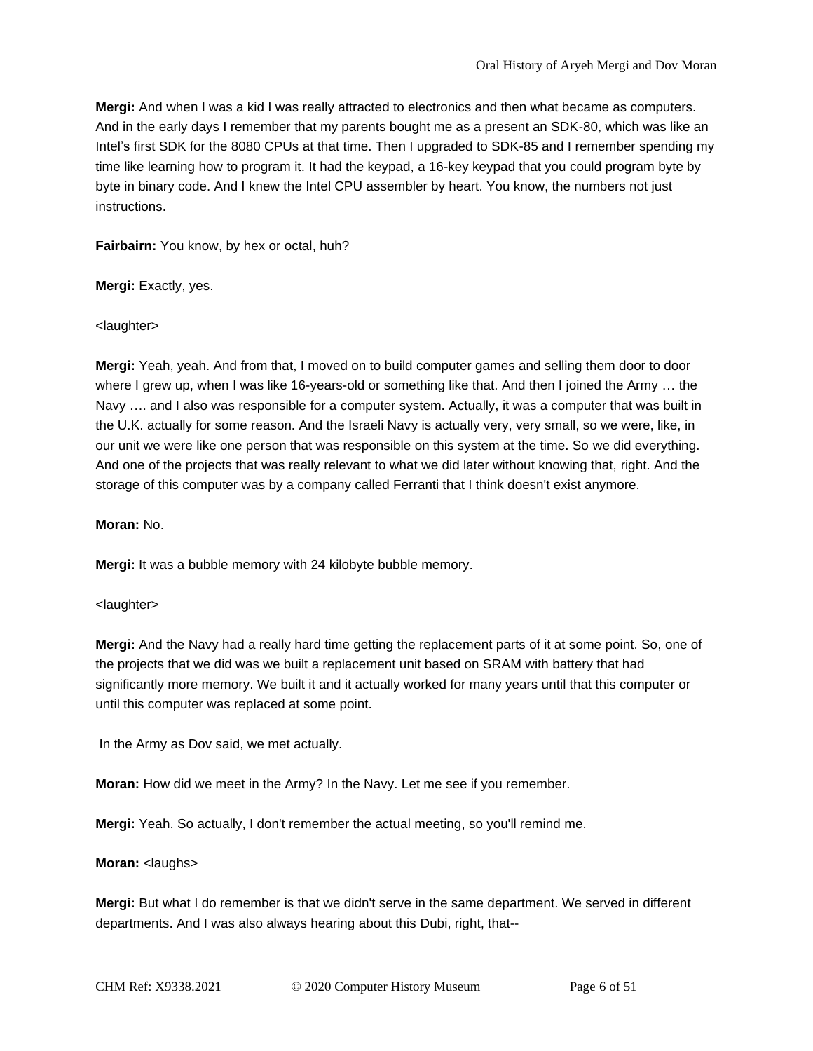**Mergi:** And when I was a kid I was really attracted to electronics and then what became as computers. And in the early days I remember that my parents bought me as a present an SDK-80, which was like an Intel's first SDK for the 8080 CPUs at that time. Then I upgraded to SDK-85 and I remember spending my time like learning how to program it. It had the keypad, a 16-key keypad that you could program byte by byte in binary code. And I knew the Intel CPU assembler by heart. You know, the numbers not just instructions.

**Fairbairn:** You know, by hex or octal, huh?

**Mergi:** Exactly, yes.

<laughter>

**Mergi:** Yeah, yeah. And from that, I moved on to build computer games and selling them door to door where I grew up, when I was like 16-years-old or something like that. And then I joined the Army … the Navy …. and I also was responsible for a computer system. Actually, it was a computer that was built in the U.K. actually for some reason. And the Israeli Navy is actually very, very small, so we were, like, in our unit we were like one person that was responsible on this system at the time. So we did everything. And one of the projects that was really relevant to what we did later without knowing that, right. And the storage of this computer was by a company called Ferranti that I think doesn't exist anymore.

**Moran:** No.

**Mergi:** It was a bubble memory with 24 kilobyte bubble memory.

<laughter>

**Mergi:** And the Navy had a really hard time getting the replacement parts of it at some point. So, one of the projects that we did was we built a replacement unit based on SRAM with battery that had significantly more memory. We built it and it actually worked for many years until that this computer or until this computer was replaced at some point.

In the Army as Dov said, we met actually.

**Moran:** How did we meet in the Army? In the Navy. Let me see if you remember.

**Mergi:** Yeah. So actually, I don't remember the actual meeting, so you'll remind me.

**Moran:** <laughs>

**Mergi:** But what I do remember is that we didn't serve in the same department. We served in different departments. And I was also always hearing about this Dubi, right, that--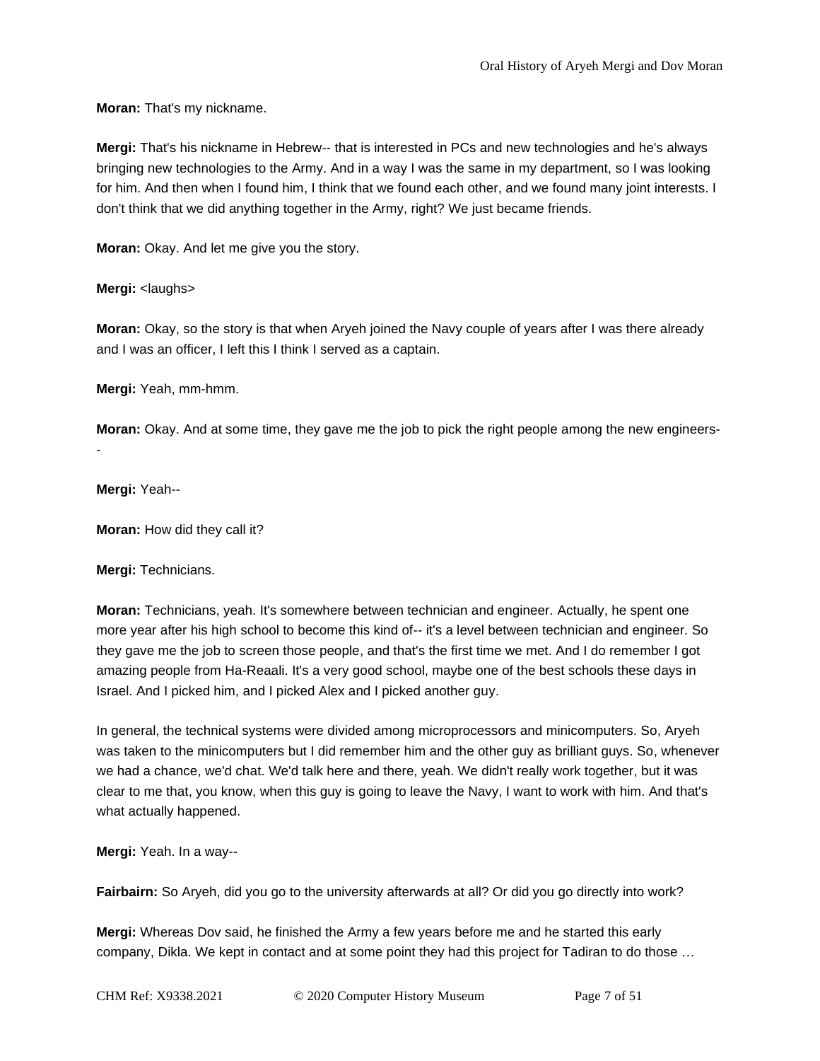**Moran:** That's my nickname.

**Mergi:** That's his nickname in Hebrew-- that is interested in PCs and new technologies and he's always bringing new technologies to the Army. And in a way I was the same in my department, so I was looking for him. And then when I found him, I think that we found each other, and we found many joint interests. I don't think that we did anything together in the Army, right? We just became friends.

**Moran:** Okay. And let me give you the story.

**Mergi:** <laughs>

**Moran:** Okay, so the story is that when Aryeh joined the Navy couple of years after I was there already and I was an officer, I left this I think I served as a captain.

**Mergi:** Yeah, mm-hmm.

**Moran:** Okay. And at some time, they gave me the job to pick the right people among the new engineers--

**Mergi:** Yeah--

**Moran:** How did they call it?

**Mergi:** Technicians.

**Moran:** Technicians, yeah. It's somewhere between technician and engineer. Actually, he spent one more year after his high school to become this kind of-- it's a level between technician and engineer. So they gave me the job to screen those people, and that's the first time we met. And I do remember I got amazing people from Ha-Reaali. It's a very good school, maybe one of the best schools these days in Israel. And I picked him, and I picked Alex and I picked another guy.

In general, the technical systems were divided among microprocessors and minicomputers. So, Aryeh was taken to the minicomputers but I did remember him and the other guy as brilliant guys. So, whenever we had a chance, we'd chat. We'd talk here and there, yeah. We didn't really work together, but it was clear to me that, you know, when this guy is going to leave the Navy, I want to work with him. And that's what actually happened.

**Mergi:** Yeah. In a way--

**Fairbairn:** So Aryeh, did you go to the university afterwards at all? Or did you go directly into work?

**Mergi:** Whereas Dov said, he finished the Army a few years before me and he started this early company, Dikla. We kept in contact and at some point they had this project for Tadiran to do those …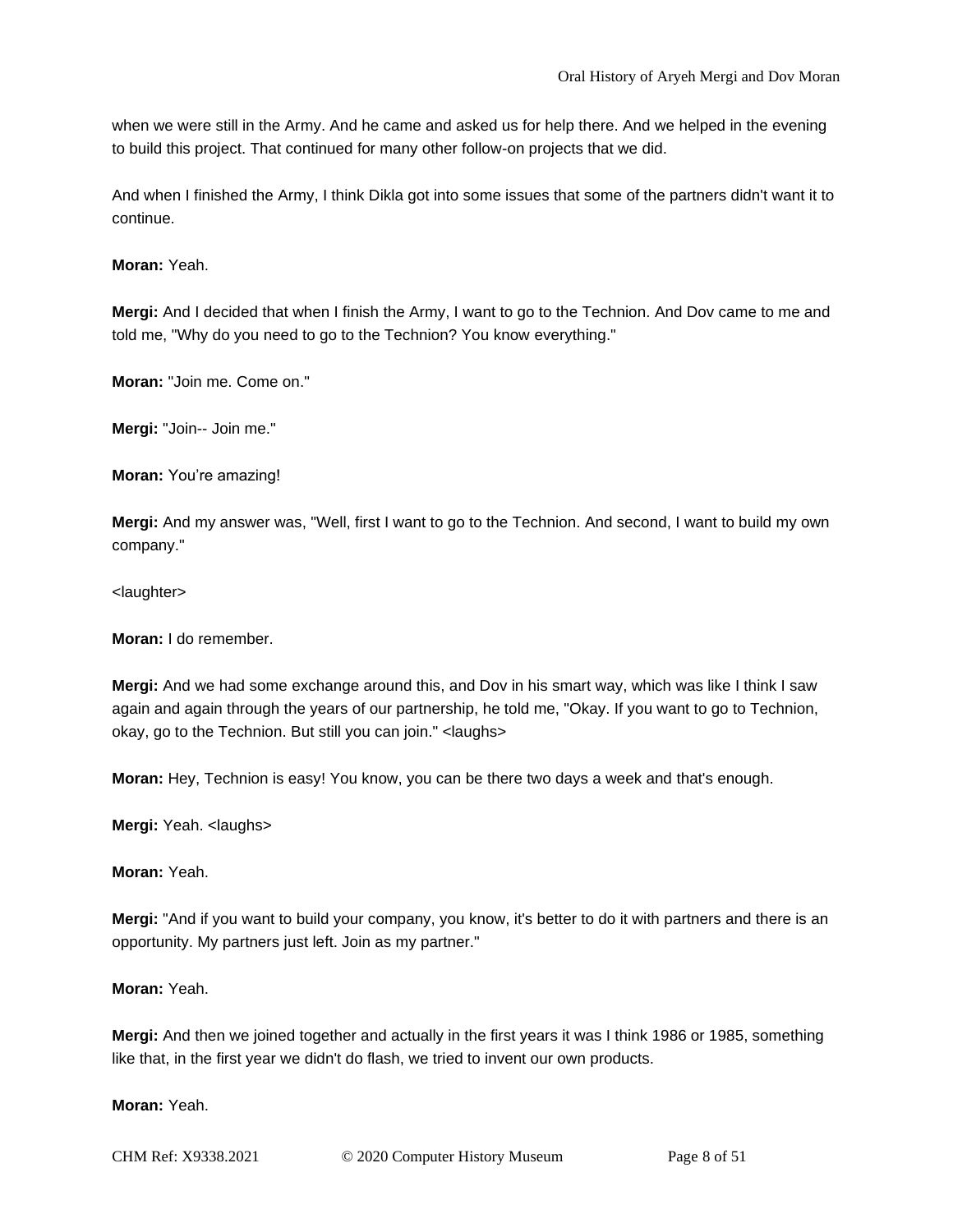when we were still in the Army. And he came and asked us for help there. And we helped in the evening to build this project. That continued for many other follow-on projects that we did.

And when I finished the Army, I think Dikla got into some issues that some of the partners didn't want it to continue.

**Moran:** Yeah.

**Mergi:** And I decided that when I finish the Army, I want to go to the Technion. And Dov came to me and told me, "Why do you need to go to the Technion? You know everything."

**Moran:** "Join me. Come on."

**Mergi:** "Join-- Join me."

**Moran:** You're amazing!

**Mergi:** And my answer was, "Well, first I want to go to the Technion. And second, I want to build my own company."

<laughter>

**Moran:** I do remember.

**Mergi:** And we had some exchange around this, and Dov in his smart way, which was like I think I saw again and again through the years of our partnership, he told me, "Okay. If you want to go to Technion, okay, go to the Technion. But still you can join." <laughs>

**Moran:** Hey, Technion is easy! You know, you can be there two days a week and that's enough.

**Mergi:** Yeah. <laughs>

**Moran:** Yeah.

**Mergi:** "And if you want to build your company, you know, it's better to do it with partners and there is an opportunity. My partners just left. Join as my partner."

**Moran:** Yeah.

**Mergi:** And then we joined together and actually in the first years it was I think 1986 or 1985, something like that, in the first year we didn't do flash, we tried to invent our own products.

**Moran:** Yeah.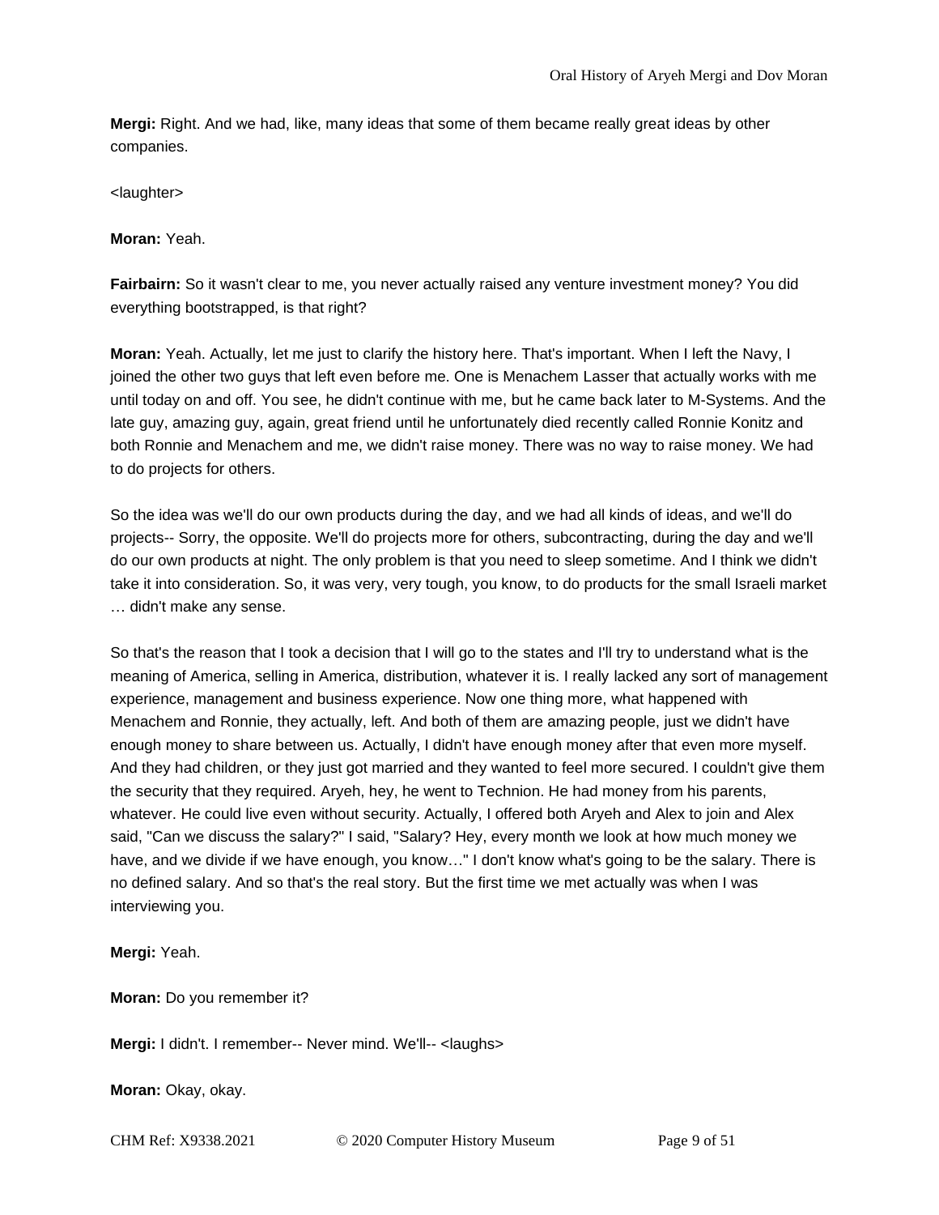**Mergi:** Right. And we had, like, many ideas that some of them became really great ideas by other companies.

<laughter>

**Moran:** Yeah.

**Fairbairn:** So it wasn't clear to me, you never actually raised any venture investment money? You did everything bootstrapped, is that right?

**Moran:** Yeah. Actually, let me just to clarify the history here. That's important. When I left the Navy, I joined the other two guys that left even before me. One is Menachem Lasser that actually works with me until today on and off. You see, he didn't continue with me, but he came back later to M-Systems. And the late guy, amazing guy, again, great friend until he unfortunately died recently called Ronnie Konitz and both Ronnie and Menachem and me, we didn't raise money. There was no way to raise money. We had to do projects for others.

So the idea was we'll do our own products during the day, and we had all kinds of ideas, and we'll do projects-- Sorry, the opposite. We'll do projects more for others, subcontracting, during the day and we'll do our own products at night. The only problem is that you need to sleep sometime. And I think we didn't take it into consideration. So, it was very, very tough, you know, to do products for the small Israeli market … didn't make any sense.

So that's the reason that I took a decision that I will go to the states and I'll try to understand what is the meaning of America, selling in America, distribution, whatever it is. I really lacked any sort of management experience, management and business experience. Now one thing more, what happened with Menachem and Ronnie, they actually, left. And both of them are amazing people, just we didn't have enough money to share between us. Actually, I didn't have enough money after that even more myself. And they had children, or they just got married and they wanted to feel more secured. I couldn't give them the security that they required. Aryeh, hey, he went to Technion. He had money from his parents, whatever. He could live even without security. Actually, I offered both Aryeh and Alex to join and Alex said, "Can we discuss the salary?" I said, "Salary? Hey, every month we look at how much money we have, and we divide if we have enough, you know…" I don't know what's going to be the salary. There is no defined salary. And so that's the real story. But the first time we met actually was when I was interviewing you.

**Mergi:** Yeah.

**Moran:** Do you remember it?

**Mergi:** I didn't. I remember-- Never mind. We'll-- <laughs>

**Moran:** Okay, okay.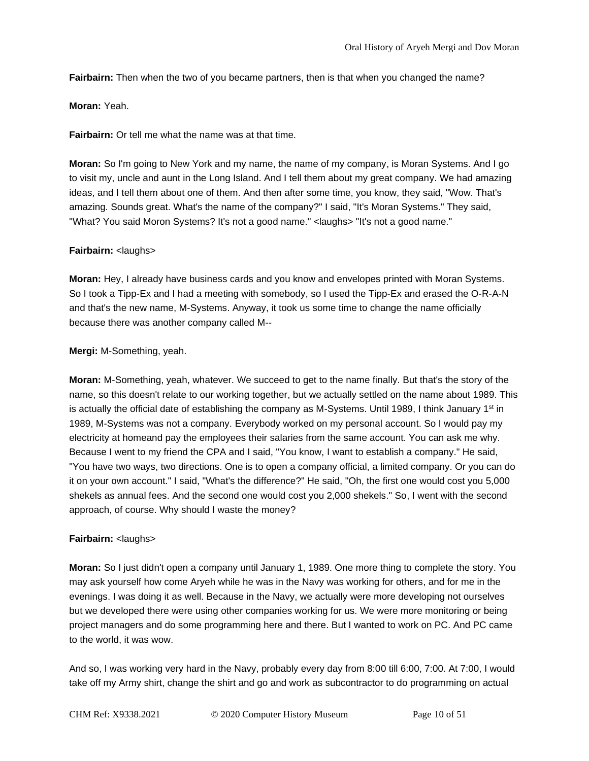**Fairbairn:** Then when the two of you became partners, then is that when you changed the name?

**Moran:** Yeah.

**Fairbairn:** Or tell me what the name was at that time.

**Moran:** So I'm going to New York and my name, the name of my company, is Moran Systems. And I go to visit my, uncle and aunt in the Long Island. And I tell them about my great company. We had amazing ideas, and I tell them about one of them. And then after some time, you know, they said, "Wow. That's amazing. Sounds great. What's the name of the company?" I said, "It's Moran Systems." They said, "What? You said Moron Systems? It's not a good name." <laughs> "It's not a good name."

**Fairbairn:** <laughs>

**Moran:** Hey, I already have business cards and you know and envelopes printed with Moran Systems. So I took a Tipp-Ex and I had a meeting with somebody, so I used the Tipp-Ex and erased the O-R-A-N and that's the new name, M-Systems. Anyway, it took us some time to change the name officially because there was another company called M--

**Mergi:** M-Something, yeah.

**Moran:** M-Something, yeah, whatever. We succeed to get to the name finally. But that's the story of the name, so this doesn't relate to our working together, but we actually settled on the name about 1989. This is actually the official date of establishing the company as M-Systems. Until 1989, I think January 1st in 1989, M-Systems was not a company. Everybody worked on my personal account. So I would pay my electricity at homeand pay the employees their salaries from the same account. You can ask me why. Because I went to my friend the CPA and I said, "You know, I want to establish a company." He said, "You have two ways, two directions. One is to open a company official, a limited company. Or you can do it on your own account." I said, "What's the difference?" He said, "Oh, the first one would cost you 5,000 shekels as annual fees. And the second one would cost you 2,000 shekels." So, I went with the second approach, of course. Why should I waste the money?

**Fairbairn:** <laughs>

**Moran:** So I just didn't open a company until January 1, 1989. One more thing to complete the story. You may ask yourself how come Aryeh while he was in the Navy was working for others, and for me in the evenings. I was doing it as well. Because in the Navy, we actually were more developing not ourselves but we developed there were using other companies working for us. We were more monitoring or being project managers and do some programming here and there. But I wanted to work on PC. And PC came to the world, it was wow.

And so, I was working very hard in the Navy, probably every day from 8:00 till 6:00, 7:00. At 7:00, I would take off my Army shirt, change the shirt and go and work as subcontractor to do programming on actual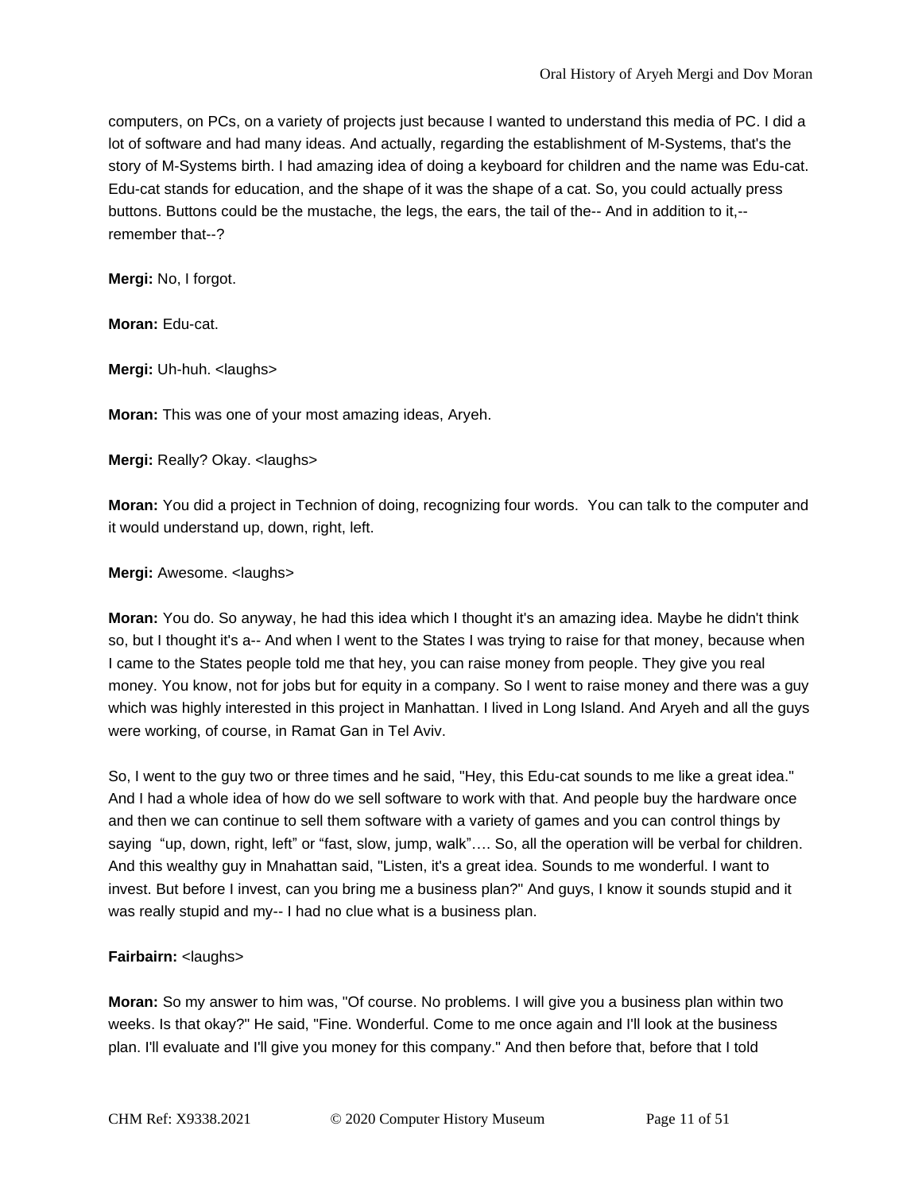computers, on PCs, on a variety of projects just because I wanted to understand this media of PC. I did a lot of software and had many ideas. And actually, regarding the establishment of M-Systems, that's the story of M-Systems birth. I had amazing idea of doing a keyboard for children and the name was Edu-cat. Edu-cat stands for education, and the shape of it was the shape of a cat. So, you could actually press buttons. Buttons could be the mustache, the legs, the ears, the tail of the-- And in addition to it,-- remember that--?

**Mergi:** No, I forgot.

**Moran:** Edu-cat.

**Mergi:** Uh-huh. <laughs>

**Moran:** This was one of your most amazing ideas, Aryeh.

**Mergi:** Really? Okay. <laughs>

**Moran:** You did a project in Technion of doing, recognizing four words. You can talk to the computer and it would understand up, down, right, left.

**Mergi:** Awesome. <laughs>

**Moran:** You do. So anyway, he had this idea which I thought it's an amazing idea. Maybe he didn't think so, but I thought it's a-- And when I went to the States I was trying to raise for that money, because when I came to the States people told me that hey, you can raise money from people. They give you real money. You know, not for jobs but for equity in a company. So I went to raise money and there was a guy which was highly interested in this project in Manhattan. I lived in Long Island. And Aryeh and all the guys were working, of course, in Ramat Gan in Tel Aviv.

So, I went to the guy two or three times and he said, "Hey, this Edu-cat sounds to me like a great idea." And I had a whole idea of how do we sell software to work with that. And people buy the hardware once and then we can continue to sell them software with a variety of games and you can control things by saying "up, down, right, left" or "fast, slow, jump, walk"…. So, all the operation will be verbal for children. And this wealthy guy in Mnahattan said, "Listen, it's a great idea. Sounds to me wonderful. I want to invest. But before I invest, can you bring me a business plan?" And guys, I know it sounds stupid and it was really stupid and my-- I had no clue what is a business plan.

**Fairbairn:** <laughs>

**Moran:** So my answer to him was, "Of course. No problems. I will give you a business plan within two weeks. Is that okay?" He said, "Fine. Wonderful. Come to me once again and I'll look at the business plan. I'll evaluate and I'll give you money for this company." And then before that, before that I told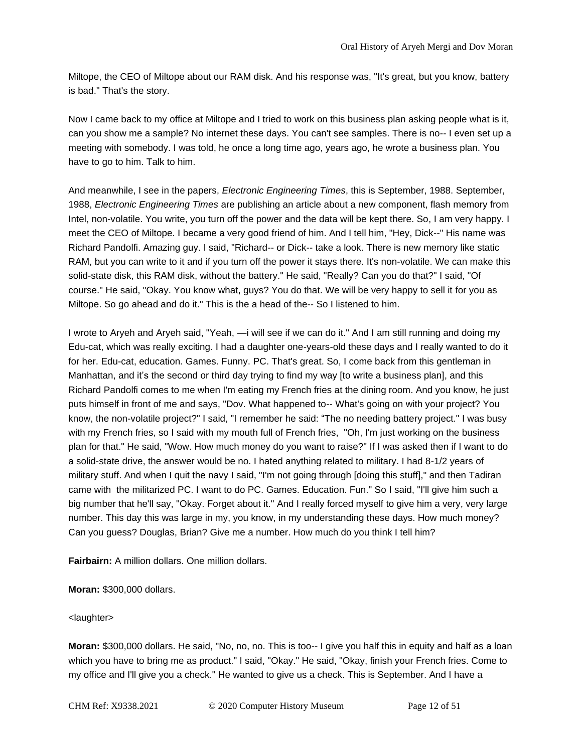Miltope, the CEO of Miltope about our RAM disk. And his response was, "It's great, but you know, battery is bad." That's the story.

Now I came back to my office at Miltope and I tried to work on this business plan asking people what is it, can you show me a sample? No internet these days. You can't see samples. There is no-- I even set up a meeting with somebody. I was told, he once a long time ago, years ago, he wrote a business plan. You have to go to him. Talk to him.

And meanwhile, I see in the papers, *Electronic Engineering Times*, this is September, 1988. September, 1988, *Electronic Engineering Times* are publishing an article about a new component, flash memory from Intel, non-volatile. You write, you turn off the power and the data will be kept there. So, I am very happy. I meet the CEO of Miltope. I became a very good friend of him. And I tell him, "Hey, Dick--" His name was Richard Pandolfi. Amazing guy. I said, "Richard-- or Dick-- take a look. There is new memory like static RAM, but you can write to it and if you turn off the power it stays there. It's non-volatile. We can make this solid-state disk, this RAM disk, without the battery." He said, "Really? Can you do that?" I said, "Of course." He said, "Okay. You know what, guys? You do that. We will be very happy to sell it for you as Miltope. So go ahead and do it." This is the a head of the-- So I listened to him.

I wrote to Aryeh and Aryeh said, "Yeah, —i will see if we can do it." And I am still running and doing my Edu-cat, which was really exciting. I had a daughter one-years-old these days and I really wanted to do it for her. Edu-cat, education. Games. Funny. PC. That's great. So, I come back from this gentleman in Manhattan, and it's the second or third day trying to find my way [to write a business plan], and this Richard Pandolfi comes to me when I'm eating my French fries at the dining room. And you know, he just puts himself in front of me and says, "Dov. What happened to-- What's going on with your project? You know, the non-volatile project?" I said, "I remember he said: "The no needing battery project." I was busy with my French fries, so I said with my mouth full of French fries, "Oh, I'm just working on the business plan for that." He said, "Wow. How much money do you want to raise?" If I was asked then if I want to do a solid-state drive, the answer would be no. I hated anything related to military. I had 8-1/2 years of military stuff. And when I quit the navy I said, "I'm not going through [doing this stuff]," and then Tadiran came with the militarized PC. I want to do PC. Games. Education. Fun." So I said, "I'll give him such a big number that he'll say, "Okay. Forget about it." And I really forced myself to give him a very, very large number. This day this was large in my, you know, in my understanding these days. How much money? Can you guess? Douglas, Brian? Give me a number. How much do you think I tell him?

**Fairbairn:** A million dollars. One million dollars.

**Moran:** $300,000 dollars.

<laughter>

**Moran:** $300,000 dollars. He said, "No, no, no. This is too-- I give you half this in equity and half as a loan which you have to bring me as product." I said, "Okay." He said, "Okay, finish your French fries. Come to my office and I'll give you a check." He wanted to give us a check. This is September. And I have a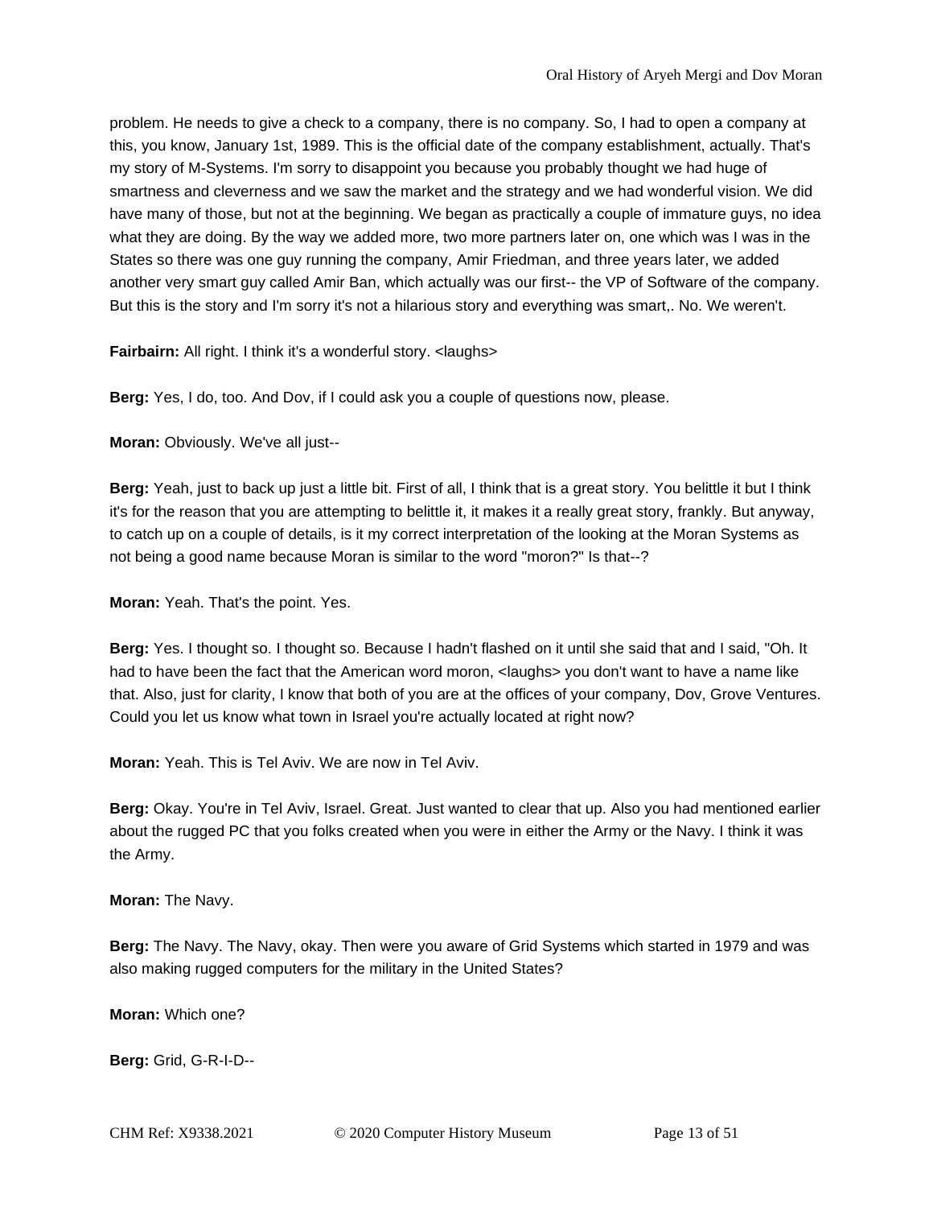problem. He needs to give a check to a company, there is no company. So, I had to open a company at this, you know, January 1st, 1989. This is the official date of the company establishment, actually. That's my story of M-Systems. I'm sorry to disappoint you because you probably thought we had huge of smartness and cleverness and we saw the market and the strategy and we had wonderful vision. We did have many of those, but not at the beginning. We began as practically a couple of immature guys, no idea what they are doing. By the way we added more, two more partners later on, one which was I was in the States so there was one guy running the company, Amir Friedman, and three years later, we added another very smart guy called Amir Ban, which actually was our first-- the VP of Software of the company. But this is the story and I'm sorry it's not a hilarious story and everything was smart,. No. We weren't.

**Fairbairn:** All right. I think it's a wonderful story. <laughs>

**Berg:** Yes, I do, too. And Dov, if I could ask you a couple of questions now, please.

**Moran:** Obviously. We've all just--

**Berg:** Yeah, just to back up just a little bit. First of all, I think that is a great story. You belittle it but I think it's for the reason that you are attempting to belittle it, it makes it a really great story, frankly. But anyway, to catch up on a couple of details, is it my correct interpretation of the looking at the Moran Systems as not being a good name because Moran is similar to the word "moron?" Is that--?

**Moran:** Yeah. That's the point. Yes.

**Berg:** Yes. I thought so. I thought so. Because I hadn't flashed on it until she said that and I said, "Oh. It had to have been the fact that the American word moron, <laughs> you don't want to have a name like that. Also, just for clarity, I know that both of you are at the offices of your company, Dov, Grove Ventures. Could you let us know what town in Israel you're actually located at right now?

**Moran:** Yeah. This is Tel Aviv. We are now in Tel Aviv.

**Berg:** Okay. You're in Tel Aviv, Israel. Great. Just wanted to clear that up. Also you had mentioned earlier about the rugged PC that you folks created when you were in either the Army or the Navy. I think it was the Army.

**Moran:** The Navy.

**Berg:** The Navy. The Navy, okay. Then were you aware of Grid Systems which started in 1979 and was also making rugged computers for the military in the United States?

**Moran:** Which one?

**Berg:** Grid, G-R-I-D--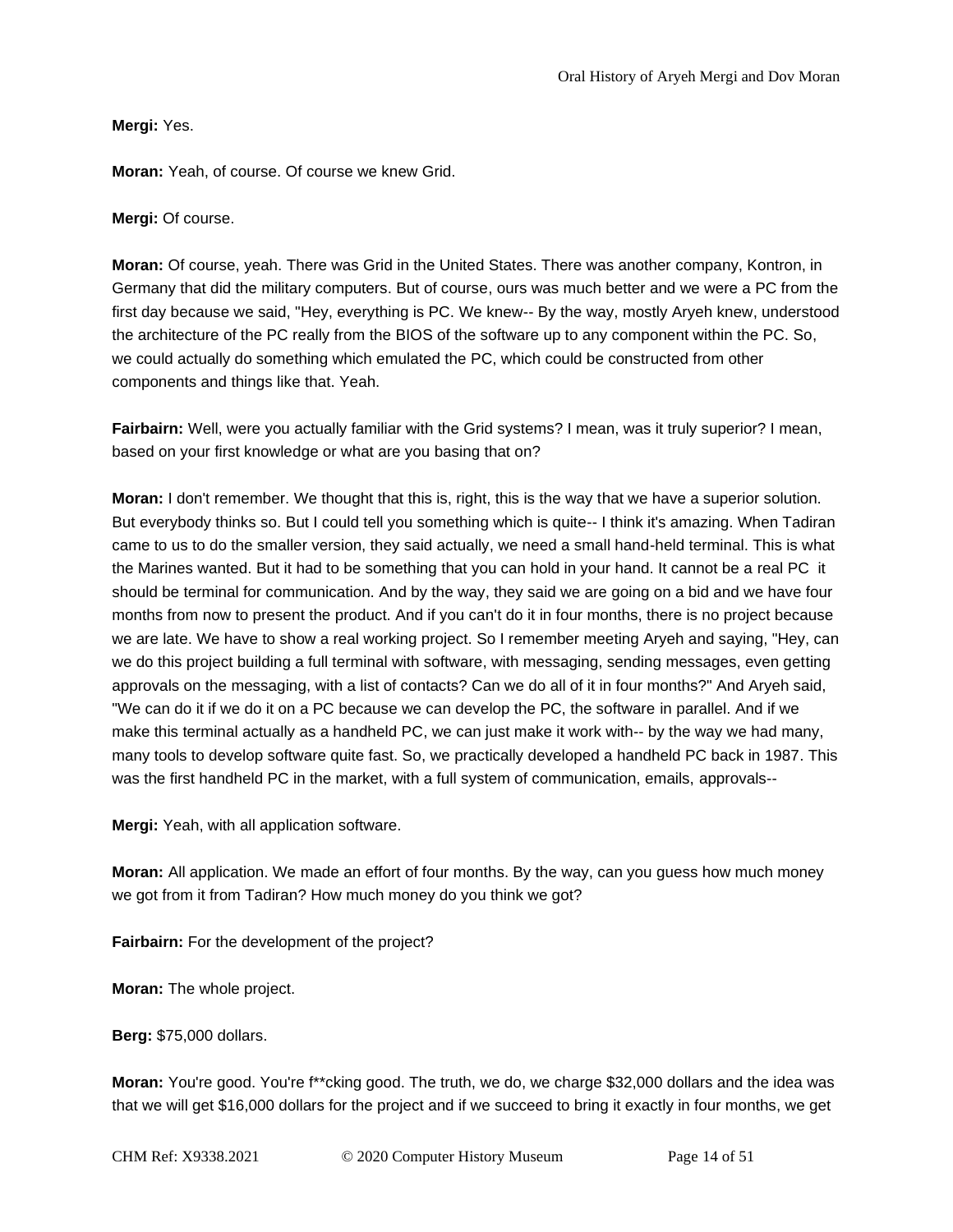**Mergi:** Yes.

**Moran:** Yeah, of course. Of course we knew Grid.

**Mergi:** Of course.

**Moran:** Of course, yeah. There was Grid in the United States. There was another company, Kontron, in Germany that did the military computers. But of course, ours was much better and we were a PC from the first day because we said, "Hey, everything is PC. We knew-- By the way, mostly Aryeh knew, understood the architecture of the PC really from the BIOS of the software up to any component within the PC. So, we could actually do something which emulated the PC, which could be constructed from other components and things like that. Yeah.

**Fairbairn:** Well, were you actually familiar with the Grid systems? I mean, was it truly superior? I mean, based on your first knowledge or what are you basing that on?

**Moran:** I don't remember. We thought that this is, right, this is the way that we have a superior solution. But everybody thinks so. But I could tell you something which is quite-- I think it's amazing. When Tadiran came to us to do the smaller version, they said actually, we need a small hand-held terminal. This is what the Marines wanted. But it had to be something that you can hold in your hand. It cannot be a real PC it should be terminal for communication. And by the way, they said we are going on a bid and we have four months from now to present the product. And if you can't do it in four months, there is no project because we are late. We have to show a real working project. So I remember meeting Aryeh and saying, "Hey, can we do this project building a full terminal with software, with messaging, sending messages, even getting approvals on the messaging, with a list of contacts? Can we do all of it in four months?" And Aryeh said, "We can do it if we do it on a PC because we can develop the PC, the software in parallel. And if we make this terminal actually as a handheld PC, we can just make it work with-- by the way we had many, many tools to develop software quite fast. So, we practically developed a handheld PC back in 1987. This was the first handheld PC in the market, with a full system of communication, emails, approvals--

**Mergi:** Yeah, with all application software.

**Moran:** All application. We made an effort of four months. By the way, can you guess how much money we got from it from Tadiran? How much money do you think we got?

**Fairbairn:** For the development of the project?

**Moran:** The whole project.

**Berg:** $75,000 dollars.

**Moran:** You're good. You're f**cking good. The truth, we do, we charge $32,000 dollars and the idea was that we will get $16,000 dollars for the project and if we succeed to bring it exactly in four months, we get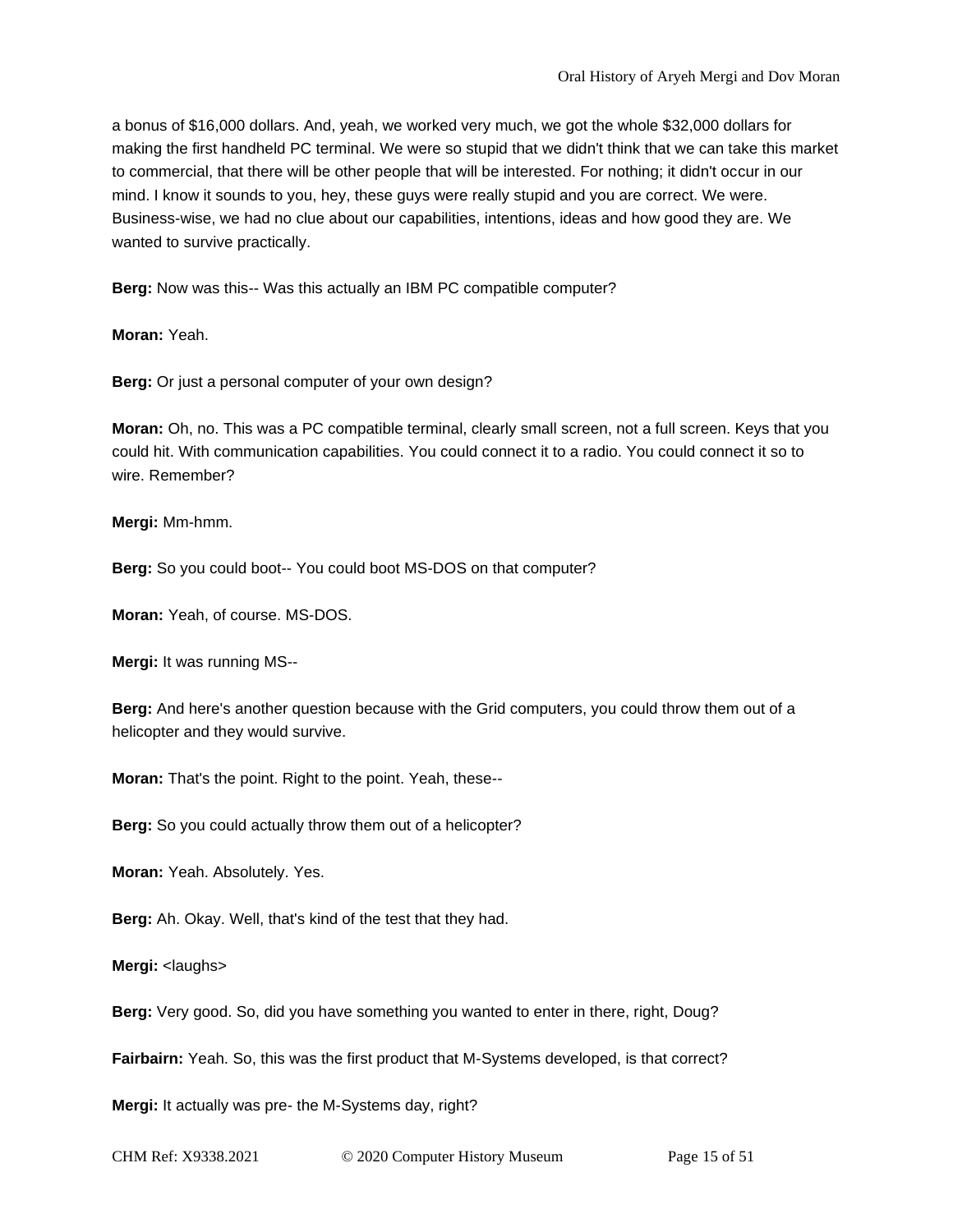a bonus of $16,000 dollars. And, yeah, we worked very much, we got the whole $32,000 dollars for making the first handheld PC terminal. We were so stupid that we didn't think that we can take this market to commercial, that there will be other people that will be interested. For nothing; it didn't occur in our mind. I know it sounds to you, hey, these guys were really stupid and you are correct. We were. Business-wise, we had no clue about our capabilities, intentions, ideas and how good they are. We wanted to survive practically.

**Berg:** Now was this-- Was this actually an IBM PC compatible computer?

**Moran:** Yeah.

**Berg:** Or just a personal computer of your own design?

**Moran:** Oh, no. This was a PC compatible terminal, clearly small screen, not a full screen. Keys that you could hit. With communication capabilities. You could connect it to a radio. You could connect it so to wire. Remember?

**Mergi:** Mm-hmm.

**Berg:** So you could boot-- You could boot MS-DOS on that computer?

**Moran:** Yeah, of course. MS-DOS.

**Mergi:** It was running MS--

**Berg:** And here's another question because with the Grid computers, you could throw them out of a helicopter and they would survive.

**Moran:** That's the point. Right to the point. Yeah, these--

**Berg:** So you could actually throw them out of a helicopter?

**Moran:** Yeah. Absolutely. Yes.

**Berg:** Ah. Okay. Well, that's kind of the test that they had.

**Mergi:** <laughs>

**Berg:** Very good. So, did you have something you wanted to enter in there, right, Doug?

**Fairbairn:** Yeah. So, this was the first product that M-Systems developed, is that correct?

**Mergi:** It actually was pre- the M-Systems day, right?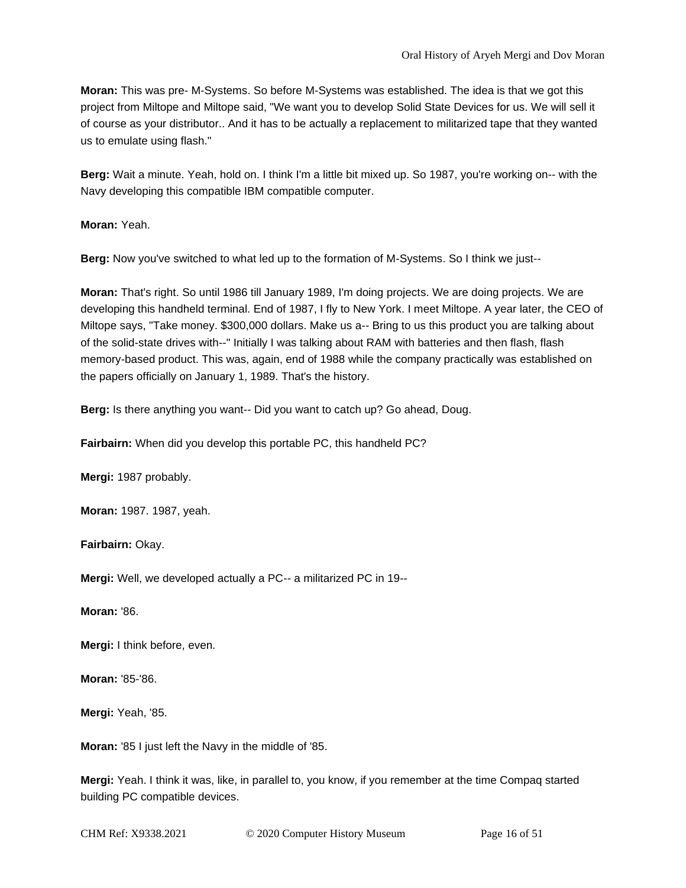**Moran:** This was pre- M-Systems. So before M-Systems was established. The idea is that we got this project from Miltope and Miltope said, "We want you to develop Solid State Devices for us. We will sell it of course as your distributor.. And it has to be actually a replacement to militarized tape that they wanted us to emulate using flash."

**Berg:** Wait a minute. Yeah, hold on. I think I'm a little bit mixed up. So 1987, you're working on-- with the Navy developing this compatible IBM compatible computer.

**Moran:** Yeah.

**Berg:** Now you've switched to what led up to the formation of M-Systems. So I think we just--

**Moran:** That's right. So until 1986 till January 1989, I'm doing projects. We are doing projects. We are developing this handheld terminal. End of 1987, I fly to New York. I meet Miltope. A year later, the CEO of Miltope says, "Take money. $300,000 dollars. Make us a-- Bring to us this product you are talking about of the solid-state drives with--" Initially I was talking about RAM with batteries and then flash, flash memory-based product. This was, again, end of 1988 while the company practically was established on the papers officially on January 1, 1989. That's the history.

**Berg:** Is there anything you want-- Did you want to catch up? Go ahead, Doug.

**Fairbairn:** When did you develop this portable PC, this handheld PC?

**Mergi:** 1987 probably.

**Moran:** 1987. 1987, yeah.

**Fairbairn:** Okay.

**Mergi:** Well, we developed actually a PC-- a militarized PC in 19--

**Moran:** '86.

**Mergi:** I think before, even.

**Moran:** '85-'86.

**Mergi:** Yeah, '85.

**Moran:** '85 I just left the Navy in the middle of '85.

**Mergi:** Yeah. I think it was, like, in parallel to, you know, if you remember at the time Compaq started building PC compatible devices.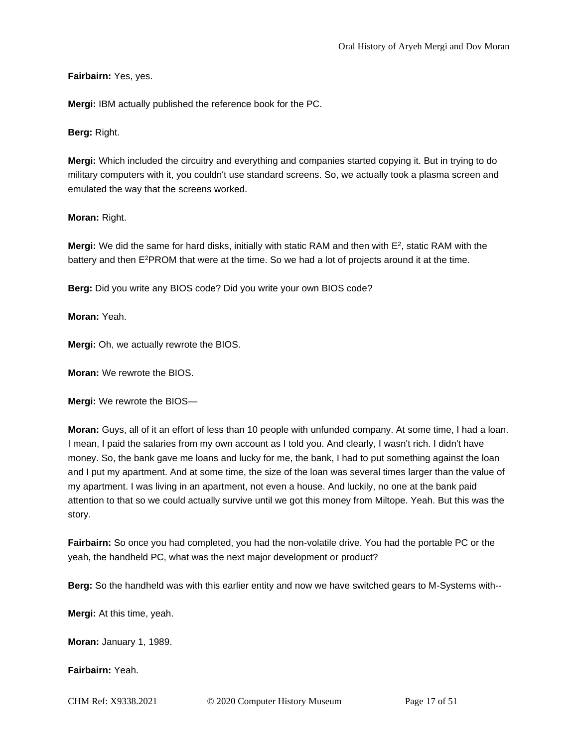**Fairbairn:** Yes, yes.

**Mergi:** IBM actually published the reference book for the PC.

**Berg:** Right.

**Mergi:** Which included the circuitry and everything and companies started copying it. But in trying to do military computers with it, you couldn't use standard screens. So, we actually took a plasma screen and emulated the way that the screens worked.

**Moran:** Right.

**Mergi:** We did the same for hard disks, initially with static RAM and then with $E^2$, static RAM with the battery and then $E^2$PROM that were at the time. So we had a lot of projects around it at the time.

**Berg:** Did you write any BIOS code? Did you write your own BIOS code?

**Moran:** Yeah.

**Mergi:** Oh, we actually rewrote the BIOS.

**Moran:** We rewrote the BIOS.

**Mergi:** We rewrote the BIOS—

**Moran:** Guys, all of it an effort of less than 10 people with unfunded company. At some time, I had a loan. I mean, I paid the salaries from my own account as I told you. And clearly, I wasn't rich. I didn't have money. So, the bank gave me loans and lucky for me, the bank, I had to put something against the loan and I put my apartment. And at some time, the size of the loan was several times larger than the value of my apartment. I was living in an apartment, not even a house. And luckily, no one at the bank paid attention to that so we could actually survive until we got this money from Miltope. Yeah. But this was the story.

**Fairbairn:** So once you had completed, you had the non-volatile drive. You had the portable PC or the yeah, the handheld PC, what was the next major development or product?

**Berg:** So the handheld was with this earlier entity and now we have switched gears to M-Systems with--

**Mergi:** At this time, yeah.

**Moran:** January 1, 1989.

**Fairbairn:** Yeah.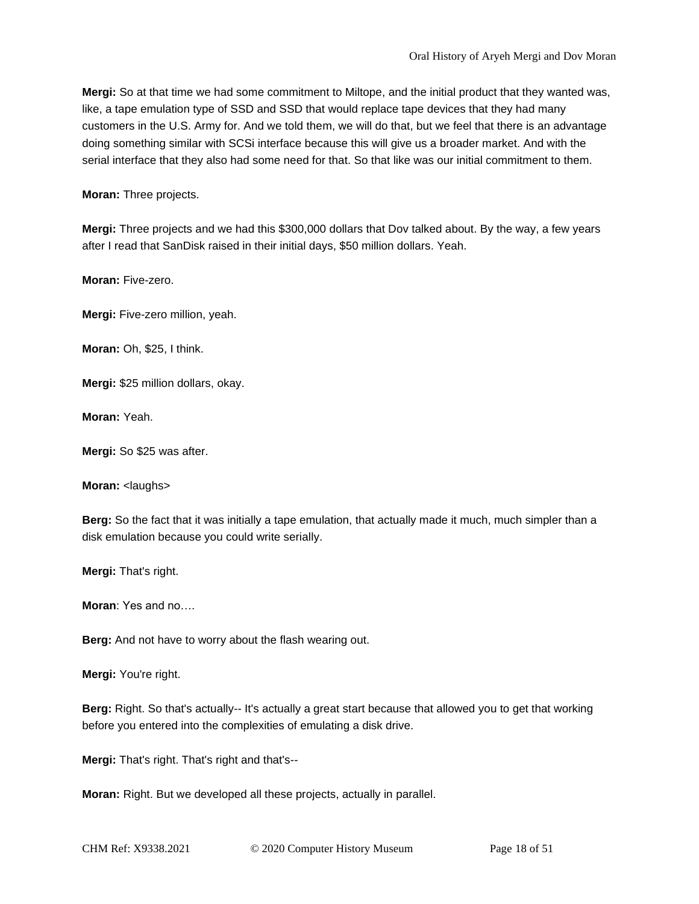**Mergi:** So at that time we had some commitment to Miltope, and the initial product that they wanted was, like, a tape emulation type of SSD and SSD that would replace tape devices that they had many customers in the U.S. Army for. And we told them, we will do that, but we feel that there is an advantage doing something similar with SCSi interface because this will give us a broader market. And with the serial interface that they also had some need for that. So that like was our initial commitment to them.

**Moran:** Three projects.

**Mergi:** Three projects and we had this $300,000 dollars that Dov talked about. By the way, a few years after I read that SanDisk raised in their initial days, $50 million dollars. Yeah.

**Moran:** Five-zero.

**Mergi:** Five-zero million, yeah.

**Moran:** Oh, $25, I think.

**Mergi:** $25 million dollars, okay.

**Moran:** Yeah.

**Mergi:** So $25 was after.

**Moran:** <laughs>

**Berg:** So the fact that it was initially a tape emulation, that actually made it much, much simpler than a disk emulation because you could write serially.

**Mergi:** That's right.

**Moran**: Yes and no….

**Berg:** And not have to worry about the flash wearing out.

**Mergi:** You're right.

**Berg:** Right. So that's actually-- It's actually a great start because that allowed you to get that working before you entered into the complexities of emulating a disk drive.

**Mergi:** That's right. That's right and that's--

**Moran:** Right. But we developed all these projects, actually in parallel.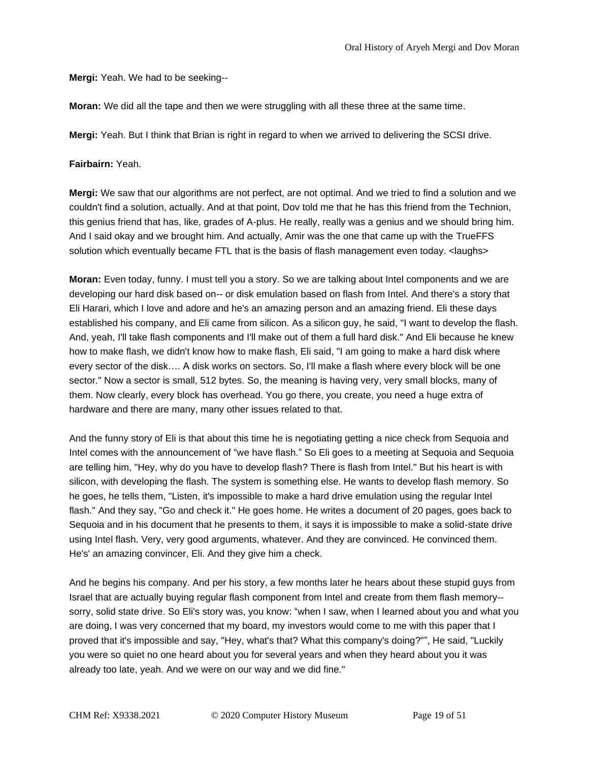**Mergi:** Yeah. We had to be seeking--

**Moran:** We did all the tape and then we were struggling with all these three at the same time.

**Mergi:** Yeah. But I think that Brian is right in regard to when we arrived to delivering the SCSI drive.

**Fairbairn:** Yeah.

**Mergi:** We saw that our algorithms are not perfect, are not optimal. And we tried to find a solution and we couldn't find a solution, actually. And at that point, Dov told me that he has this friend from the Technion, this genius friend that has, like, grades of A-plus. He really, really was a genius and we should bring him. And I said okay and we brought him. And actually, Amir was the one that came up with the TrueFFS solution which eventually became FTL that is the basis of flash management even today. <laughs>

**Moran:** Even today, funny. I must tell you a story. So we are talking about Intel components and we are developing our hard disk based on-- or disk emulation based on flash from Intel. And there's a story that Eli Harari, which I love and adore and he's an amazing person and an amazing friend. Eli these days established his company, and Eli came from silicon. As a silicon guy, he said, "I want to develop the flash. And, yeah, I'll take flash components and I'll make out of them a full hard disk." And Eli because he knew how to make flash, we didn't know how to make flash, Eli said, "I am going to make a hard disk where every sector of the disk…. A disk works on sectors. So, I'll make a flash where every block will be one sector." Now a sector is small, 512 bytes. So, the meaning is having very, very small blocks, many of them. Now clearly, every block has overhead. You go there, you create, you need a huge extra of hardware and there are many, many other issues related to that.

And the funny story of Eli is that about this time he is negotiating getting a nice check from Sequoia and Intel comes with the announcement of "we have flash." So Eli goes to a meeting at Sequoia and Sequoia are telling him, "Hey, why do you have to develop flash? There is flash from Intel." But his heart is with silicon, with developing the flash. The system is something else. He wants to develop flash memory. So he goes, he tells them, "Listen, it's impossible to make a hard drive emulation using the regular Intel flash." And they say, "Go and check it." He goes home. He writes a document of 20 pages, goes back to Sequoia and in his document that he presents to them, it says it is impossible to make a solid-state drive using Intel flash. Very, very good arguments, whatever. And they are convinced. He convinced them. He's' an amazing convincer, Eli. And they give him a check.

And he begins his company. And per his story, a few months later he hears about these stupid guys from Israel that are actually buying regular flash component from Intel and create from them flash memory-- sorry, solid state drive. So Eli's story was, you know: "when I saw, when I learned about you and what you are doing, I was very concerned that my board, my investors would come to me with this paper that I proved that it's impossible and say, "Hey, what's that? What this company's doing?"", He said, "Luckily you were so quiet no one heard about you for several years and when they heard about you it was already too late, yeah. And we were on our way and we did fine."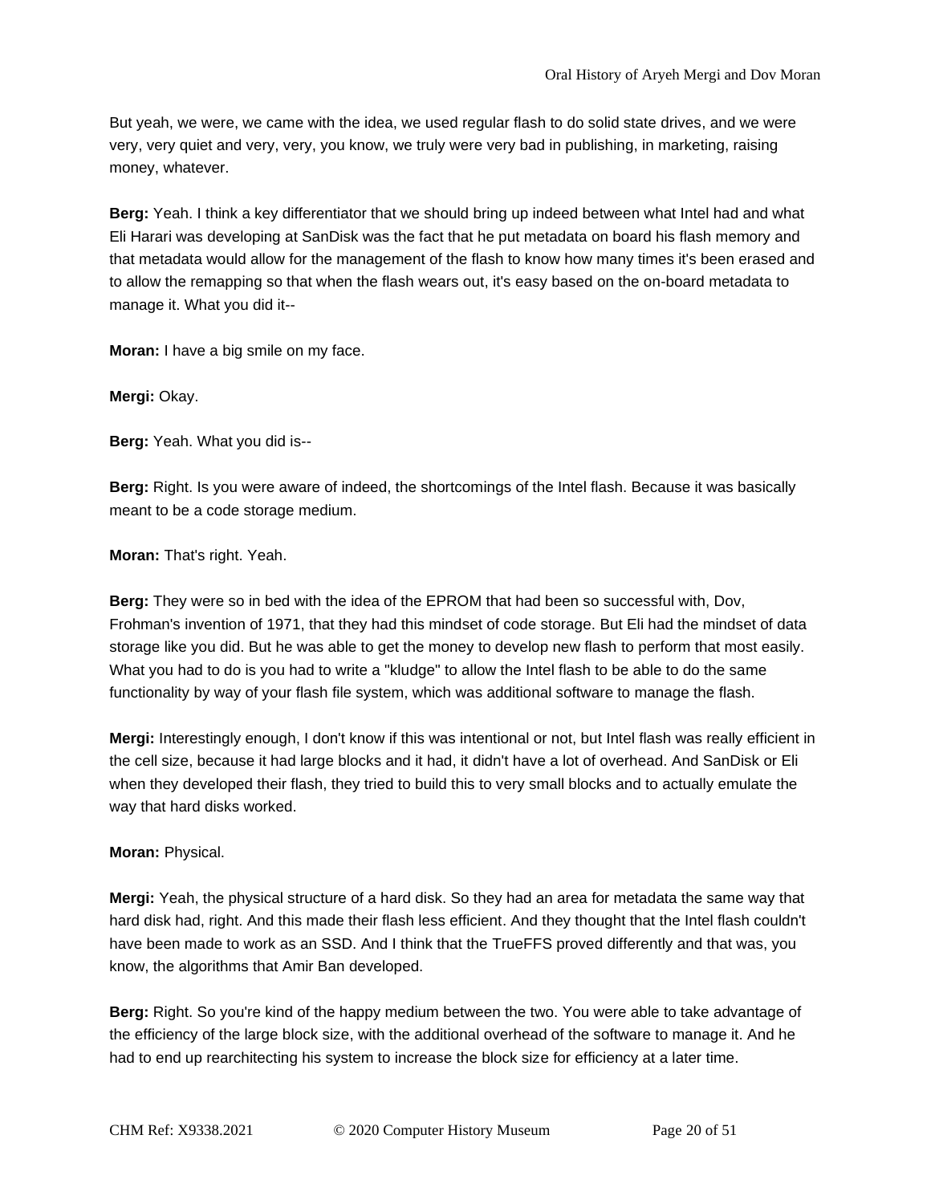But yeah, we were, we came with the idea, we used regular flash to do solid state drives, and we were very, very quiet and very, very, you know, we truly were very bad in publishing, in marketing, raising money, whatever.

**Berg:** Yeah. I think a key differentiator that we should bring up indeed between what Intel had and what Eli Harari was developing at SanDisk was the fact that he put metadata on board his flash memory and that metadata would allow for the management of the flash to know how many times it's been erased and to allow the remapping so that when the flash wears out, it's easy based on the on-board metadata to manage it. What you did it--

**Moran:** I have a big smile on my face.

**Mergi:** Okay.

**Berg:** Yeah. What you did is--

**Berg:** Right. Is you were aware of indeed, the shortcomings of the Intel flash. Because it was basically meant to be a code storage medium.

**Moran:** That's right. Yeah.

**Berg:** They were so in bed with the idea of the EPROM that had been so successful with, Dov, Frohman's invention of 1971, that they had this mindset of code storage. But Eli had the mindset of data storage like you did. But he was able to get the money to develop new flash to perform that most easily. What you had to do is you had to write a "kludge" to allow the Intel flash to be able to do the same functionality by way of your flash file system, which was additional software to manage the flash.

**Mergi:** Interestingly enough, I don't know if this was intentional or not, but Intel flash was really efficient in the cell size, because it had large blocks and it had, it didn't have a lot of overhead. And SanDisk or Eli when they developed their flash, they tried to build this to very small blocks and to actually emulate the way that hard disks worked.

**Moran:** Physical.

**Mergi:** Yeah, the physical structure of a hard disk. So they had an area for metadata the same way that hard disk had, right. And this made their flash less efficient. And they thought that the Intel flash couldn't have been made to work as an SSD. And I think that the TrueFFS proved differently and that was, you know, the algorithms that Amir Ban developed.

**Berg:** Right. So you're kind of the happy medium between the two. You were able to take advantage of the efficiency of the large block size, with the additional overhead of the software to manage it. And he had to end up rearchitecting his system to increase the block size for efficiency at a later time.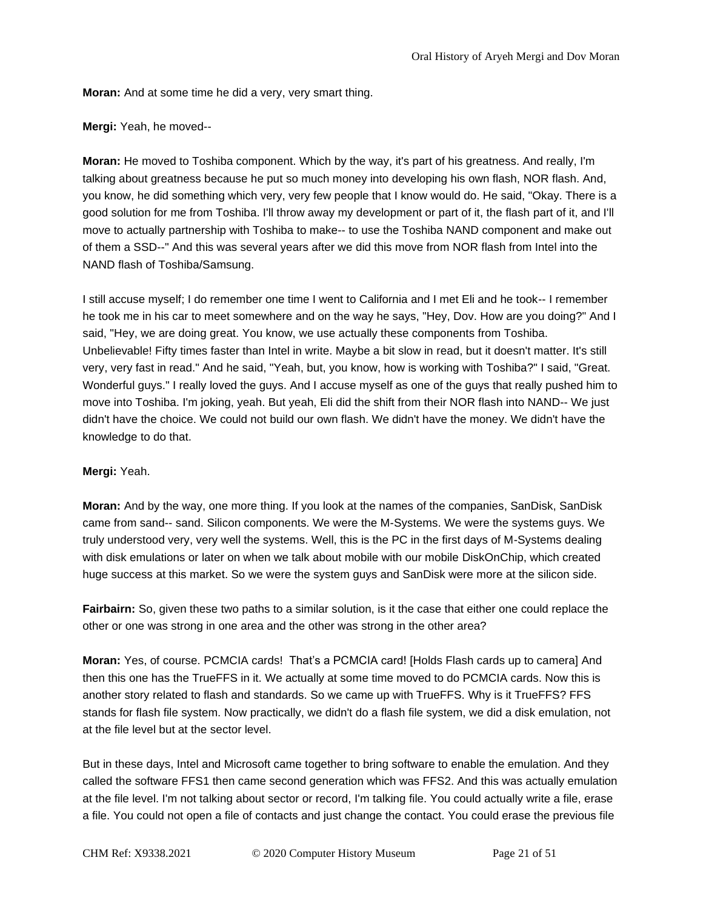**Moran:** And at some time he did a very, very smart thing.

**Mergi:** Yeah, he moved--

**Moran:** He moved to Toshiba component. Which by the way, it's part of his greatness. And really, I'm talking about greatness because he put so much money into developing his own flash, NOR flash. And, you know, he did something which very, very few people that I know would do. He said, "Okay. There is a good solution for me from Toshiba. I'll throw away my development or part of it, the flash part of it, and I'll move to actually partnership with Toshiba to make-- to use the Toshiba NAND component and make out of them a SSD--" And this was several years after we did this move from NOR flash from Intel into the NAND flash of Toshiba/Samsung.

I still accuse myself; I do remember one time I went to California and I met Eli and he took-- I remember he took me in his car to meet somewhere and on the way he says, "Hey, Dov. How are you doing?" And I said, "Hey, we are doing great. You know, we use actually these components from Toshiba. Unbelievable! Fifty times faster than Intel in write. Maybe a bit slow in read, but it doesn't matter. It's still very, very fast in read." And he said, "Yeah, but, you know, how is working with Toshiba?" I said, "Great. Wonderful guys." I really loved the guys. And I accuse myself as one of the guys that really pushed him to move into Toshiba. I'm joking, yeah. But yeah, Eli did the shift from their NOR flash into NAND-- We just didn't have the choice. We could not build our own flash. We didn't have the money. We didn't have the knowledge to do that.

**Mergi:** Yeah.

**Moran:** And by the way, one more thing. If you look at the names of the companies, SanDisk, SanDisk came from sand-- sand. Silicon components. We were the M-Systems. We were the systems guys. We truly understood very, very well the systems. Well, this is the PC in the first days of M-Systems dealing with disk emulations or later on when we talk about mobile with our mobile DiskOnChip, which created huge success at this market. So we were the system guys and SanDisk were more at the silicon side.

**Fairbairn:** So, given these two paths to a similar solution, is it the case that either one could replace the other or one was strong in one area and the other was strong in the other area?

**Moran:** Yes, of course. PCMCIA cards! That's a PCMCIA card! [Holds Flash cards up to camera] And then this one has the TrueFFS in it. We actually at some time moved to do PCMCIA cards. Now this is another story related to flash and standards. So we came up with TrueFFS. Why is it TrueFFS? FFS stands for flash file system. Now practically, we didn't do a flash file system, we did a disk emulation, not at the file level but at the sector level.

But in these days, Intel and Microsoft came together to bring software to enable the emulation. And they called the software FFS1 then came second generation which was FFS2. And this was actually emulation at the file level. I'm not talking about sector or record, I'm talking file. You could actually write a file, erase a file. You could not open a file of contacts and just change the contact. You could erase the previous file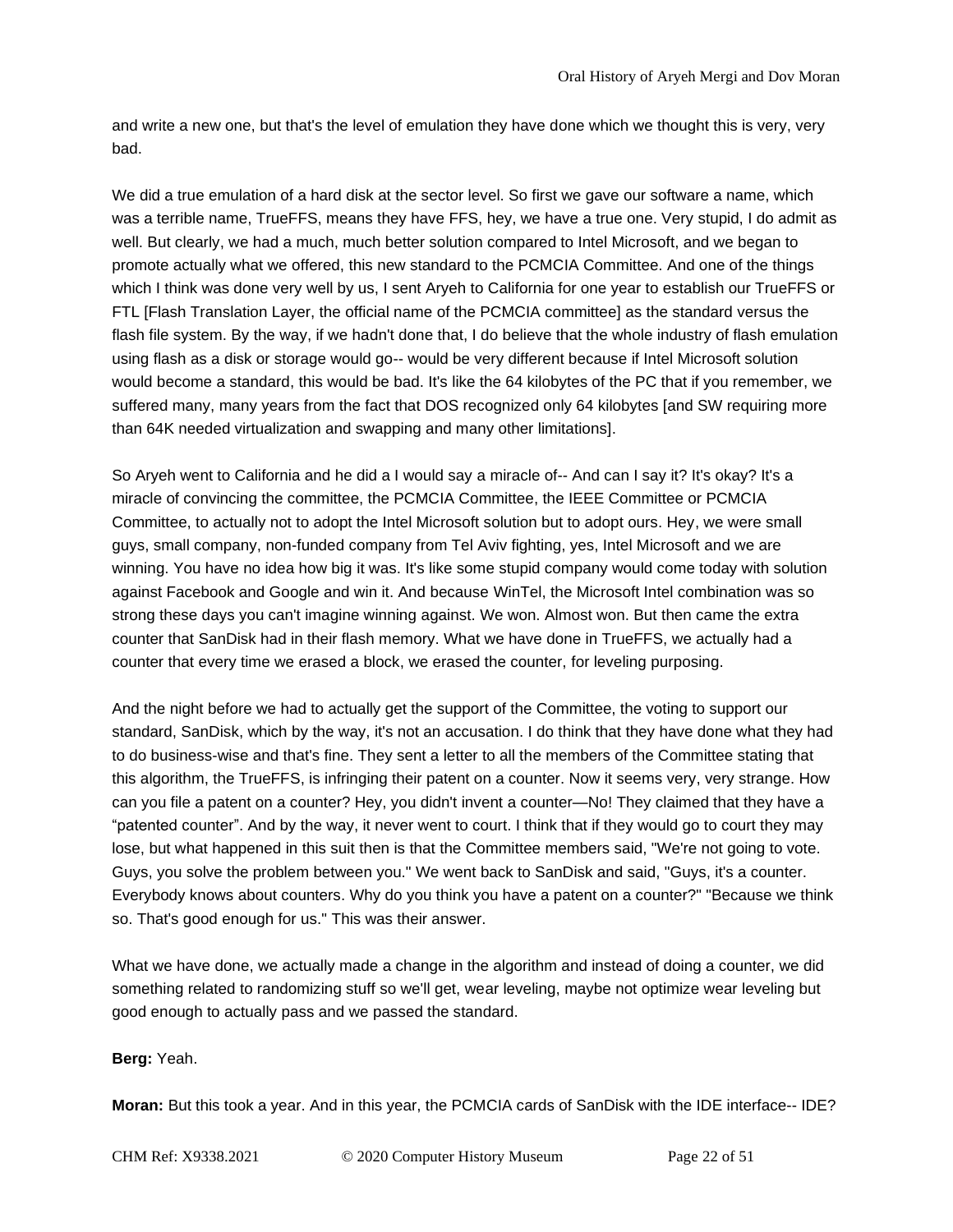and write a new one, but that's the level of emulation they have done which we thought this is very, very bad.

We did a true emulation of a hard disk at the sector level. So first we gave our software a name, which was a terrible name, TrueFFS, means they have FFS, hey, we have a true one. Very stupid, I do admit as well. But clearly, we had a much, much better solution compared to Intel Microsoft, and we began to promote actually what we offered, this new standard to the PCMCIA Committee. And one of the things which I think was done very well by us, I sent Aryeh to California for one year to establish our TrueFFS or FTL [Flash Translation Layer, the official name of the PCMCIA committee] as the standard versus the flash file system. By the way, if we hadn't done that, I do believe that the whole industry of flash emulation using flash as a disk or storage would go-- would be very different because if Intel Microsoft solution would become a standard, this would be bad. It's like the 64 kilobytes of the PC that if you remember, we suffered many, many years from the fact that DOS recognized only 64 kilobytes [and SW requiring more than 64K needed virtualization and swapping and many other limitations].

So Aryeh went to California and he did a I would say a miracle of-- And can I say it? It's okay? It's a miracle of convincing the committee, the PCMCIA Committee, the IEEE Committee or PCMCIA Committee, to actually not to adopt the Intel Microsoft solution but to adopt ours. Hey, we were small guys, small company, non-funded company from Tel Aviv fighting, yes, Intel Microsoft and we are winning. You have no idea how big it was. It's like some stupid company would come today with solution against Facebook and Google and win it. And because WinTel, the Microsoft Intel combination was so strong these days you can't imagine winning against. We won. Almost won. But then came the extra counter that SanDisk had in their flash memory. What we have done in TrueFFS, we actually had a counter that every time we erased a block, we erased the counter, for leveling purposing.

And the night before we had to actually get the support of the Committee, the voting to support our standard, SanDisk, which by the way, it's not an accusation. I do think that they have done what they had to do business-wise and that's fine. They sent a letter to all the members of the Committee stating that this algorithm, the TrueFFS, is infringing their patent on a counter. Now it seems very, very strange. How can you file a patent on a counter? Hey, you didn't invent a counter—No! They claimed that they have a "patented counter". And by the way, it never went to court. I think that if they would go to court they may lose, but what happened in this suit then is that the Committee members said, "We're not going to vote. Guys, you solve the problem between you." We went back to SanDisk and said, "Guys, it's a counter. Everybody knows about counters. Why do you think you have a patent on a counter?" "Because we think so. That's good enough for us." This was their answer.

What we have done, we actually made a change in the algorithm and instead of doing a counter, we did something related to randomizing stuff so we'll get, wear leveling, maybe not optimize wear leveling but good enough to actually pass and we passed the standard.

**Berg:** Yeah.

**Moran:** But this took a year. And in this year, the PCMCIA cards of SanDisk with the IDE interface-- IDE?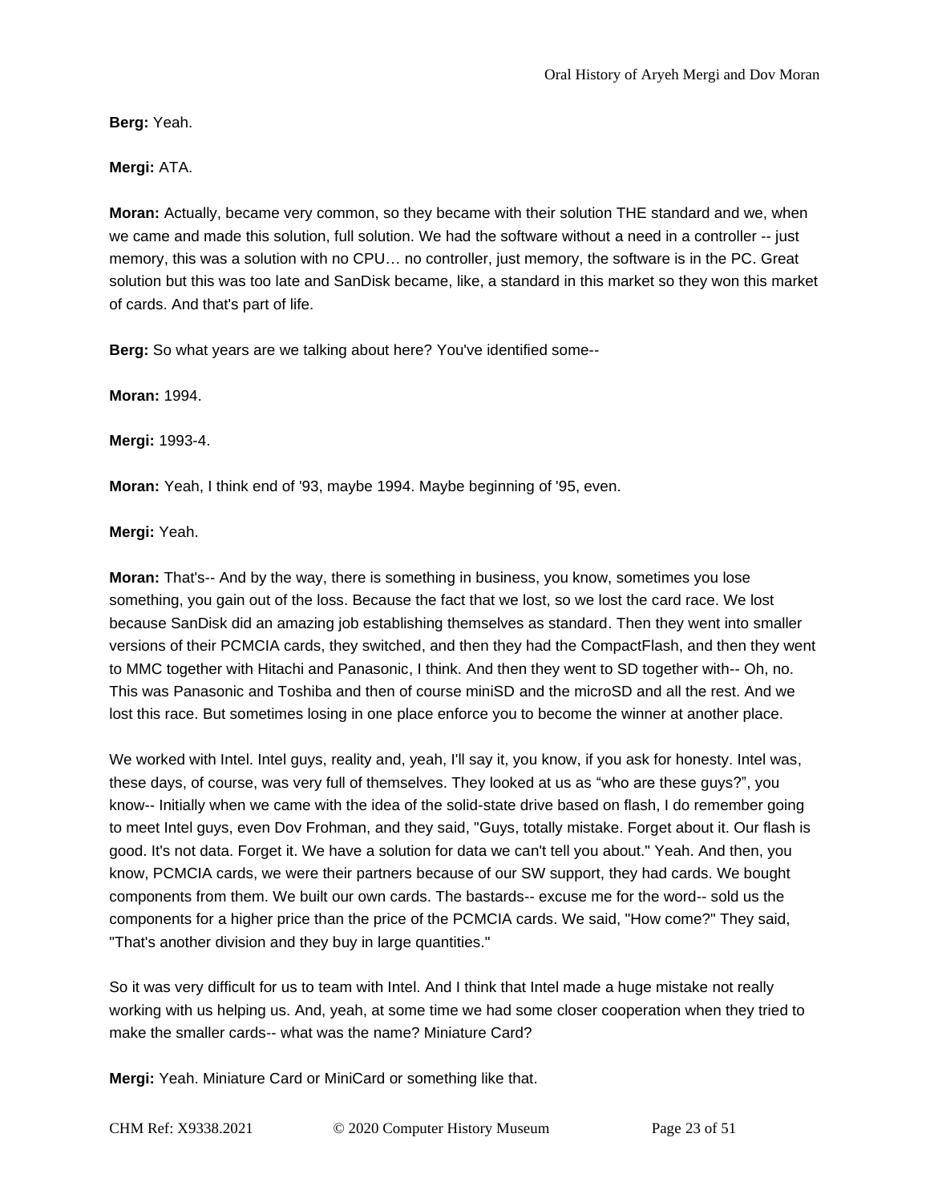**Berg:** Yeah.

**Mergi:** ATA.

**Moran:** Actually, became very common, so they became with their solution THE standard and we, when we came and made this solution, full solution. We had the software without a need in a controller -- just memory, this was a solution with no CPU… no controller, just memory, the software is in the PC. Great solution but this was too late and SanDisk became, like, a standard in this market so they won this market of cards. And that's part of life.

**Berg:** So what years are we talking about here? You've identified some--

**Moran:** 1994.

**Mergi:** 1993-4.

**Moran:** Yeah, I think end of '93, maybe 1994. Maybe beginning of '95, even.

**Mergi:** Yeah.

**Moran:** That's-- And by the way, there is something in business, you know, sometimes you lose something, you gain out of the loss. Because the fact that we lost, so we lost the card race. We lost because SanDisk did an amazing job establishing themselves as standard. Then they went into smaller versions of their PCMCIA cards, they switched, and then they had the CompactFlash, and then they went to MMC together with Hitachi and Panasonic, I think. And then they went to SD together with-- Oh, no. This was Panasonic and Toshiba and then of course miniSD and the microSD and all the rest. And we lost this race. But sometimes losing in one place enforce you to become the winner at another place.

We worked with Intel. Intel guys, reality and, yeah, I'll say it, you know, if you ask for honesty. Intel was, these days, of course, was very full of themselves. They looked at us as "who are these guys?", you know-- Initially when we came with the idea of the solid-state drive based on flash, I do remember going to meet Intel guys, even Dov Frohman, and they said, "Guys, totally mistake. Forget about it. Our flash is good. It's not data. Forget it. We have a solution for data we can't tell you about." Yeah. And then, you know, PCMCIA cards, we were their partners because of our SW support, they had cards. We bought components from them. We built our own cards. The bastards-- excuse me for the word-- sold us the components for a higher price than the price of the PCMCIA cards. We said, "How come?" They said, "That's another division and they buy in large quantities."

So it was very difficult for us to team with Intel. And I think that Intel made a huge mistake not really working with us helping us. And, yeah, at some time we had some closer cooperation when they tried to make the smaller cards-- what was the name? Miniature Card?

**Mergi:** Yeah. Miniature Card or MiniCard or something like that.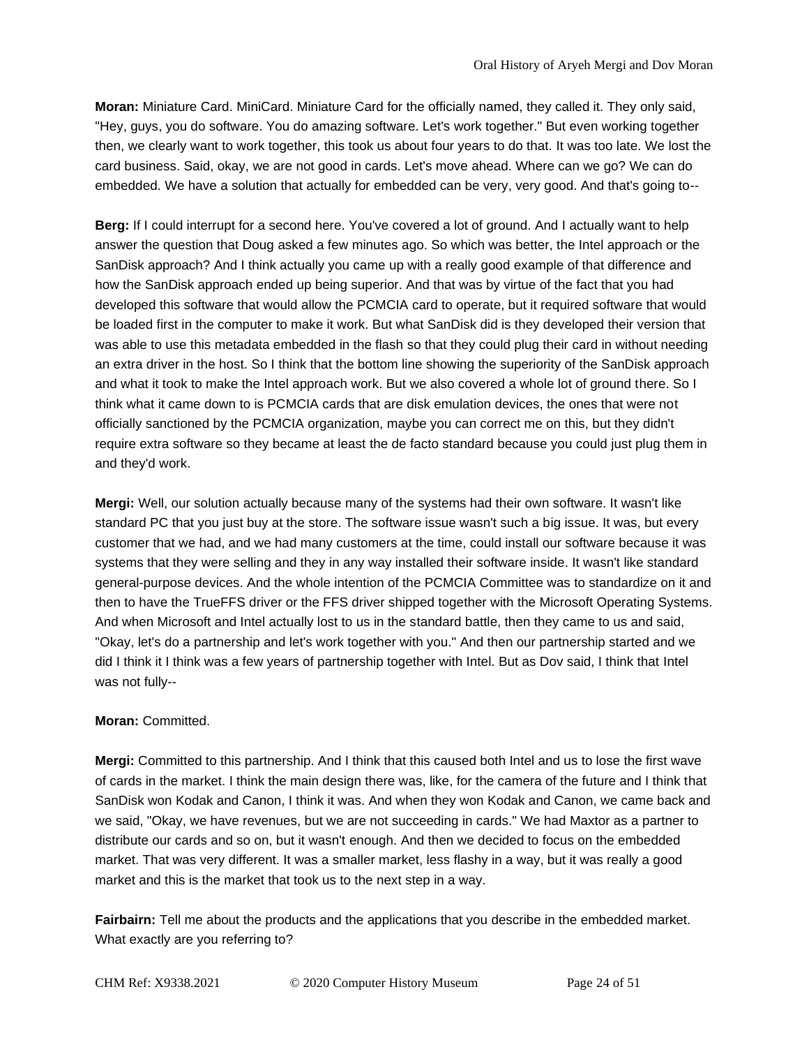**Moran:** Miniature Card. MiniCard. Miniature Card for the officially named, they called it. They only said, "Hey, guys, you do software. You do amazing software. Let's work together." But even working together then, we clearly want to work together, this took us about four years to do that. It was too late. We lost the card business. Said, okay, we are not good in cards. Let's move ahead. Where can we go? We can do embedded. We have a solution that actually for embedded can be very, very good. And that's going to--

**Berg:** If I could interrupt for a second here. You've covered a lot of ground. And I actually want to help answer the question that Doug asked a few minutes ago. So which was better, the Intel approach or the SanDisk approach? And I think actually you came up with a really good example of that difference and how the SanDisk approach ended up being superior. And that was by virtue of the fact that you had developed this software that would allow the PCMCIA card to operate, but it required software that would be loaded first in the computer to make it work. But what SanDisk did is they developed their version that was able to use this metadata embedded in the flash so that they could plug their card in without needing an extra driver in the host. So I think that the bottom line showing the superiority of the SanDisk approach and what it took to make the Intel approach work. But we also covered a whole lot of ground there. So I think what it came down to is PCMCIA cards that are disk emulation devices, the ones that were not officially sanctioned by the PCMCIA organization, maybe you can correct me on this, but they didn't require extra software so they became at least the de facto standard because you could just plug them in and they'd work.

**Mergi:** Well, our solution actually because many of the systems had their own software. It wasn't like standard PC that you just buy at the store. The software issue wasn't such a big issue. It was, but every customer that we had, and we had many customers at the time, could install our software because it was systems that they were selling and they in any way installed their software inside. It wasn't like standard general-purpose devices. And the whole intention of the PCMCIA Committee was to standardize on it and then to have the TrueFFS driver or the FFS driver shipped together with the Microsoft Operating Systems. And when Microsoft and Intel actually lost to us in the standard battle, then they came to us and said, "Okay, let's do a partnership and let's work together with you." And then our partnership started and we did I think it I think was a few years of partnership together with Intel. But as Dov said, I think that Intel was not fully--

**Moran:** Committed.

**Mergi:** Committed to this partnership. And I think that this caused both Intel and us to lose the first wave of cards in the market. I think the main design there was, like, for the camera of the future and I think that SanDisk won Kodak and Canon, I think it was. And when they won Kodak and Canon, we came back and we said, "Okay, we have revenues, but we are not succeeding in cards." We had Maxtor as a partner to distribute our cards and so on, but it wasn't enough. And then we decided to focus on the embedded market. That was very different. It was a smaller market, less flashy in a way, but it was really a good market and this is the market that took us to the next step in a way.

**Fairbairn:** Tell me about the products and the applications that you describe in the embedded market. What exactly are you referring to?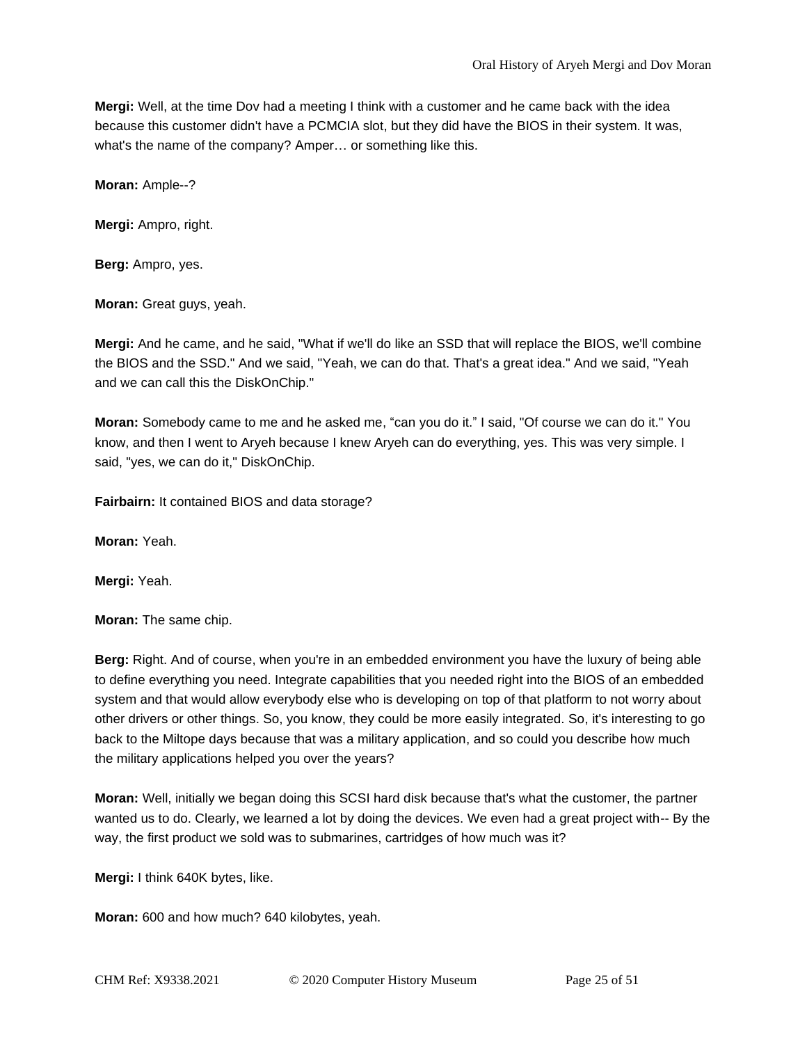**Mergi:** Well, at the time Dov had a meeting I think with a customer and he came back with the idea because this customer didn't have a PCMCIA slot, but they did have the BIOS in their system. It was, what's the name of the company? Amper… or something like this.

**Moran:** Ample--?

**Mergi:** Ampro, right.

**Berg:** Ampro, yes.

**Moran:** Great guys, yeah.

**Mergi:** And he came, and he said, "What if we'll do like an SSD that will replace the BIOS, we'll combine the BIOS and the SSD." And we said, "Yeah, we can do that. That's a great idea." And we said, "Yeah and we can call this the DiskOnChip."

**Moran:** Somebody came to me and he asked me, "can you do it." I said, "Of course we can do it." You know, and then I went to Aryeh because I knew Aryeh can do everything, yes. This was very simple. I said, "yes, we can do it," DiskOnChip.

**Fairbairn:** It contained BIOS and data storage?

**Moran:** Yeah.

**Mergi:** Yeah.

**Moran:** The same chip.

**Berg:** Right. And of course, when you're in an embedded environment you have the luxury of being able to define everything you need. Integrate capabilities that you needed right into the BIOS of an embedded system and that would allow everybody else who is developing on top of that platform to not worry about other drivers or other things. So, you know, they could be more easily integrated. So, it's interesting to go back to the Miltope days because that was a military application, and so could you describe how much the military applications helped you over the years?

**Moran:** Well, initially we began doing this SCSI hard disk because that's what the customer, the partner wanted us to do. Clearly, we learned a lot by doing the devices. We even had a great project with-- By the way, the first product we sold was to submarines, cartridges of how much was it?

**Mergi:** I think 640K bytes, like.

**Moran:** 600 and how much? 640 kilobytes, yeah.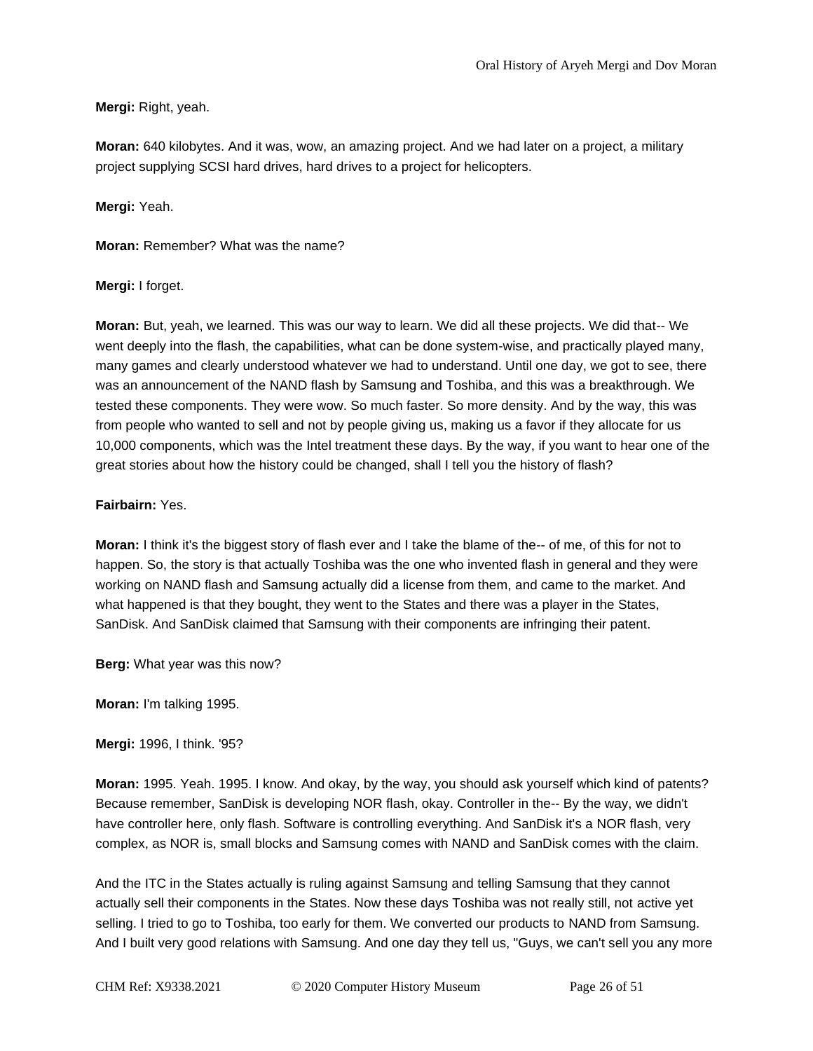**Mergi:** Right, yeah.

**Moran:** 640 kilobytes. And it was, wow, an amazing project. And we had later on a project, a military project supplying SCSI hard drives, hard drives to a project for helicopters.

**Mergi:** Yeah.

**Moran:** Remember? What was the name?

**Mergi:** I forget.

**Moran:** But, yeah, we learned. This was our way to learn. We did all these projects. We did that-- We went deeply into the flash, the capabilities, what can be done system-wise, and practically played many, many games and clearly understood whatever we had to understand. Until one day, we got to see, there was an announcement of the NAND flash by Samsung and Toshiba, and this was a breakthrough. We tested these components. They were wow. So much faster. So more density. And by the way, this was from people who wanted to sell and not by people giving us, making us a favor if they allocate for us 10,000 components, which was the Intel treatment these days. By the way, if you want to hear one of the great stories about how the history could be changed, shall I tell you the history of flash?

**Fairbairn:** Yes.

**Moran:** I think it's the biggest story of flash ever and I take the blame of the-- of me, of this for not to happen. So, the story is that actually Toshiba was the one who invented flash in general and they were working on NAND flash and Samsung actually did a license from them, and came to the market. And what happened is that they bought, they went to the States and there was a player in the States, SanDisk. And SanDisk claimed that Samsung with their components are infringing their patent.

**Berg:** What year was this now?

**Moran:** I'm talking 1995.

**Mergi:** 1996, I think. '95?

**Moran:** 1995. Yeah. 1995. I know. And okay, by the way, you should ask yourself which kind of patents? Because remember, SanDisk is developing NOR flash, okay. Controller in the-- By the way, we didn't have controller here, only flash. Software is controlling everything. And SanDisk it's a NOR flash, very complex, as NOR is, small blocks and Samsung comes with NAND and SanDisk comes with the claim.

And the ITC in the States actually is ruling against Samsung and telling Samsung that they cannot actually sell their components in the States. Now these days Toshiba was not really still, not active yet selling. I tried to go to Toshiba, too early for them. We converted our products to NAND from Samsung. And I built very good relations with Samsung. And one day they tell us, "Guys, we can't sell you any more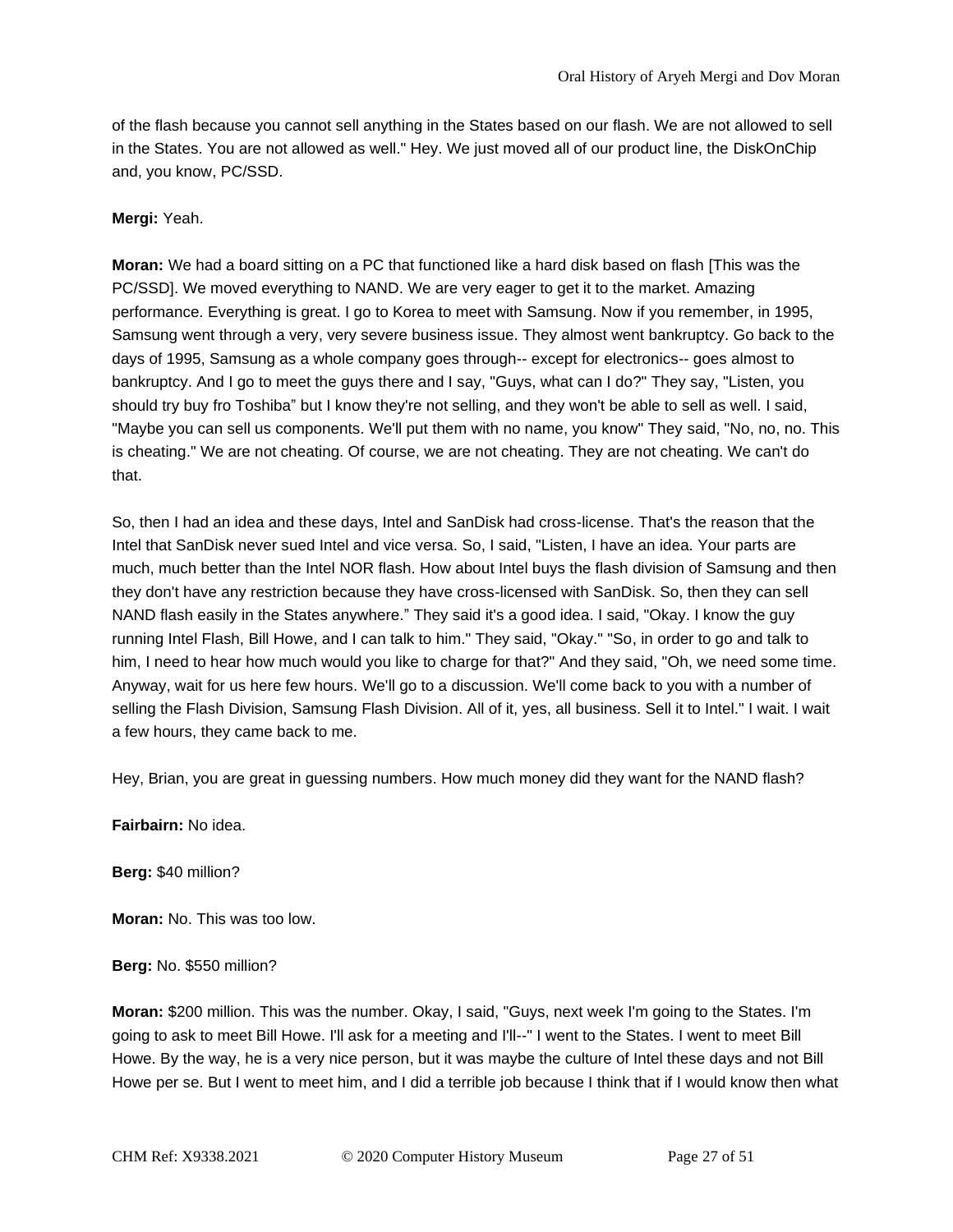of the flash because you cannot sell anything in the States based on our flash. We are not allowed to sell in the States. You are not allowed as well." Hey. We just moved all of our product line, the DiskOnChip and, you know, PC/SSD.

**Mergi:** Yeah.

**Moran:** We had a board sitting on a PC that functioned like a hard disk based on flash [This was the PC/SSD]. We moved everything to NAND. We are very eager to get it to the market. Amazing performance. Everything is great. I go to Korea to meet with Samsung. Now if you remember, in 1995, Samsung went through a very, very severe business issue. They almost went bankruptcy. Go back to the days of 1995, Samsung as a whole company goes through-- except for electronics-- goes almost to bankruptcy. And I go to meet the guys there and I say, "Guys, what can I do?" They say, "Listen, you should try buy fro Toshiba" but I know they're not selling, and they won't be able to sell as well. I said, "Maybe you can sell us components. We'll put them with no name, you know" They said, "No, no, no. This is cheating." We are not cheating. Of course, we are not cheating. They are not cheating. We can't do that.

So, then I had an idea and these days, Intel and SanDisk had cross-license. That's the reason that the Intel that SanDisk never sued Intel and vice versa. So, I said, "Listen, I have an idea. Your parts are much, much better than the Intel NOR flash. How about Intel buys the flash division of Samsung and then they don't have any restriction because they have cross-licensed with SanDisk. So, then they can sell NAND flash easily in the States anywhere." They said it's a good idea. I said, "Okay. I know the guy running Intel Flash, Bill Howe, and I can talk to him." They said, "Okay." "So, in order to go and talk to him, I need to hear how much would you like to charge for that?" And they said, "Oh, we need some time. Anyway, wait for us here few hours. We'll go to a discussion. We'll come back to you with a number of selling the Flash Division, Samsung Flash Division. All of it, yes, all business. Sell it to Intel." I wait. I wait a few hours, they came back to me.

Hey, Brian, you are great in guessing numbers. How much money did they want for the NAND flash?

**Fairbairn:** No idea.

**Berg:** $40 million?

**Moran:** No. This was too low.

**Berg:** No. $550 million?

**Moran:** $200 million. This was the number. Okay, I said, "Guys, next week I'm going to the States. I'm going to ask to meet Bill Howe. I'll ask for a meeting and I'll--" I went to the States. I went to meet Bill Howe. By the way, he is a very nice person, but it was maybe the culture of Intel these days and not Bill Howe per se. But I went to meet him, and I did a terrible job because I think that if I would know then what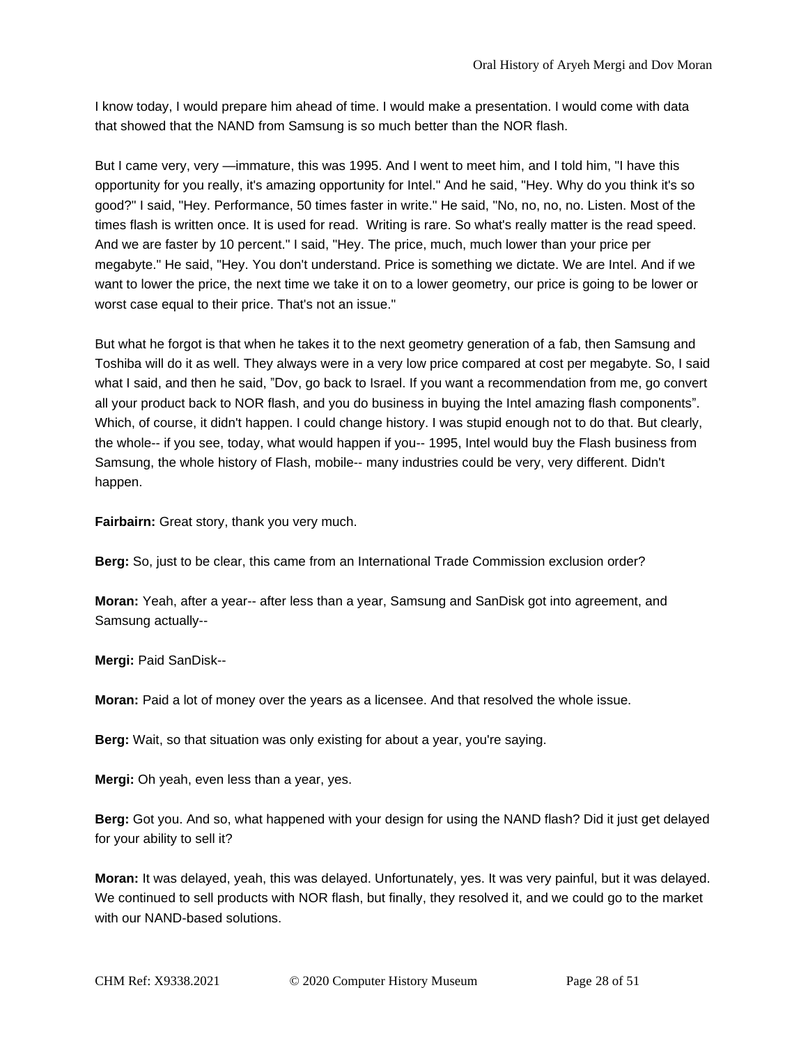I know today, I would prepare him ahead of time. I would make a presentation. I would come with data that showed that the NAND from Samsung is so much better than the NOR flash.

But I came very, very —immature, this was 1995. And I went to meet him, and I told him, "I have this opportunity for you really, it's amazing opportunity for Intel." And he said, "Hey. Why do you think it's so good?" I said, "Hey. Performance, 50 times faster in write." He said, "No, no, no, no. Listen. Most of the times flash is written once. It is used for read. Writing is rare. So what's really matter is the read speed. And we are faster by 10 percent." I said, "Hey. The price, much, much lower than your price per megabyte." He said, "Hey. You don't understand. Price is something we dictate. We are Intel. And if we want to lower the price, the next time we take it on to a lower geometry, our price is going to be lower or worst case equal to their price. That's not an issue."

But what he forgot is that when he takes it to the next geometry generation of a fab, then Samsung and Toshiba will do it as well. They always were in a very low price compared at cost per megabyte. So, I said what I said, and then he said, "Dov, go back to Israel. If you want a recommendation from me, go convert all your product back to NOR flash, and you do business in buying the Intel amazing flash components". Which, of course, it didn't happen. I could change history. I was stupid enough not to do that. But clearly, the whole-- if you see, today, what would happen if you-- 1995, Intel would buy the Flash business from Samsung, the whole history of Flash, mobile-- many industries could be very, very different. Didn't happen.

**Fairbairn:** Great story, thank you very much.

**Berg:** So, just to be clear, this came from an International Trade Commission exclusion order?

**Moran:** Yeah, after a year-- after less than a year, Samsung and SanDisk got into agreement, and Samsung actually--

**Mergi:** Paid SanDisk--

**Moran:** Paid a lot of money over the years as a licensee. And that resolved the whole issue.

**Berg:** Wait, so that situation was only existing for about a year, you're saying.

**Mergi:** Oh yeah, even less than a year, yes.

**Berg:** Got you. And so, what happened with your design for using the NAND flash? Did it just get delayed for your ability to sell it?

**Moran:** It was delayed, yeah, this was delayed. Unfortunately, yes. It was very painful, but it was delayed. We continued to sell products with NOR flash, but finally, they resolved it, and we could go to the market with our NAND-based solutions.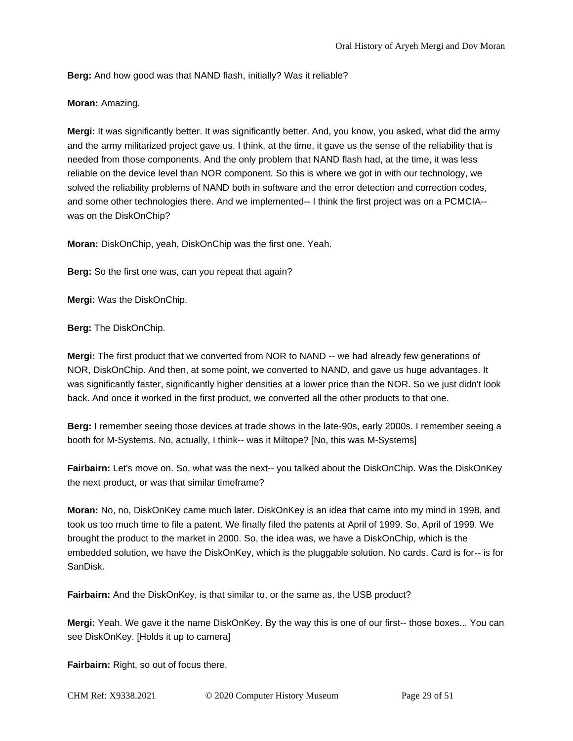**Berg:** And how good was that NAND flash, initially? Was it reliable?

**Moran:** Amazing.

**Mergi:** It was significantly better. It was significantly better. And, you know, you asked, what did the army and the army militarized project gave us. I think, at the time, it gave us the sense of the reliability that is needed from those components. And the only problem that NAND flash had, at the time, it was less reliable on the device level than NOR component. So this is where we got in with our technology, we solved the reliability problems of NAND both in software and the error detection and correction codes, and some other technologies there. And we implemented-- I think the first project was on a PCMCIA-- was on the DiskOnChip?

**Moran:** DiskOnChip, yeah, DiskOnChip was the first one. Yeah.

**Berg:** So the first one was, can you repeat that again?

**Mergi:** Was the DiskOnChip.

**Berg:** The DiskOnChip.

**Mergi:** The first product that we converted from NOR to NAND -- we had already few generations of NOR, DiskOnChip. And then, at some point, we converted to NAND, and gave us huge advantages. It was significantly faster, significantly higher densities at a lower price than the NOR. So we just didn't look back. And once it worked in the first product, we converted all the other products to that one.

**Berg:** I remember seeing those devices at trade shows in the late-90s, early 2000s. I remember seeing a booth for M-Systems. No, actually, I think-- was it Miltope? [No, this was M-Systems]

**Fairbairn:** Let's move on. So, what was the next-- you talked about the DiskOnChip. Was the DiskOnKey the next product, or was that similar timeframe?

**Moran:** No, no, DiskOnKey came much later. DiskOnKey is an idea that came into my mind in 1998, and took us too much time to file a patent. We finally filed the patents at April of 1999. So, April of 1999. We brought the product to the market in 2000. So, the idea was, we have a DiskOnChip, which is the embedded solution, we have the DiskOnKey, which is the pluggable solution. No cards. Card is for-- is for SanDisk.

**Fairbairn:** And the DiskOnKey, is that similar to, or the same as, the USB product?

**Mergi:** Yeah. We gave it the name DiskOnKey. By the way this is one of our first-- those boxes... You can see DiskOnKey. [Holds it up to camera]

**Fairbairn:** Right, so out of focus there.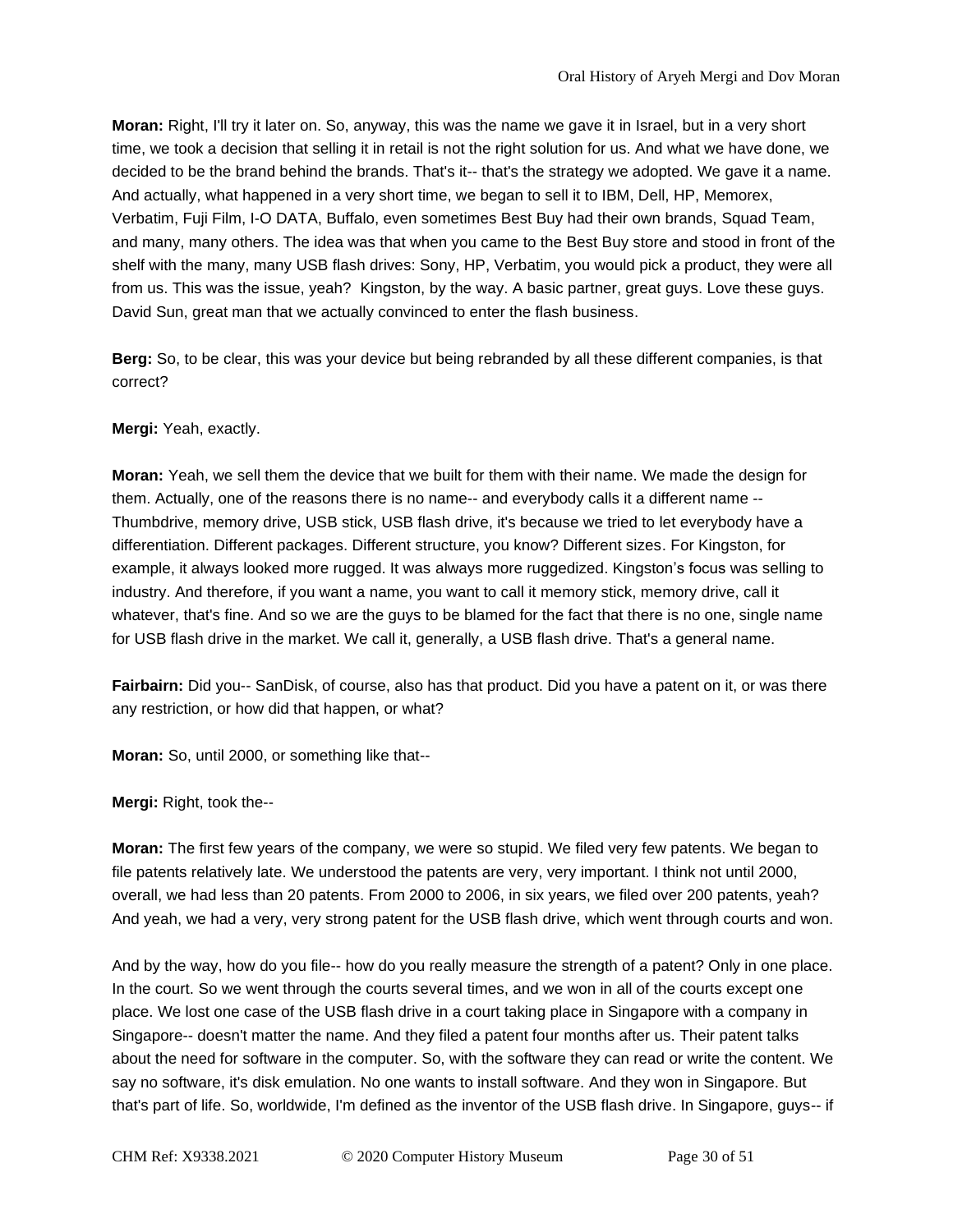**Moran:** Right, I'll try it later on. So, anyway, this was the name we gave it in Israel, but in a very short time, we took a decision that selling it in retail is not the right solution for us. And what we have done, we decided to be the brand behind the brands. That's it-- that's the strategy we adopted. We gave it a name. And actually, what happened in a very short time, we began to sell it to IBM, Dell, HP, Memorex, Verbatim, Fuji Film, I-O DATA, Buffalo, even sometimes Best Buy had their own brands, Squad Team, and many, many others. The idea was that when you came to the Best Buy store and stood in front of the shelf with the many, many USB flash drives: Sony, HP, Verbatim, you would pick a product, they were all from us. This was the issue, yeah? Kingston, by the way. A basic partner, great guys. Love these guys. David Sun, great man that we actually convinced to enter the flash business.

**Berg:** So, to be clear, this was your device but being rebranded by all these different companies, is that correct?

**Mergi:** Yeah, exactly.

**Moran:** Yeah, we sell them the device that we built for them with their name. We made the design for them. Actually, one of the reasons there is no name-- and everybody calls it a different name -- Thumbdrive, memory drive, USB stick, USB flash drive, it's because we tried to let everybody have a differentiation. Different packages. Different structure, you know? Different sizes. For Kingston, for example, it always looked more rugged. It was always more ruggedized. Kingston's focus was selling to industry. And therefore, if you want a name, you want to call it memory stick, memory drive, call it whatever, that's fine. And so we are the guys to be blamed for the fact that there is no one, single name for USB flash drive in the market. We call it, generally, a USB flash drive. That's a general name.

**Fairbairn:** Did you-- SanDisk, of course, also has that product. Did you have a patent on it, or was there any restriction, or how did that happen, or what?

**Moran:** So, until 2000, or something like that--

**Mergi:** Right, took the--

**Moran:** The first few years of the company, we were so stupid. We filed very few patents. We began to file patents relatively late. We understood the patents are very, very important. I think not until 2000, overall, we had less than 20 patents. From 2000 to 2006, in six years, we filed over 200 patents, yeah? And yeah, we had a very, very strong patent for the USB flash drive, which went through courts and won.

And by the way, how do you file-- how do you really measure the strength of a patent? Only in one place. In the court. So we went through the courts several times, and we won in all of the courts except one place. We lost one case of the USB flash drive in a court taking place in Singapore with a company in Singapore-- doesn't matter the name. And they filed a patent four months after us. Their patent talks about the need for software in the computer. So, with the software they can read or write the content. We say no software, it's disk emulation. No one wants to install software. And they won in Singapore. But that's part of life. So, worldwide, I'm defined as the inventor of the USB flash drive. In Singapore, guys-- if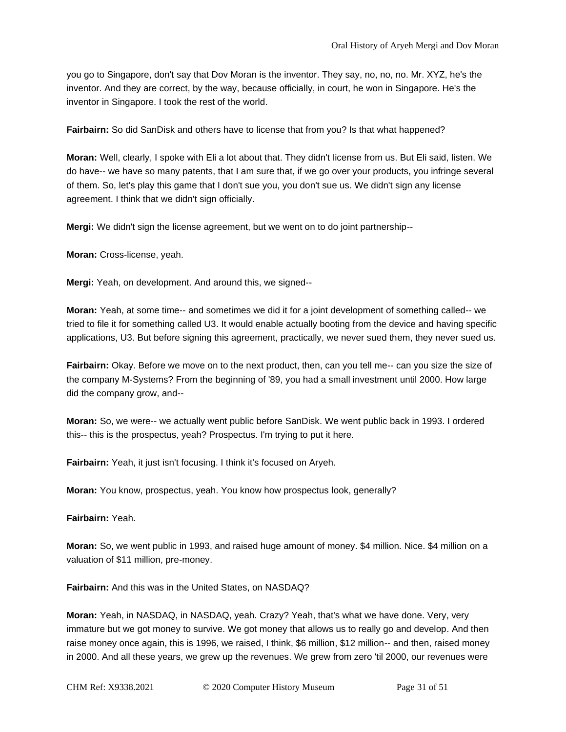you go to Singapore, don't say that Dov Moran is the inventor. They say, no, no, no. Mr. XYZ, he's the inventor. And they are correct, by the way, because officially, in court, he won in Singapore. He's the inventor in Singapore. I took the rest of the world.

**Fairbairn:** So did SanDisk and others have to license that from you? Is that what happened?

**Moran:** Well, clearly, I spoke with Eli a lot about that. They didn't license from us. But Eli said, listen. We do have-- we have so many patents, that I am sure that, if we go over your products, you infringe several of them. So, let's play this game that I don't sue you, you don't sue us. We didn't sign any license agreement. I think that we didn't sign officially.

**Mergi:** We didn't sign the license agreement, but we went on to do joint partnership--

**Moran:** Cross-license, yeah.

**Mergi:** Yeah, on development. And around this, we signed--

**Moran:** Yeah, at some time-- and sometimes we did it for a joint development of something called-- we tried to file it for something called U3. It would enable actually booting from the device and having specific applications, U3. But before signing this agreement, practically, we never sued them, they never sued us.

**Fairbairn:** Okay. Before we move on to the next product, then, can you tell me-- can you size the size of the company M-Systems? From the beginning of '89, you had a small investment until 2000. How large did the company grow, and--

**Moran:** So, we were-- we actually went public before SanDisk. We went public back in 1993. I ordered this-- this is the prospectus, yeah? Prospectus. I'm trying to put it here.

**Fairbairn:** Yeah, it just isn't focusing. I think it's focused on Aryeh.

**Moran:** You know, prospectus, yeah. You know how prospectus look, generally?

**Fairbairn:** Yeah.

**Moran:** So, we went public in 1993, and raised huge amount of money. $4 million. Nice. $4 million on a valuation of $11 million, pre-money.

**Fairbairn:** And this was in the United States, on NASDAQ?

**Moran:** Yeah, in NASDAQ, in NASDAQ, yeah. Crazy? Yeah, that's what we have done. Very, very immature but we got money to survive. We got money that allows us to really go and develop. And then raise money once again, this is 1996, we raised, I think, $6 million, $12 million-- and then, raised money in 2000. And all these years, we grew up the revenues. We grew from zero 'til 2000, our revenues were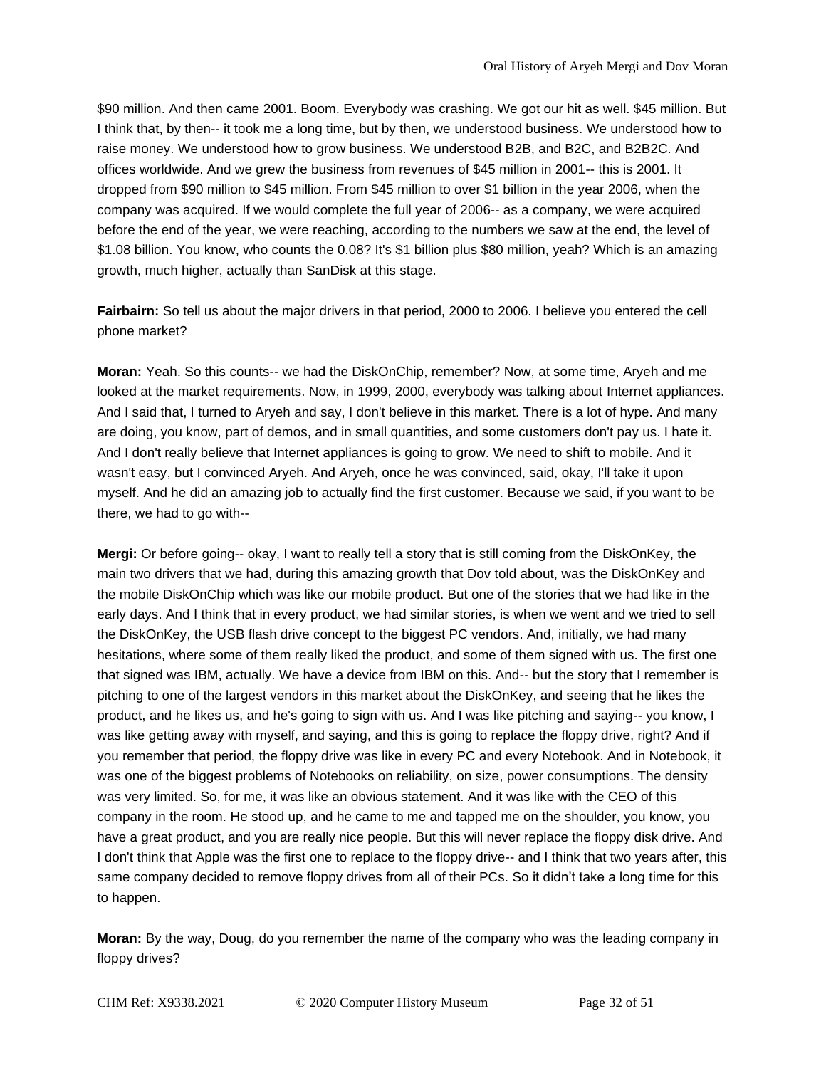$90 million. And then came 2001. Boom. Everybody was crashing. We got our hit as well. $45 million. But I think that, by then-- it took me a long time, but by then, we understood business. We understood how to raise money. We understood how to grow business. We understood B2B, and B2C, and B2B2C. And offices worldwide. And we grew the business from revenues of $45 million in 2001-- this is 2001. It dropped from $90 million to $45 million. From $45 million to over $1 billion in the year 2006, when the company was acquired. If we would complete the full year of 2006-- as a company, we were acquired before the end of the year, we were reaching, according to the numbers we saw at the end, the level of $1.08 billion. You know, who counts the 0.08? It's $1 billion plus $80 million, yeah? Which is an amazing growth, much higher, actually than SanDisk at this stage.

**Fairbairn:** So tell us about the major drivers in that period, 2000 to 2006. I believe you entered the cell phone market?

**Moran:** Yeah. So this counts-- we had the DiskOnChip, remember? Now, at some time, Aryeh and me looked at the market requirements. Now, in 1999, 2000, everybody was talking about Internet appliances. And I said that, I turned to Aryeh and say, I don't believe in this market. There is a lot of hype. And many are doing, you know, part of demos, and in small quantities, and some customers don't pay us. I hate it. And I don't really believe that Internet appliances is going to grow. We need to shift to mobile. And it wasn't easy, but I convinced Aryeh. And Aryeh, once he was convinced, said, okay, I'll take it upon myself. And he did an amazing job to actually find the first customer. Because we said, if you want to be there, we had to go with--

**Mergi:** Or before going-- okay, I want to really tell a story that is still coming from the DiskOnKey, the main two drivers that we had, during this amazing growth that Dov told about, was the DiskOnKey and the mobile DiskOnChip which was like our mobile product. But one of the stories that we had like in the early days. And I think that in every product, we had similar stories, is when we went and we tried to sell the DiskOnKey, the USB flash drive concept to the biggest PC vendors. And, initially, we had many hesitations, where some of them really liked the product, and some of them signed with us. The first one that signed was IBM, actually. We have a device from IBM on this. And-- but the story that I remember is pitching to one of the largest vendors in this market about the DiskOnKey, and seeing that he likes the product, and he likes us, and he's going to sign with us. And I was like pitching and saying-- you know, I was like getting away with myself, and saying, and this is going to replace the floppy drive, right? And if you remember that period, the floppy drive was like in every PC and every Notebook. And in Notebook, it was one of the biggest problems of Notebooks on reliability, on size, power consumptions. The density was very limited. So, for me, it was like an obvious statement. And it was like with the CEO of this company in the room. He stood up, and he came to me and tapped me on the shoulder, you know, you have a great product, and you are really nice people. But this will never replace the floppy disk drive. And I don't think that Apple was the first one to replace to the floppy drive-- and I think that two years after, this same company decided to remove floppy drives from all of their PCs. So it didn't take a long time for this to happen.

**Moran:** By the way, Doug, do you remember the name of the company who was the leading company in floppy drives?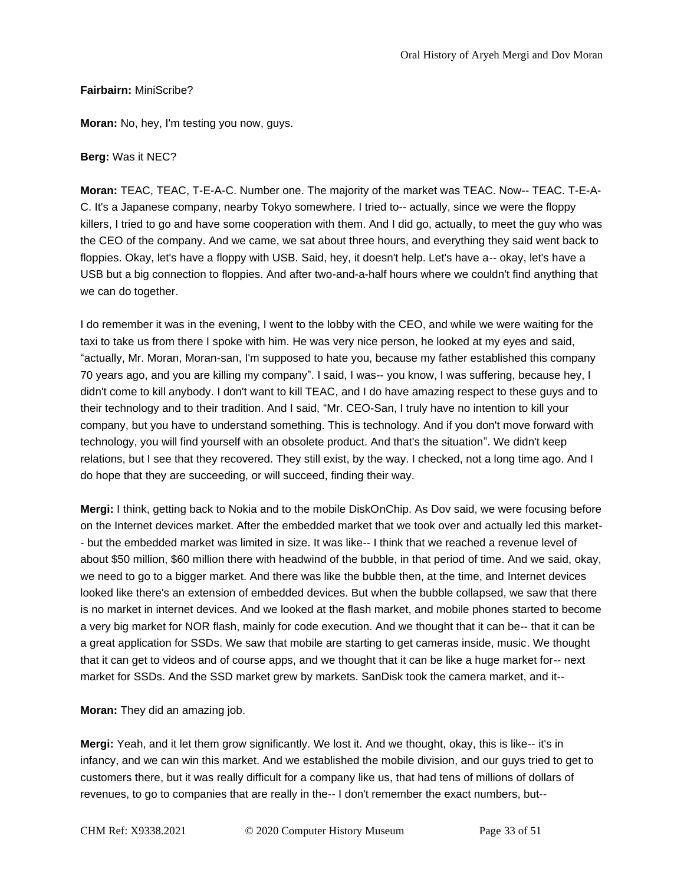**Fairbairn:** MiniScribe?

**Moran:** No, hey, I'm testing you now, guys.

**Berg:** Was it NEC?

**Moran:** TEAC, TEAC, T-E-A-C. Number one. The majority of the market was TEAC. Now-- TEAC. T-E-A-C. It's a Japanese company, nearby Tokyo somewhere. I tried to-- actually, since we were the floppy killers, I tried to go and have some cooperation with them. And I did go, actually, to meet the guy who was the CEO of the company. And we came, we sat about three hours, and everything they said went back to floppies. Okay, let's have a floppy with USB. Said, hey, it doesn't help. Let's have a-- okay, let's have a USB but a big connection to floppies. And after two-and-a-half hours where we couldn't find anything that we can do together.

I do remember it was in the evening, I went to the lobby with the CEO, and while we were waiting for the taxi to take us from there I spoke with him. He was very nice person, he looked at my eyes and said, "actually, Mr. Moran, Moran-san, I'm supposed to hate you, because my father established this company 70 years ago, and you are killing my company". I said, I was-- you know, I was suffering, because hey, I didn't come to kill anybody. I don't want to kill TEAC, and I do have amazing respect to these guys and to their technology and to their tradition. And I said, "Mr. CEO-San, I truly have no intention to kill your company, but you have to understand something. This is technology. And if you don't move forward with technology, you will find yourself with an obsolete product. And that's the situation". We didn't keep relations, but I see that they recovered. They still exist, by the way. I checked, not a long time ago. And I do hope that they are succeeding, or will succeed, finding their way.

**Mergi:** I think, getting back to Nokia and to the mobile DiskOnChip. As Dov said, we were focusing before on the Internet devices market. After the embedded market that we took over and actually led this market-- but the embedded market was limited in size. It was like-- I think that we reached a revenue level of about $50 million, $60 million there with headwind of the bubble, in that period of time. And we said, okay, we need to go to a bigger market. And there was like the bubble then, at the time, and Internet devices looked like there's an extension of embedded devices. But when the bubble collapsed, we saw that there is no market in internet devices. And we looked at the flash market, and mobile phones started to become a very big market for NOR flash, mainly for code execution. And we thought that it can be-- that it can be a great application for SSDs. We saw that mobile are starting to get cameras inside, music. We thought that it can get to videos and of course apps, and we thought that it can be like a huge market for-- next market for SSDs. And the SSD market grew by markets. SanDisk took the camera market, and it--

**Moran:** They did an amazing job.

**Mergi:** Yeah, and it let them grow significantly. We lost it. And we thought, okay, this is like-- it's in infancy, and we can win this market. And we established the mobile division, and our guys tried to get to customers there, but it was really difficult for a company like us, that had tens of millions of dollars of revenues, to go to companies that are really in the-- I don't remember the exact numbers, but--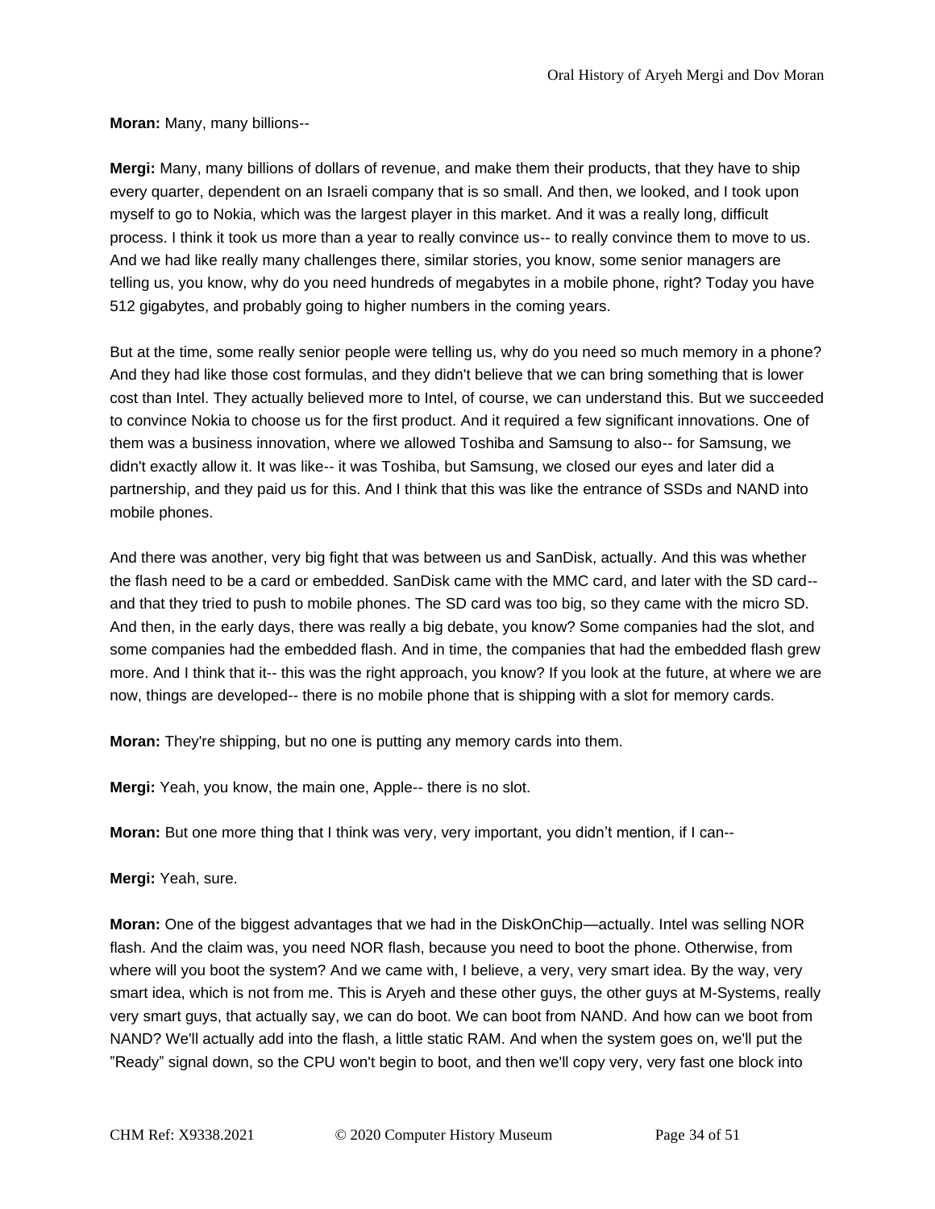**Moran:** Many, many billions--

**Mergi:** Many, many billions of dollars of revenue, and make them their products, that they have to ship every quarter, dependent on an Israeli company that is so small. And then, we looked, and I took upon myself to go to Nokia, which was the largest player in this market. And it was a really long, difficult process. I think it took us more than a year to really convince us-- to really convince them to move to us. And we had like really many challenges there, similar stories, you know, some senior managers are telling us, you know, why do you need hundreds of megabytes in a mobile phone, right? Today you have 512 gigabytes, and probably going to higher numbers in the coming years.

But at the time, some really senior people were telling us, why do you need so much memory in a phone? And they had like those cost formulas, and they didn't believe that we can bring something that is lower cost than Intel. They actually believed more to Intel, of course, we can understand this. But we succeeded to convince Nokia to choose us for the first product. And it required a few significant innovations. One of them was a business innovation, where we allowed Toshiba and Samsung to also-- for Samsung, we didn't exactly allow it. It was like-- it was Toshiba, but Samsung, we closed our eyes and later did a partnership, and they paid us for this. And I think that this was like the entrance of SSDs and NAND into mobile phones.

And there was another, very big fight that was between us and SanDisk, actually. And this was whether the flash need to be a card or embedded. SanDisk came with the MMC card, and later with the SD card-- and that they tried to push to mobile phones. The SD card was too big, so they came with the micro SD. And then, in the early days, there was really a big debate, you know? Some companies had the slot, and some companies had the embedded flash. And in time, the companies that had the embedded flash grew more. And I think that it-- this was the right approach, you know? If you look at the future, at where we are now, things are developed-- there is no mobile phone that is shipping with a slot for memory cards.

**Moran:** They're shipping, but no one is putting any memory cards into them.

**Mergi:** Yeah, you know, the main one, Apple-- there is no slot.

**Moran:** But one more thing that I think was very, very important, you didn't mention, if I can--

**Mergi:** Yeah, sure.

**Moran:** One of the biggest advantages that we had in the DiskOnChip—actually. Intel was selling NOR flash. And the claim was, you need NOR flash, because you need to boot the phone. Otherwise, from where will you boot the system? And we came with, I believe, a very, very smart idea. By the way, very smart idea, which is not from me. This is Aryeh and these other guys, the other guys at M-Systems, really very smart guys, that actually say, we can do boot. We can boot from NAND. And how can we boot from NAND? We'll actually add into the flash, a little static RAM. And when the system goes on, we'll put the "Ready" signal down, so the CPU won't begin to boot, and then we'll copy very, very fast one block into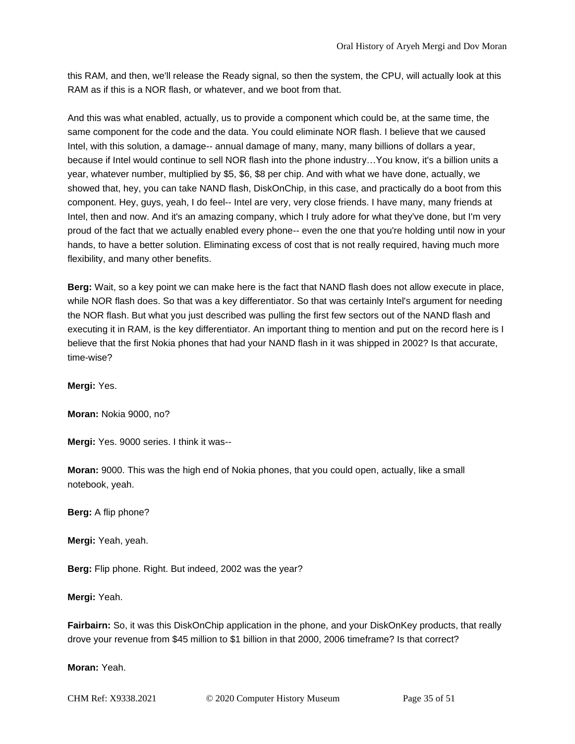this RAM, and then, we'll release the Ready signal, so then the system, the CPU, will actually look at this RAM as if this is a NOR flash, or whatever, and we boot from that.

And this was what enabled, actually, us to provide a component which could be, at the same time, the same component for the code and the data. You could eliminate NOR flash. I believe that we caused Intel, with this solution, a damage-- annual damage of many, many, many billions of dollars a year, because if Intel would continue to sell NOR flash into the phone industry…You know, it's a billion units a year, whatever number, multiplied by $5, $6, $8 per chip. And with what we have done, actually, we showed that, hey, you can take NAND flash, DiskOnChip, in this case, and practically do a boot from this component. Hey, guys, yeah, I do feel-- Intel are very, very close friends. I have many, many friends at Intel, then and now. And it's an amazing company, which I truly adore for what they've done, but I'm very proud of the fact that we actually enabled every phone-- even the one that you're holding until now in your hands, to have a better solution. Eliminating excess of cost that is not really required, having much more flexibility, and many other benefits.

**Berg:** Wait, so a key point we can make here is the fact that NAND flash does not allow execute in place, while NOR flash does. So that was a key differentiator. So that was certainly Intel's argument for needing the NOR flash. But what you just described was pulling the first few sectors out of the NAND flash and executing it in RAM, is the key differentiator. An important thing to mention and put on the record here is I believe that the first Nokia phones that had your NAND flash in it was shipped in 2002? Is that accurate, time-wise?

**Mergi:** Yes.

**Moran:** Nokia 9000, no?

**Mergi:** Yes. 9000 series. I think it was--

**Moran:** 9000. This was the high end of Nokia phones, that you could open, actually, like a small notebook, yeah.

**Berg:** A flip phone?

**Mergi:** Yeah, yeah.

**Berg:** Flip phone. Right. But indeed, 2002 was the year?

**Mergi:** Yeah.

**Fairbairn:** So, it was this DiskOnChip application in the phone, and your DiskOnKey products, that really drove your revenue from $45 million to $1 billion in that 2000, 2006 timeframe? Is that correct?

**Moran:** Yeah.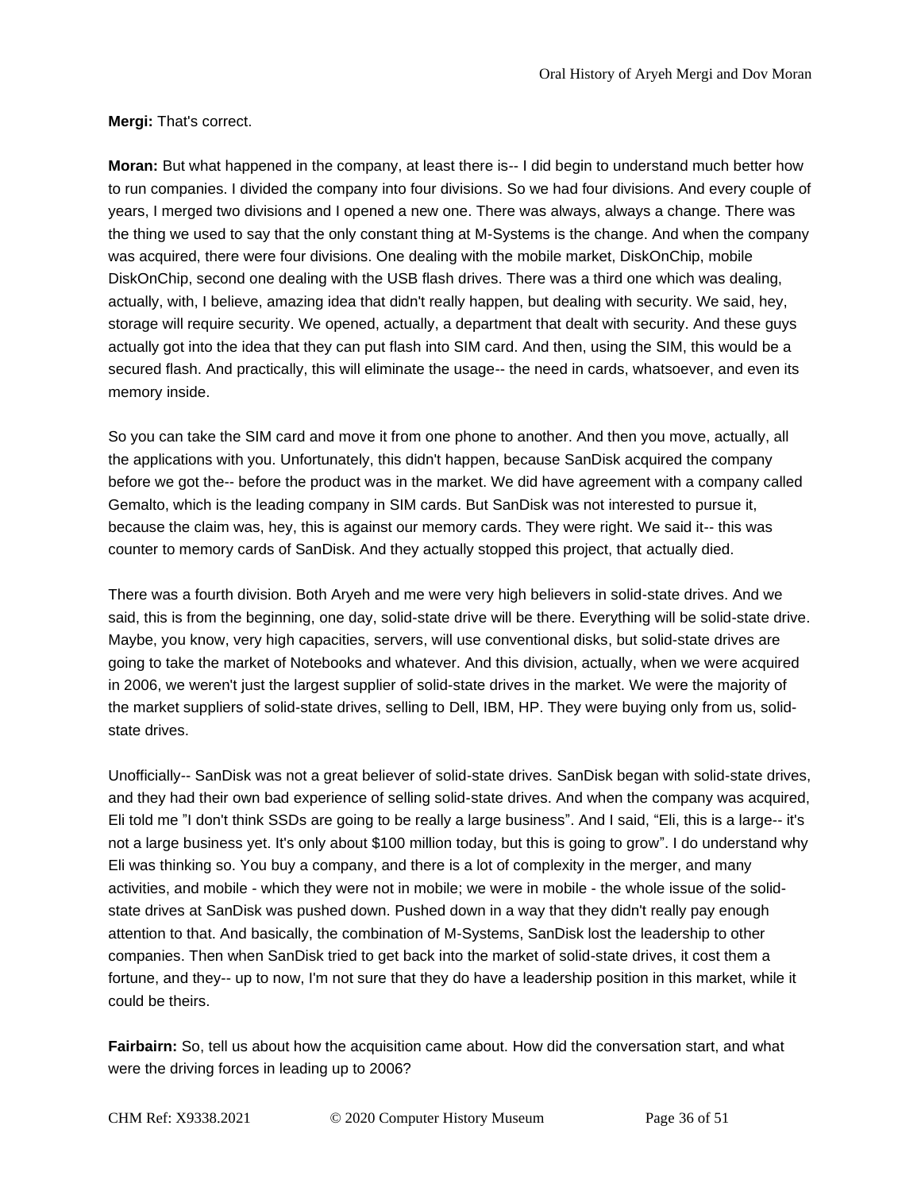**Mergi:** That's correct.

**Moran:** But what happened in the company, at least there is-- I did begin to understand much better how to run companies. I divided the company into four divisions. So we had four divisions. And every couple of years, I merged two divisions and I opened a new one. There was always, always a change. There was the thing we used to say that the only constant thing at M-Systems is the change. And when the company was acquired, there were four divisions. One dealing with the mobile market, DiskOnChip, mobile DiskOnChip, second one dealing with the USB flash drives. There was a third one which was dealing, actually, with, I believe, amazing idea that didn't really happen, but dealing with security. We said, hey, storage will require security. We opened, actually, a department that dealt with security. And these guys actually got into the idea that they can put flash into SIM card. And then, using the SIM, this would be a secured flash. And practically, this will eliminate the usage-- the need in cards, whatsoever, and even its memory inside.

So you can take the SIM card and move it from one phone to another. And then you move, actually, all the applications with you. Unfortunately, this didn't happen, because SanDisk acquired the company before we got the-- before the product was in the market. We did have agreement with a company called Gemalto, which is the leading company in SIM cards. But SanDisk was not interested to pursue it, because the claim was, hey, this is against our memory cards. They were right. We said it-- this was counter to memory cards of SanDisk. And they actually stopped this project, that actually died.

There was a fourth division. Both Aryeh and me were very high believers in solid-state drives. And we said, this is from the beginning, one day, solid-state drive will be there. Everything will be solid-state drive. Maybe, you know, very high capacities, servers, will use conventional disks, but solid-state drives are going to take the market of Notebooks and whatever. And this division, actually, when we were acquired in 2006, we weren't just the largest supplier of solid-state drives in the market. We were the majority of the market suppliers of solid-state drives, selling to Dell, IBM, HP. They were buying only from us, solid-state drives.

Unofficially-- SanDisk was not a great believer of solid-state drives. SanDisk began with solid-state drives, and they had their own bad experience of selling solid-state drives. And when the company was acquired, Eli told me "I don't think SSDs are going to be really a large business". And I said, "Eli, this is a large-- it's not a large business yet. It's only about $100 million today, but this is going to grow". I do understand why Eli was thinking so. You buy a company, and there is a lot of complexity in the merger, and many activities, and mobile - which they were not in mobile; we were in mobile - the whole issue of the solid-state drives at SanDisk was pushed down. Pushed down in a way that they didn't really pay enough attention to that. And basically, the combination of M-Systems, SanDisk lost the leadership to other companies. Then when SanDisk tried to get back into the market of solid-state drives, it cost them a fortune, and they-- up to now, I'm not sure that they do have a leadership position in this market, while it could be theirs.

**Fairbairn:** So, tell us about how the acquisition came about. How did the conversation start, and what were the driving forces in leading up to 2006?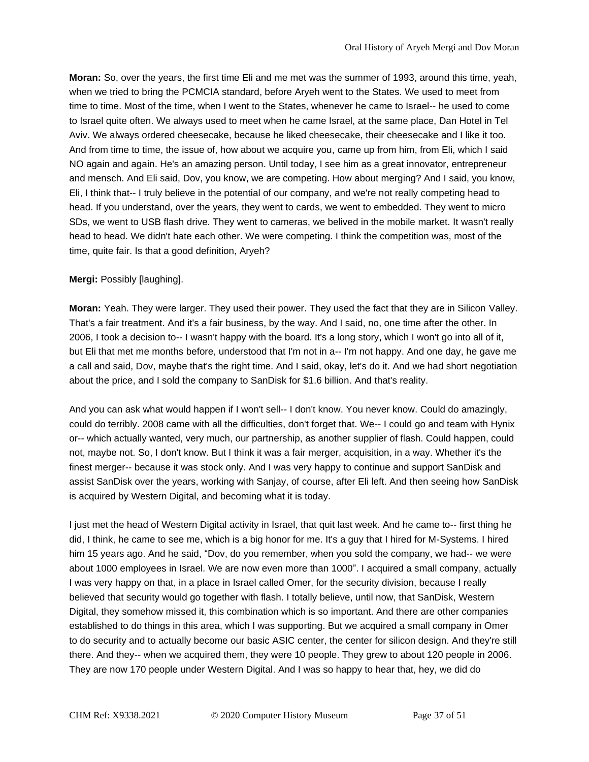**Moran:** So, over the years, the first time Eli and me met was the summer of 1993, around this time, yeah, when we tried to bring the PCMCIA standard, before Aryeh went to the States. We used to meet from time to time. Most of the time, when I went to the States, whenever he came to Israel-- he used to come to Israel quite often. We always used to meet when he came Israel, at the same place, Dan Hotel in Tel Aviv. We always ordered cheesecake, because he liked cheesecake, their cheesecake and I like it too. And from time to time, the issue of, how about we acquire you, came up from him, from Eli, which I said NO again and again. He's an amazing person. Until today, I see him as a great innovator, entrepreneur and mensch. And Eli said, Dov, you know, we are competing. How about merging? And I said, you know, Eli, I think that-- I truly believe in the potential of our company, and we're not really competing head to head. If you understand, over the years, they went to cards, we went to embedded. They went to micro SDs, we went to USB flash drive. They went to cameras, we belived in the mobile market. It wasn't really head to head. We didn't hate each other. We were competing. I think the competition was, most of the time, quite fair. Is that a good definition, Aryeh?

**Mergi:** Possibly [laughing].

**Moran:** Yeah. They were larger. They used their power. They used the fact that they are in Silicon Valley. That's a fair treatment. And it's a fair business, by the way. And I said, no, one time after the other. In 2006, I took a decision to-- I wasn't happy with the board. It's a long story, which I won't go into all of it, but Eli that met me months before, understood that I'm not in a-- I'm not happy. And one day, he gave me a call and said, Dov, maybe that's the right time. And I said, okay, let's do it. And we had short negotiation about the price, and I sold the company to SanDisk for $1.6 billion. And that's reality.

And you can ask what would happen if I won't sell-- I don't know. You never know. Could do amazingly, could do terribly. 2008 came with all the difficulties, don't forget that. We-- I could go and team with Hynix or-- which actually wanted, very much, our partnership, as another supplier of flash. Could happen, could not, maybe not. So, I don't know. But I think it was a fair merger, acquisition, in a way. Whether it's the finest merger-- because it was stock only. And I was very happy to continue and support SanDisk and assist SanDisk over the years, working with Sanjay, of course, after Eli left. And then seeing how SanDisk is acquired by Western Digital, and becoming what it is today.

I just met the head of Western Digital activity in Israel, that quit last week. And he came to-- first thing he did, I think, he came to see me, which is a big honor for me. It's a guy that I hired for M-Systems. I hired him 15 years ago. And he said, "Dov, do you remember, when you sold the company, we had-- we were about 1000 employees in Israel. We are now even more than 1000". I acquired a small company, actually I was very happy on that, in a place in Israel called Omer, for the security division, because I really believed that security would go together with flash. I totally believe, until now, that SanDisk, Western Digital, they somehow missed it, this combination which is so important. And there are other companies established to do things in this area, which I was supporting. But we acquired a small company in Omer to do security and to actually become our basic ASIC center, the center for silicon design. And they're still there. And they-- when we acquired them, they were 10 people. They grew to about 120 people in 2006. They are now 170 people under Western Digital. And I was so happy to hear that, hey, we did do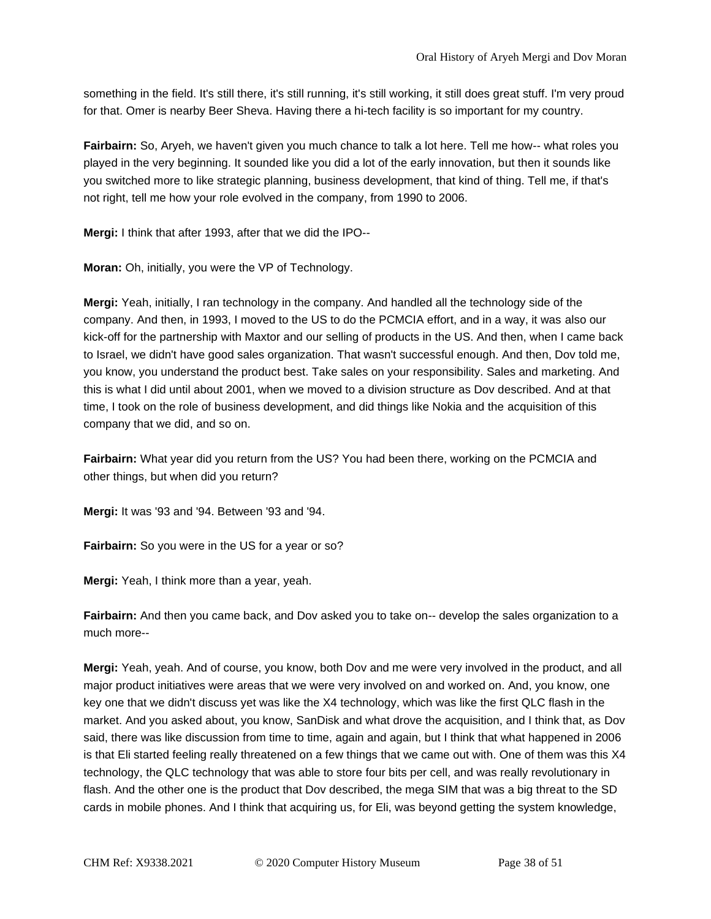something in the field. It's still there, it's still running, it's still working, it still does great stuff. I'm very proud for that. Omer is nearby Beer Sheva. Having there a hi-tech facility is so important for my country.

**Fairbairn:** So, Aryeh, we haven't given you much chance to talk a lot here. Tell me how-- what roles you played in the very beginning. It sounded like you did a lot of the early innovation, but then it sounds like you switched more to like strategic planning, business development, that kind of thing. Tell me, if that's not right, tell me how your role evolved in the company, from 1990 to 2006.

**Mergi:** I think that after 1993, after that we did the IPO--

**Moran:** Oh, initially, you were the VP of Technology.

**Mergi:** Yeah, initially, I ran technology in the company. And handled all the technology side of the company. And then, in 1993, I moved to the US to do the PCMCIA effort, and in a way, it was also our kick-off for the partnership with Maxtor and our selling of products in the US. And then, when I came back to Israel, we didn't have good sales organization. That wasn't successful enough. And then, Dov told me, you know, you understand the product best. Take sales on your responsibility. Sales and marketing. And this is what I did until about 2001, when we moved to a division structure as Dov described. And at that time, I took on the role of business development, and did things like Nokia and the acquisition of this company that we did, and so on.

**Fairbairn:** What year did you return from the US? You had been there, working on the PCMCIA and other things, but when did you return?

**Mergi:** It was '93 and '94. Between '93 and '94.

**Fairbairn:** So you were in the US for a year or so?

**Mergi:** Yeah, I think more than a year, yeah.

**Fairbairn:** And then you came back, and Dov asked you to take on-- develop the sales organization to a much more--

**Mergi:** Yeah, yeah. And of course, you know, both Dov and me were very involved in the product, and all major product initiatives were areas that we were very involved on and worked on. And, you know, one key one that we didn't discuss yet was like the X4 technology, which was like the first QLC flash in the market. And you asked about, you know, SanDisk and what drove the acquisition, and I think that, as Dov said, there was like discussion from time to time, again and again, but I think that what happened in 2006 is that Eli started feeling really threatened on a few things that we came out with. One of them was this X4 technology, the QLC technology that was able to store four bits per cell, and was really revolutionary in flash. And the other one is the product that Dov described, the mega SIM that was a big threat to the SD cards in mobile phones. And I think that acquiring us, for Eli, was beyond getting the system knowledge,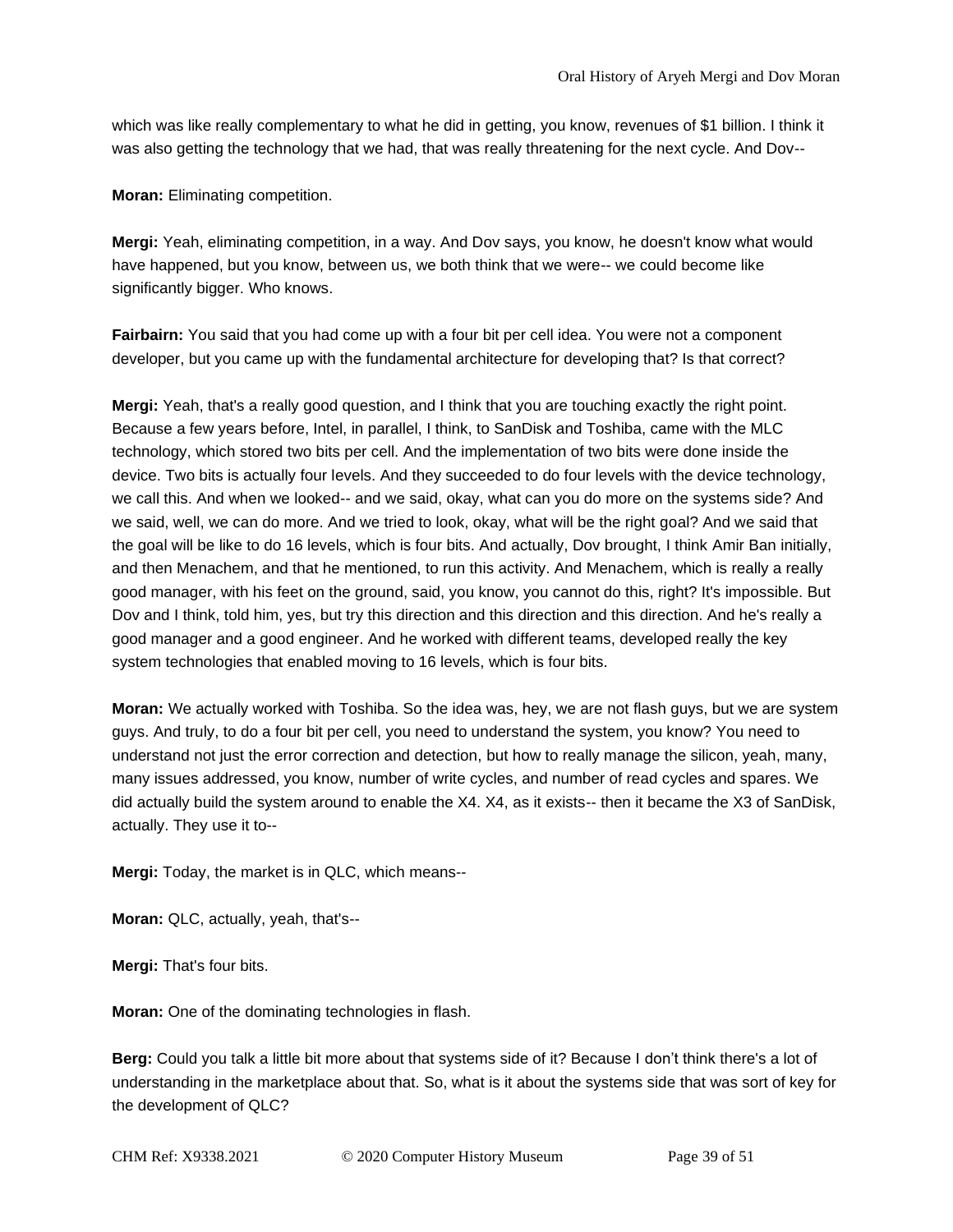which was like really complementary to what he did in getting, you know, revenues of $1 billion. I think it was also getting the technology that we had, that was really threatening for the next cycle. And Dov--

**Moran:** Eliminating competition.

**Mergi:** Yeah, eliminating competition, in a way. And Dov says, you know, he doesn't know what would have happened, but you know, between us, we both think that we were-- we could become like significantly bigger. Who knows.

**Fairbairn:** You said that you had come up with a four bit per cell idea. You were not a component developer, but you came up with the fundamental architecture for developing that? Is that correct?

**Mergi:** Yeah, that's a really good question, and I think that you are touching exactly the right point. Because a few years before, Intel, in parallel, I think, to SanDisk and Toshiba, came with the MLC technology, which stored two bits per cell. And the implementation of two bits were done inside the device. Two bits is actually four levels. And they succeeded to do four levels with the device technology, we call this. And when we looked-- and we said, okay, what can you do more on the systems side? And we said, well, we can do more. And we tried to look, okay, what will be the right goal? And we said that the goal will be like to do 16 levels, which is four bits. And actually, Dov brought, I think Amir Ban initially, and then Menachem, and that he mentioned, to run this activity. And Menachem, which is really a really good manager, with his feet on the ground, said, you know, you cannot do this, right? It's impossible. But Dov and I think, told him, yes, but try this direction and this direction and this direction. And he's really a good manager and a good engineer. And he worked with different teams, developed really the key system technologies that enabled moving to 16 levels, which is four bits.

**Moran:** We actually worked with Toshiba. So the idea was, hey, we are not flash guys, but we are system guys. And truly, to do a four bit per cell, you need to understand the system, you know? You need to understand not just the error correction and detection, but how to really manage the silicon, yeah, many, many issues addressed, you know, number of write cycles, and number of read cycles and spares. We did actually build the system around to enable the X4. X4, as it exists-- then it became the X3 of SanDisk, actually. They use it to--

**Mergi:** Today, the market is in QLC, which means--

**Moran:** QLC, actually, yeah, that's--

**Mergi:** That's four bits.

**Moran:** One of the dominating technologies in flash.

**Berg:** Could you talk a little bit more about that systems side of it? Because I don't think there's a lot of understanding in the marketplace about that. So, what is it about the systems side that was sort of key for the development of QLC?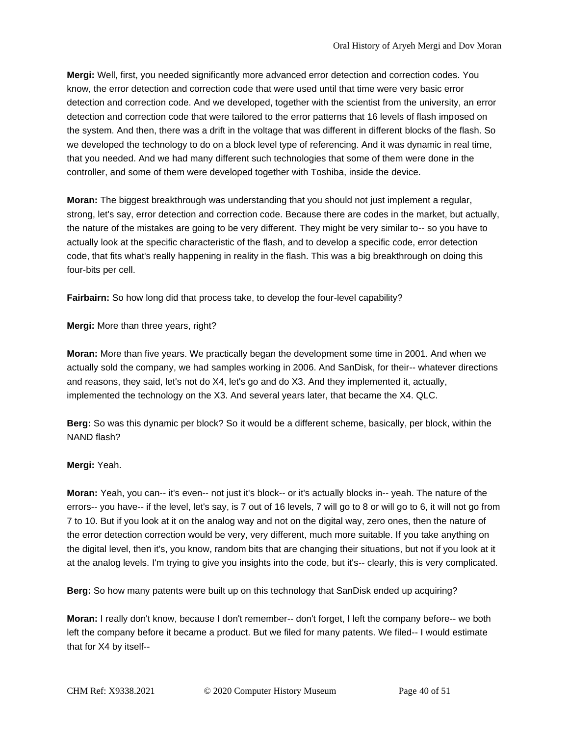**Mergi:** Well, first, you needed significantly more advanced error detection and correction codes. You know, the error detection and correction code that were used until that time were very basic error detection and correction code. And we developed, together with the scientist from the university, an error detection and correction code that were tailored to the error patterns that 16 levels of flash imposed on the system. And then, there was a drift in the voltage that was different in different blocks of the flash. So we developed the technology to do on a block level type of referencing. And it was dynamic in real time, that you needed. And we had many different such technologies that some of them were done in the controller, and some of them were developed together with Toshiba, inside the device.

**Moran:** The biggest breakthrough was understanding that you should not just implement a regular, strong, let's say, error detection and correction code. Because there are codes in the market, but actually, the nature of the mistakes are going to be very different. They might be very similar to-- so you have to actually look at the specific characteristic of the flash, and to develop a specific code, error detection code, that fits what's really happening in reality in the flash. This was a big breakthrough on doing this four-bits per cell.

**Fairbairn:** So how long did that process take, to develop the four-level capability?

**Mergi:** More than three years, right?

**Moran:** More than five years. We practically began the development some time in 2001. And when we actually sold the company, we had samples working in 2006. And SanDisk, for their-- whatever directions and reasons, they said, let's not do X4, let's go and do X3. And they implemented it, actually, implemented the technology on the X3. And several years later, that became the X4. QLC.

**Berg:** So was this dynamic per block? So it would be a different scheme, basically, per block, within the NAND flash?

**Mergi:** Yeah.

**Moran:** Yeah, you can-- it's even-- not just it's block-- or it's actually blocks in-- yeah. The nature of the errors-- you have-- if the level, let's say, is 7 out of 16 levels, 7 will go to 8 or will go to 6, it will not go from 7 to 10. But if you look at it on the analog way and not on the digital way, zero ones, then the nature of the error detection correction would be very, very different, much more suitable. If you take anything on the digital level, then it's, you know, random bits that are changing their situations, but not if you look at it at the analog levels. I'm trying to give you insights into the code, but it's-- clearly, this is very complicated.

**Berg:** So how many patents were built up on this technology that SanDisk ended up acquiring?

**Moran:** I really don't know, because I don't remember-- don't forget, I left the company before-- we both left the company before it became a product. But we filed for many patents. We filed-- I would estimate that for X4 by itself--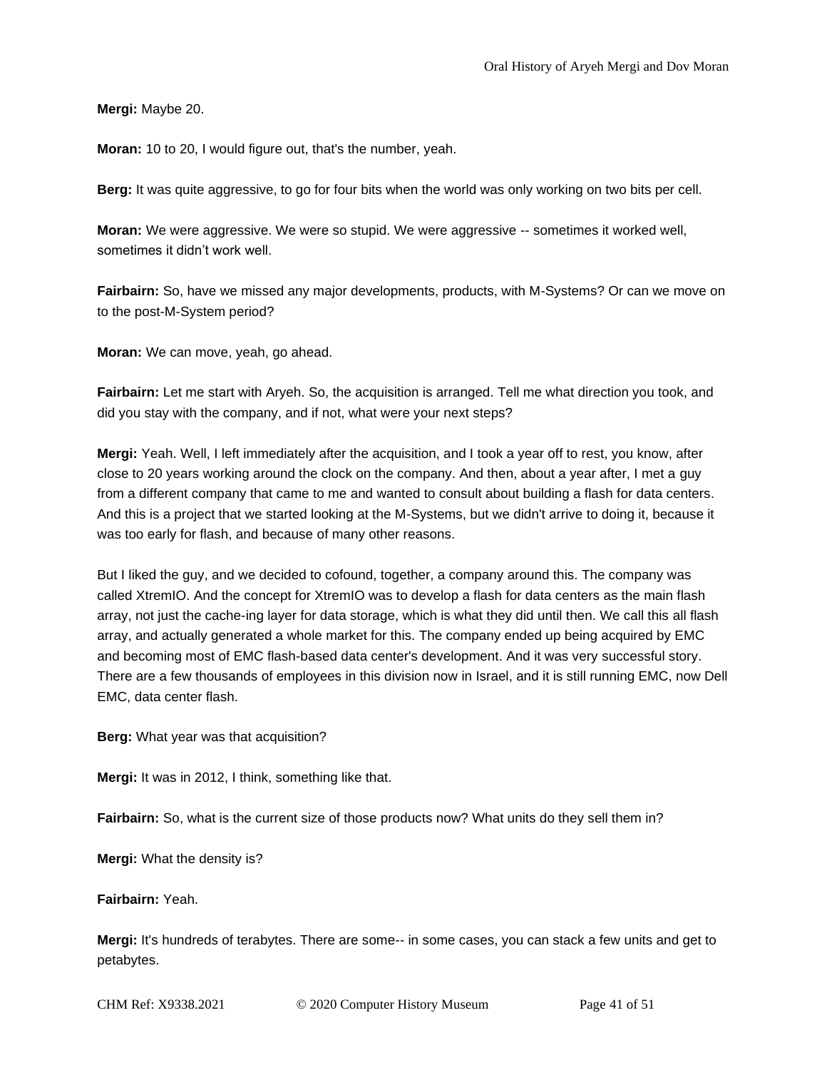**Mergi:** Maybe 20.

**Moran:** 10 to 20, I would figure out, that's the number, yeah.

**Berg:** It was quite aggressive, to go for four bits when the world was only working on two bits per cell.

**Moran:** We were aggressive. We were so stupid. We were aggressive -- sometimes it worked well, sometimes it didn't work well.

**Fairbairn:** So, have we missed any major developments, products, with M-Systems? Or can we move on to the post-M-System period?

**Moran:** We can move, yeah, go ahead.

**Fairbairn:** Let me start with Aryeh. So, the acquisition is arranged. Tell me what direction you took, and did you stay with the company, and if not, what were your next steps?

**Mergi:** Yeah. Well, I left immediately after the acquisition, and I took a year off to rest, you know, after close to 20 years working around the clock on the company. And then, about a year after, I met a guy from a different company that came to me and wanted to consult about building a flash for data centers. And this is a project that we started looking at the M-Systems, but we didn't arrive to doing it, because it was too early for flash, and because of many other reasons.

But I liked the guy, and we decided to cofound, together, a company around this. The company was called XtremIO. And the concept for XtremIO was to develop a flash for data centers as the main flash array, not just the cache-ing layer for data storage, which is what they did until then. We call this all flash array, and actually generated a whole market for this. The company ended up being acquired by EMC and becoming most of EMC flash-based data center's development. And it was very successful story. There are a few thousands of employees in this division now in Israel, and it is still running EMC, now Dell EMC, data center flash.

**Berg:** What year was that acquisition?

**Mergi:** It was in 2012, I think, something like that.

**Fairbairn:** So, what is the current size of those products now? What units do they sell them in?

**Mergi:** What the density is?

**Fairbairn:** Yeah.

**Mergi:** It's hundreds of terabytes. There are some-- in some cases, you can stack a few units and get to petabytes.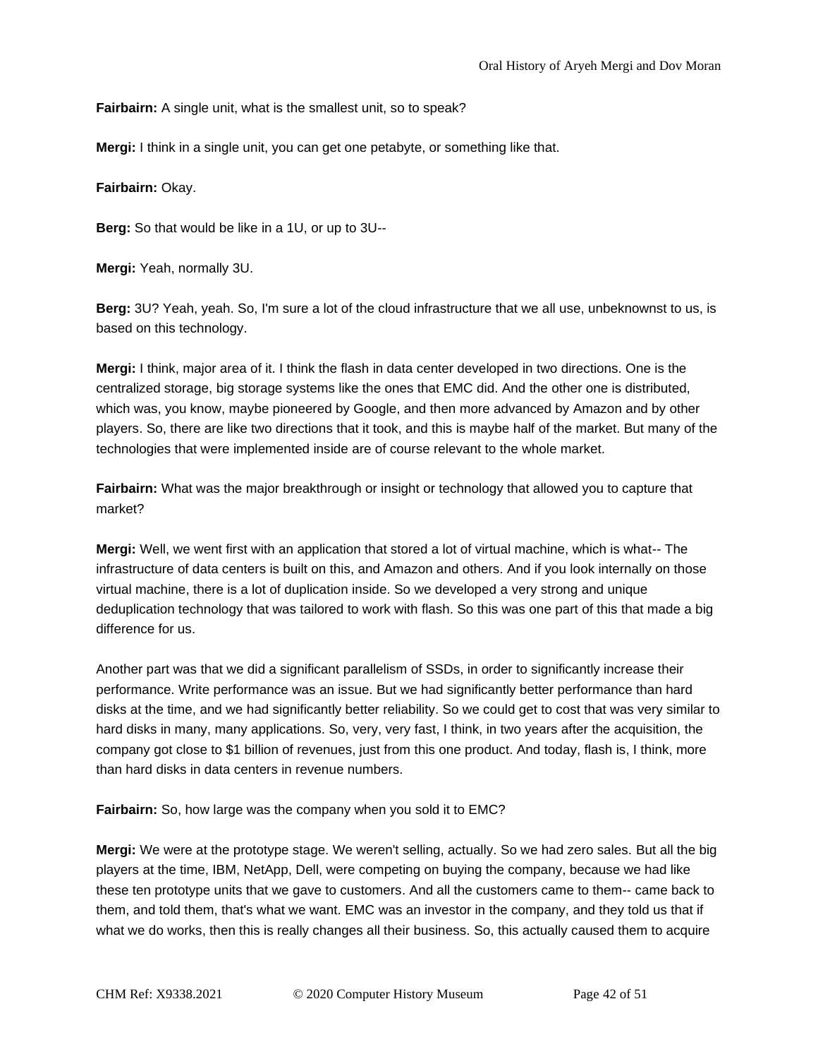**Fairbairn:** A single unit, what is the smallest unit, so to speak?

**Mergi:** I think in a single unit, you can get one petabyte, or something like that.

**Fairbairn:** Okay.

**Berg:** So that would be like in a 1U, or up to 3U--

**Mergi:** Yeah, normally 3U.

**Berg:** 3U? Yeah, yeah. So, I'm sure a lot of the cloud infrastructure that we all use, unbeknownst to us, is based on this technology.

**Mergi:** I think, major area of it. I think the flash in data center developed in two directions. One is the centralized storage, big storage systems like the ones that EMC did. And the other one is distributed, which was, you know, maybe pioneered by Google, and then more advanced by Amazon and by other players. So, there are like two directions that it took, and this is maybe half of the market. But many of the technologies that were implemented inside are of course relevant to the whole market.

**Fairbairn:** What was the major breakthrough or insight or technology that allowed you to capture that market?

**Mergi:** Well, we went first with an application that stored a lot of virtual machine, which is what-- The infrastructure of data centers is built on this, and Amazon and others. And if you look internally on those virtual machine, there is a lot of duplication inside. So we developed a very strong and unique deduplication technology that was tailored to work with flash. So this was one part of this that made a big difference for us.

Another part was that we did a significant parallelism of SSDs, in order to significantly increase their performance. Write performance was an issue. But we had significantly better performance than hard disks at the time, and we had significantly better reliability. So we could get to cost that was very similar to hard disks in many, many applications. So, very, very fast, I think, in two years after the acquisition, the company got close to $1 billion of revenues, just from this one product. And today, flash is, I think, more than hard disks in data centers in revenue numbers.

**Fairbairn:** So, how large was the company when you sold it to EMC?

**Mergi:** We were at the prototype stage. We weren't selling, actually. So we had zero sales. But all the big players at the time, IBM, NetApp, Dell, were competing on buying the company, because we had like these ten prototype units that we gave to customers. And all the customers came to them-- came back to them, and told them, that's what we want. EMC was an investor in the company, and they told us that if what we do works, then this is really changes all their business. So, this actually caused them to acquire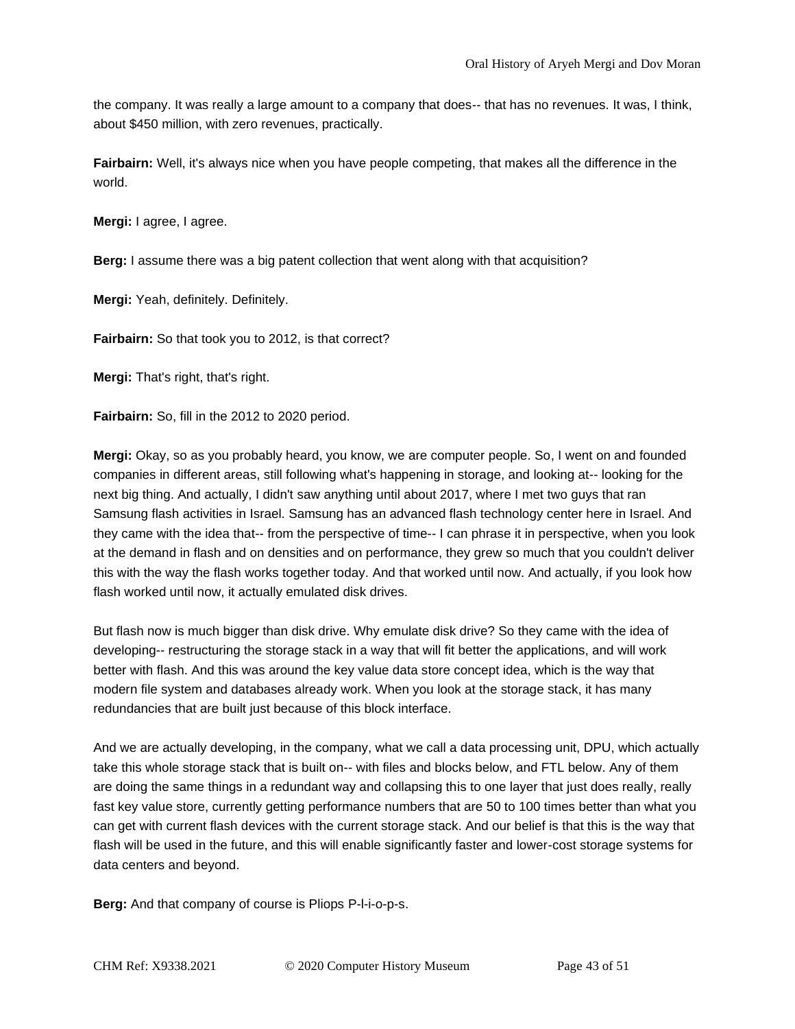the company. It was really a large amount to a company that does-- that has no revenues. It was, I think, about $450 million, with zero revenues, practically.

**Fairbairn:** Well, it's always nice when you have people competing, that makes all the difference in the world.

**Mergi:** I agree, I agree.

**Berg:** I assume there was a big patent collection that went along with that acquisition?

**Mergi:** Yeah, definitely. Definitely.

**Fairbairn:** So that took you to 2012, is that correct?

**Mergi:** That's right, that's right.

**Fairbairn:** So, fill in the 2012 to 2020 period.

**Mergi:** Okay, so as you probably heard, you know, we are computer people. So, I went on and founded companies in different areas, still following what's happening in storage, and looking at-- looking for the next big thing. And actually, I didn't saw anything until about 2017, where I met two guys that ran Samsung flash activities in Israel. Samsung has an advanced flash technology center here in Israel. And they came with the idea that-- from the perspective of time-- I can phrase it in perspective, when you look at the demand in flash and on densities and on performance, they grew so much that you couldn't deliver this with the way the flash works together today. And that worked until now. And actually, if you look how flash worked until now, it actually emulated disk drives.

But flash now is much bigger than disk drive. Why emulate disk drive? So they came with the idea of developing-- restructuring the storage stack in a way that will fit better the applications, and will work better with flash. And this was around the key value data store concept idea, which is the way that modern file system and databases already work. When you look at the storage stack, it has many redundancies that are built just because of this block interface.

And we are actually developing, in the company, what we call a data processing unit, DPU, which actually take this whole storage stack that is built on-- with files and blocks below, and FTL below. Any of them are doing the same things in a redundant way and collapsing this to one layer that just does really, really fast key value store, currently getting performance numbers that are 50 to 100 times better than what you can get with current flash devices with the current storage stack. And our belief is that this is the way that flash will be used in the future, and this will enable significantly faster and lower-cost storage systems for data centers and beyond.

**Berg:** And that company of course is Pliops P-l-i-o-p-s.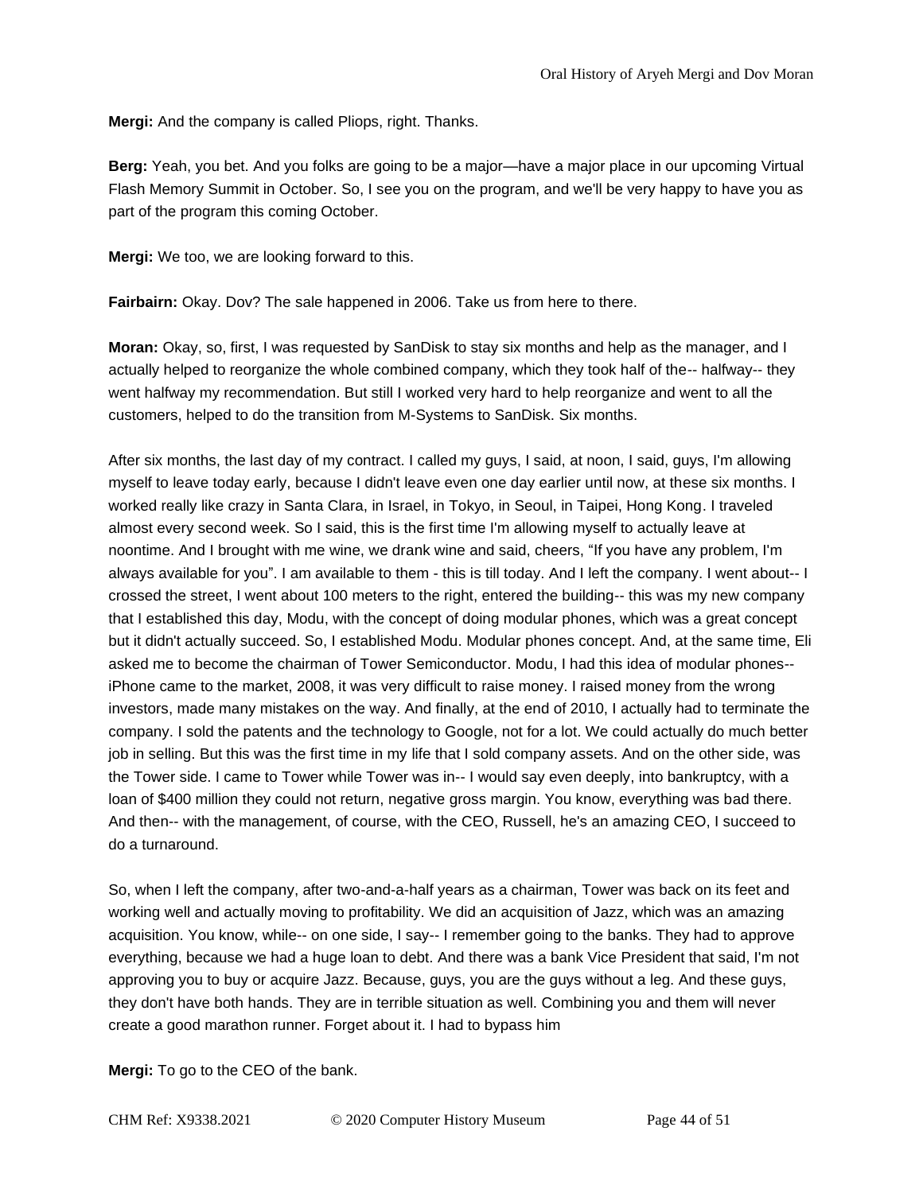**Mergi:** And the company is called Pliops, right. Thanks.

**Berg:** Yeah, you bet. And you folks are going to be a major—have a major place in our upcoming Virtual Flash Memory Summit in October. So, I see you on the program, and we'll be very happy to have you as part of the program this coming October.

**Mergi:** We too, we are looking forward to this.

**Fairbairn:** Okay. Dov? The sale happened in 2006. Take us from here to there.

**Moran:** Okay, so, first, I was requested by SanDisk to stay six months and help as the manager, and I actually helped to reorganize the whole combined company, which they took half of the-- halfway-- they went halfway my recommendation. But still I worked very hard to help reorganize and went to all the customers, helped to do the transition from M-Systems to SanDisk. Six months.

After six months, the last day of my contract. I called my guys, I said, at noon, I said, guys, I'm allowing myself to leave today early, because I didn't leave even one day earlier until now, at these six months. I worked really like crazy in Santa Clara, in Israel, in Tokyo, in Seoul, in Taipei, Hong Kong. I traveled almost every second week. So I said, this is the first time I'm allowing myself to actually leave at noontime. And I brought with me wine, we drank wine and said, cheers, "If you have any problem, I'm always available for you". I am available to them - this is till today. And I left the company. I went about-- I crossed the street, I went about 100 meters to the right, entered the building-- this was my new company that I established this day, Modu, with the concept of doing modular phones, which was a great concept but it didn't actually succeed. So, I established Modu. Modular phones concept. And, at the same time, Eli asked me to become the chairman of Tower Semiconductor. Modu, I had this idea of modular phones-- iPhone came to the market, 2008, it was very difficult to raise money. I raised money from the wrong investors, made many mistakes on the way. And finally, at the end of 2010, I actually had to terminate the company. I sold the patents and the technology to Google, not for a lot. We could actually do much better job in selling. But this was the first time in my life that I sold company assets. And on the other side, was the Tower side. I came to Tower while Tower was in-- I would say even deeply, into bankruptcy, with a loan of $400 million they could not return, negative gross margin. You know, everything was bad there. And then-- with the management, of course, with the CEO, Russell, he's an amazing CEO, I succeed to do a turnaround.

So, when I left the company, after two-and-a-half years as a chairman, Tower was back on its feet and working well and actually moving to profitability. We did an acquisition of Jazz, which was an amazing acquisition. You know, while-- on one side, I say-- I remember going to the banks. They had to approve everything, because we had a huge loan to debt. And there was a bank Vice President that said, I'm not approving you to buy or acquire Jazz. Because, guys, you are the guys without a leg. And these guys, they don't have both hands. They are in terrible situation as well. Combining you and them will never create a good marathon runner. Forget about it. I had to bypass him

**Mergi:** To go to the CEO of the bank.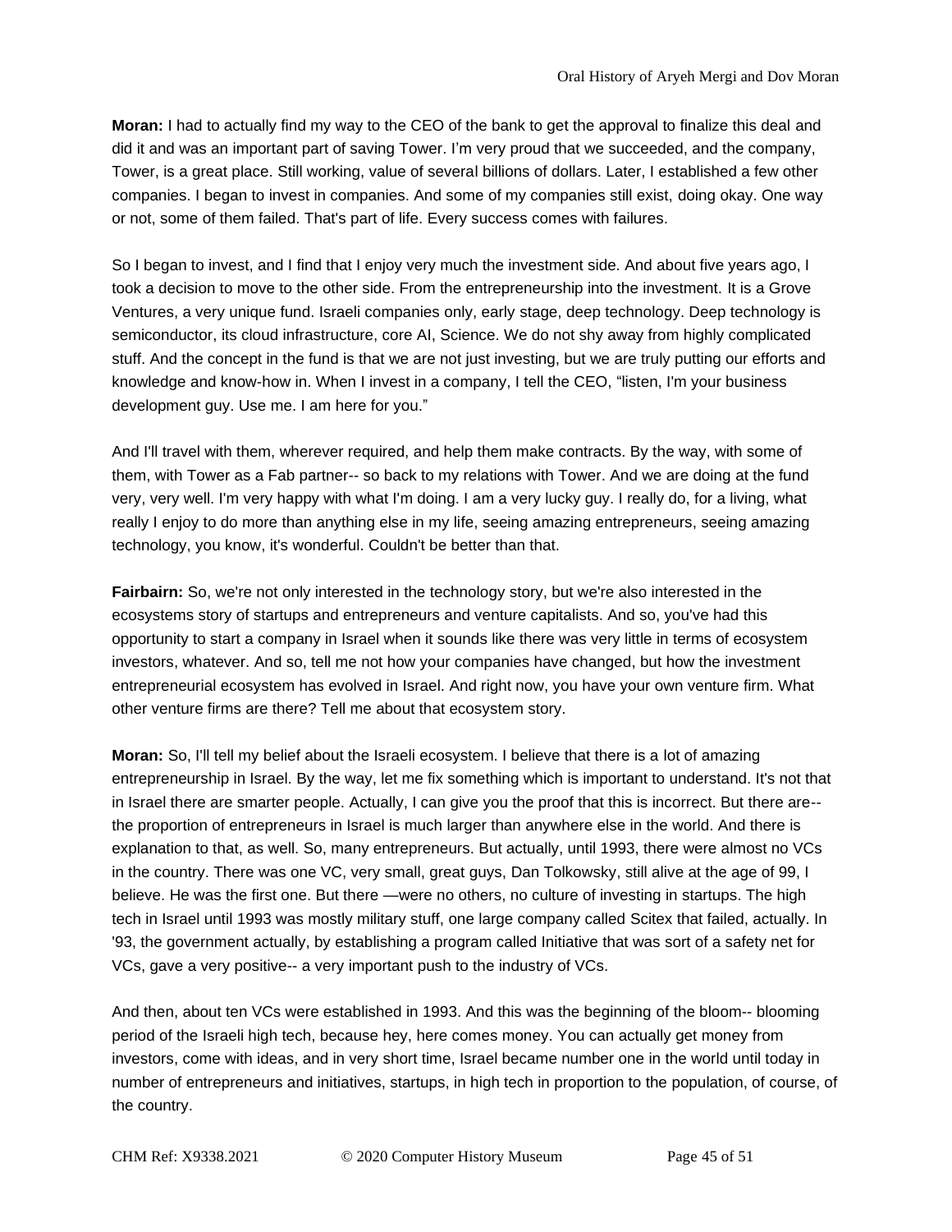**Moran:** I had to actually find my way to the CEO of the bank to get the approval to finalize this deal and did it and was an important part of saving Tower. I'm very proud that we succeeded, and the company, Tower, is a great place. Still working, value of several billions of dollars. Later, I established a few other companies. I began to invest in companies. And some of my companies still exist, doing okay. One way or not, some of them failed. That's part of life. Every success comes with failures.

So I began to invest, and I find that I enjoy very much the investment side. And about five years ago, I took a decision to move to the other side. From the entrepreneurship into the investment. It is a Grove Ventures, a very unique fund. Israeli companies only, early stage, deep technology. Deep technology is semiconductor, its cloud infrastructure, core AI, Science. We do not shy away from highly complicated stuff. And the concept in the fund is that we are not just investing, but we are truly putting our efforts and knowledge and know-how in. When I invest in a company, I tell the CEO, "listen, I'm your business development guy. Use me. I am here for you."

And I'll travel with them, wherever required, and help them make contracts. By the way, with some of them, with Tower as a Fab partner-- so back to my relations with Tower. And we are doing at the fund very, very well. I'm very happy with what I'm doing. I am a very lucky guy. I really do, for a living, what really I enjoy to do more than anything else in my life, seeing amazing entrepreneurs, seeing amazing technology, you know, it's wonderful. Couldn't be better than that.

**Fairbairn:** So, we're not only interested in the technology story, but we're also interested in the ecosystems story of startups and entrepreneurs and venture capitalists. And so, you've had this opportunity to start a company in Israel when it sounds like there was very little in terms of ecosystem investors, whatever. And so, tell me not how your companies have changed, but how the investment entrepreneurial ecosystem has evolved in Israel. And right now, you have your own venture firm. What other venture firms are there? Tell me about that ecosystem story.

**Moran:** So, I'll tell my belief about the Israeli ecosystem. I believe that there is a lot of amazing entrepreneurship in Israel. By the way, let me fix something which is important to understand. It's not that in Israel there are smarter people. Actually, I can give you the proof that this is incorrect. But there are-- the proportion of entrepreneurs in Israel is much larger than anywhere else in the world. And there is explanation to that, as well. So, many entrepreneurs. But actually, until 1993, there were almost no VCs in the country. There was one VC, very small, great guys, Dan Tolkowsky, still alive at the age of 99, I believe. He was the first one. But there —were no others, no culture of investing in startups. The high tech in Israel until 1993 was mostly military stuff, one large company called Scitex that failed, actually. In '93, the government actually, by establishing a program called Initiative that was sort of a safety net for VCs, gave a very positive-- a very important push to the industry of VCs.

And then, about ten VCs were established in 1993. And this was the beginning of the bloom-- blooming period of the Israeli high tech, because hey, here comes money. You can actually get money from investors, come with ideas, and in very short time, Israel became number one in the world until today in number of entrepreneurs and initiatives, startups, in high tech in proportion to the population, of course, of the country.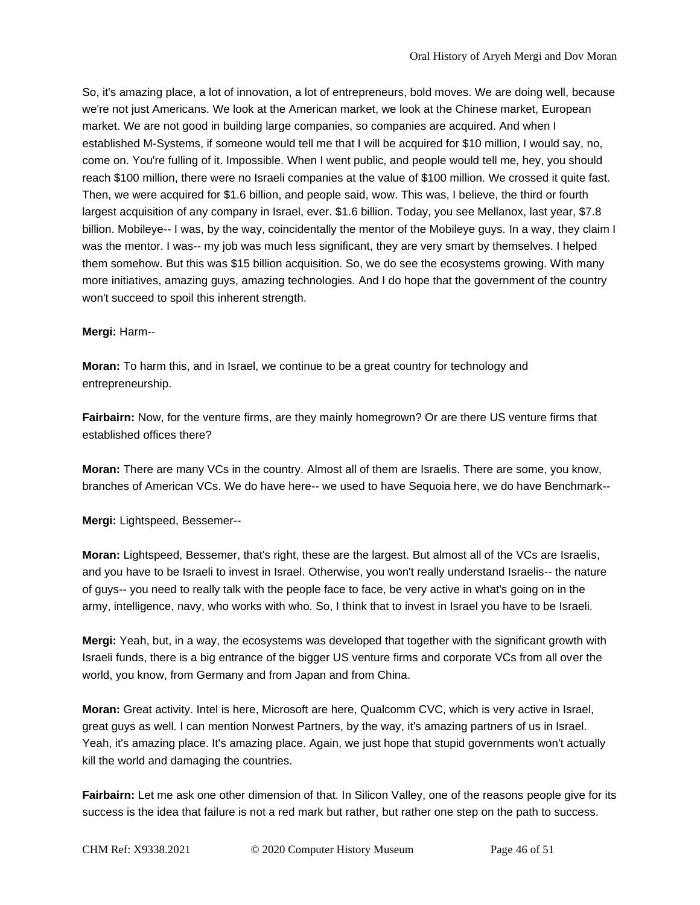So, it's amazing place, a lot of innovation, a lot of entrepreneurs, bold moves. We are doing well, because we're not just Americans. We look at the American market, we look at the Chinese market, European market. We are not good in building large companies, so companies are acquired. And when I established M-Systems, if someone would tell me that I will be acquired for $10 million, I would say, no, come on. You're fulling of it. Impossible. When I went public, and people would tell me, hey, you should reach $100 million, there were no Israeli companies at the value of $100 million. We crossed it quite fast. Then, we were acquired for $1.6 billion, and people said, wow. This was, I believe, the third or fourth largest acquisition of any company in Israel, ever. $1.6 billion. Today, you see Mellanox, last year, $7.8 billion. Mobileye-- I was, by the way, coincidentally the mentor of the Mobileye guys. In a way, they claim I was the mentor. I was-- my job was much less significant, they are very smart by themselves. I helped them somehow. But this was $15 billion acquisition. So, we do see the ecosystems growing. With many more initiatives, amazing guys, amazing technologies. And I do hope that the government of the country won't succeed to spoil this inherent strength.

**Mergi:** Harm--

**Moran:** To harm this, and in Israel, we continue to be a great country for technology and entrepreneurship.

**Fairbairn:** Now, for the venture firms, are they mainly homegrown? Or are there US venture firms that established offices there?

**Moran:** There are many VCs in the country. Almost all of them are Israelis. There are some, you know, branches of American VCs. We do have here-- we used to have Sequoia here, we do have Benchmark--

**Mergi:** Lightspeed, Bessemer--

**Moran:** Lightspeed, Bessemer, that's right, these are the largest. But almost all of the VCs are Israelis, and you have to be Israeli to invest in Israel. Otherwise, you won't really understand Israelis-- the nature of guys-- you need to really talk with the people face to face, be very active in what's going on in the army, intelligence, navy, who works with who. So, I think that to invest in Israel you have to be Israeli.

**Mergi:** Yeah, but, in a way, the ecosystems was developed that together with the significant growth with Israeli funds, there is a big entrance of the bigger US venture firms and corporate VCs from all over the world, you know, from Germany and from Japan and from China.

**Moran:** Great activity. Intel is here, Microsoft are here, Qualcomm CVC, which is very active in Israel, great guys as well. I can mention Norwest Partners, by the way, it's amazing partners of us in Israel. Yeah, it's amazing place. It's amazing place. Again, we just hope that stupid governments won't actually kill the world and damaging the countries.

**Fairbairn:** Let me ask one other dimension of that. In Silicon Valley, one of the reasons people give for its success is the idea that failure is not a red mark but rather, but rather one step on the path to success.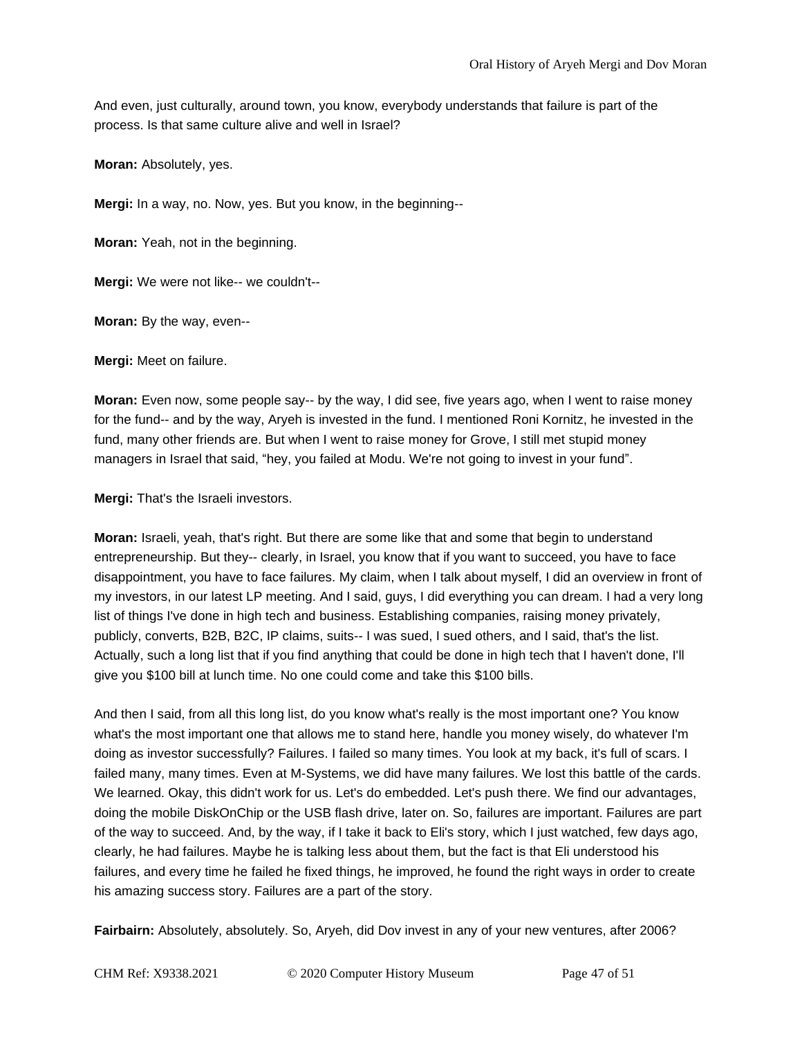And even, just culturally, around town, you know, everybody understands that failure is part of the process. Is that same culture alive and well in Israel?

**Moran:** Absolutely, yes.

**Mergi:** In a way, no. Now, yes. But you know, in the beginning--

**Moran:** Yeah, not in the beginning.

**Mergi:** We were not like-- we couldn't--

**Moran:** By the way, even--

**Mergi:** Meet on failure.

**Moran:** Even now, some people say-- by the way, I did see, five years ago, when I went to raise money for the fund-- and by the way, Aryeh is invested in the fund. I mentioned Roni Kornitz, he invested in the fund, many other friends are. But when I went to raise money for Grove, I still met stupid money managers in Israel that said, "hey, you failed at Modu. We're not going to invest in your fund".

**Mergi:** That's the Israeli investors.

**Moran:** Israeli, yeah, that's right. But there are some like that and some that begin to understand entrepreneurship. But they-- clearly, in Israel, you know that if you want to succeed, you have to face disappointment, you have to face failures. My claim, when I talk about myself, I did an overview in front of my investors, in our latest LP meeting. And I said, guys, I did everything you can dream. I had a very long list of things I've done in high tech and business. Establishing companies, raising money privately, publicly, converts, B2B, B2C, IP claims, suits-- I was sued, I sued others, and I said, that's the list. Actually, such a long list that if you find anything that could be done in high tech that I haven't done, I'll give you $100 bill at lunch time. No one could come and take this $100 bills.

And then I said, from all this long list, do you know what's really is the most important one? You know what's the most important one that allows me to stand here, handle you money wisely, do whatever I'm doing as investor successfully? Failures. I failed so many times. You look at my back, it's full of scars. I failed many, many times. Even at M-Systems, we did have many failures. We lost this battle of the cards. We learned. Okay, this didn't work for us. Let's do embedded. Let's push there. We find our advantages, doing the mobile DiskOnChip or the USB flash drive, later on. So, failures are important. Failures are part of the way to succeed. And, by the way, if I take it back to Eli's story, which I just watched, few days ago, clearly, he had failures. Maybe he is talking less about them, but the fact is that Eli understood his failures, and every time he failed he fixed things, he improved, he found the right ways in order to create his amazing success story. Failures are a part of the story.

**Fairbairn:** Absolutely, absolutely. So, Aryeh, did Dov invest in any of your new ventures, after 2006?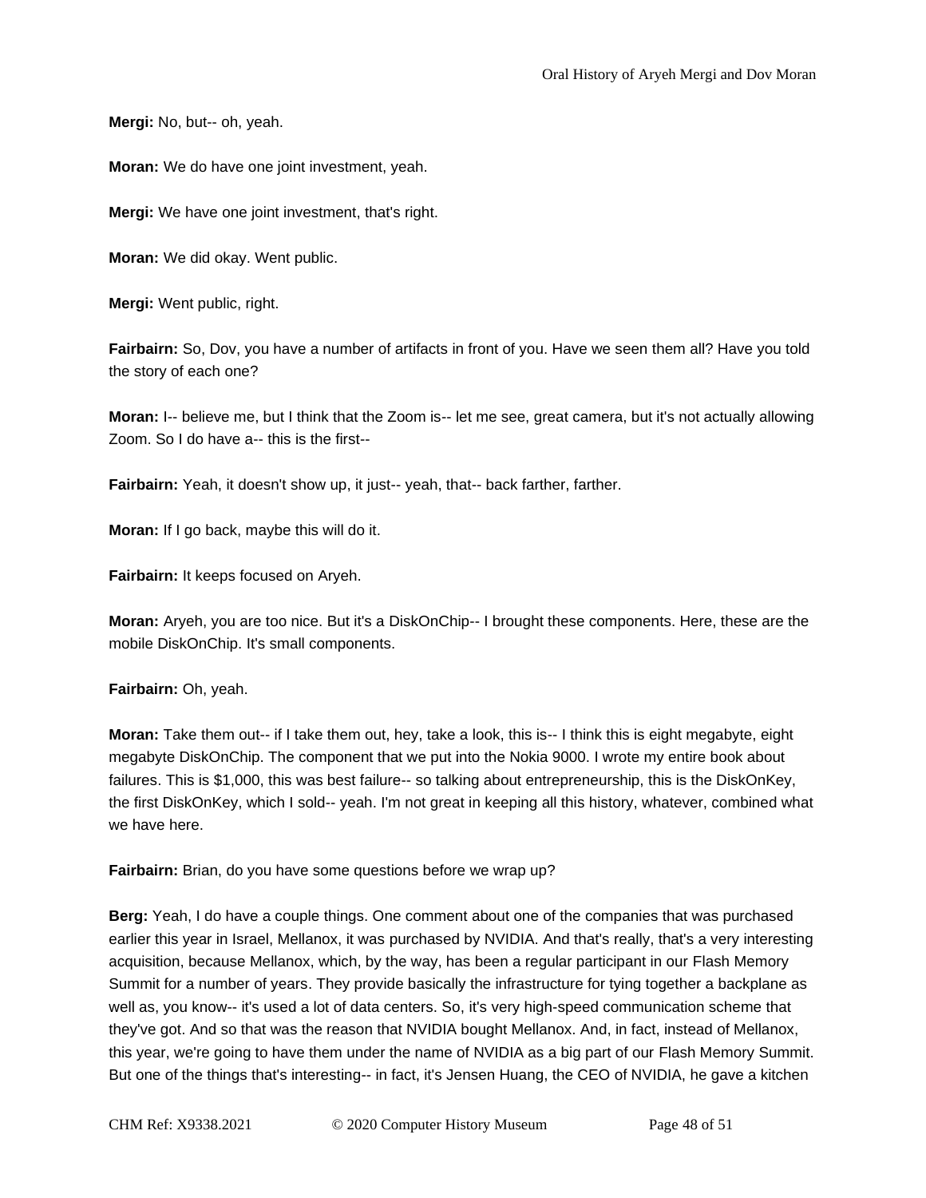**Mergi:** No, but-- oh, yeah.

**Moran:** We do have one joint investment, yeah.

**Mergi:** We have one joint investment, that's right.

**Moran:** We did okay. Went public.

**Mergi:** Went public, right.

**Fairbairn:** So, Dov, you have a number of artifacts in front of you. Have we seen them all? Have you told the story of each one?

**Moran:** I-- believe me, but I think that the Zoom is-- let me see, great camera, but it's not actually allowing Zoom. So I do have a-- this is the first--

**Fairbairn:** Yeah, it doesn't show up, it just-- yeah, that-- back farther, farther.

**Moran:** If I go back, maybe this will do it.

**Fairbairn:** It keeps focused on Aryeh.

**Moran:** Aryeh, you are too nice. But it's a DiskOnChip-- I brought these components. Here, these are the mobile DiskOnChip. It's small components.

**Fairbairn:** Oh, yeah.

**Moran:** Take them out-- if I take them out, hey, take a look, this is-- I think this is eight megabyte, eight megabyte DiskOnChip. The component that we put into the Nokia 9000. I wrote my entire book about failures. This is $1,000, this was best failure-- so talking about entrepreneurship, this is the DiskOnKey, the first DiskOnKey, which I sold-- yeah. I'm not great in keeping all this history, whatever, combined what we have here.

**Fairbairn:** Brian, do you have some questions before we wrap up?

**Berg:** Yeah, I do have a couple things. One comment about one of the companies that was purchased earlier this year in Israel, Mellanox, it was purchased by NVIDIA. And that's really, that's a very interesting acquisition, because Mellanox, which, by the way, has been a regular participant in our Flash Memory Summit for a number of years. They provide basically the infrastructure for tying together a backplane as well as, you know-- it's used a lot of data centers. So, it's very high-speed communication scheme that they've got. And so that was the reason that NVIDIA bought Mellanox. And, in fact, instead of Mellanox, this year, we're going to have them under the name of NVIDIA as a big part of our Flash Memory Summit. But one of the things that's interesting-- in fact, it's Jensen Huang, the CEO of NVIDIA, he gave a kitchen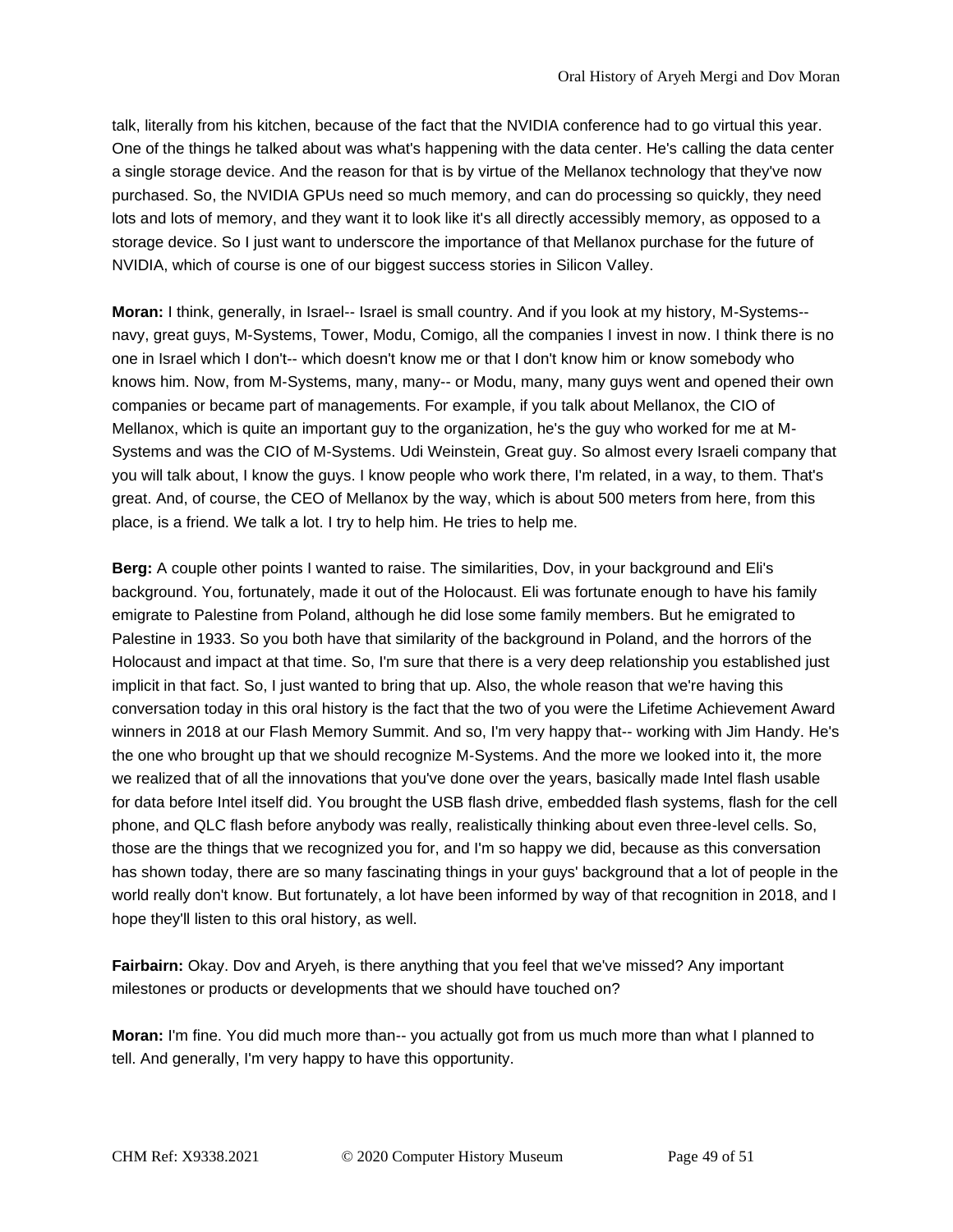talk, literally from his kitchen, because of the fact that the NVIDIA conference had to go virtual this year. One of the things he talked about was what's happening with the data center. He's calling the data center a single storage device. And the reason for that is by virtue of the Mellanox technology that they've now purchased. So, the NVIDIA GPUs need so much memory, and can do processing so quickly, they need lots and lots of memory, and they want it to look like it's all directly accessibly memory, as opposed to a storage device. So I just want to underscore the importance of that Mellanox purchase for the future of NVIDIA, which of course is one of our biggest success stories in Silicon Valley.

**Moran:** I think, generally, in Israel-- Israel is small country. And if you look at my history, M-Systems-- navy, great guys, M-Systems, Tower, Modu, Comigo, all the companies I invest in now. I think there is no one in Israel which I don't-- which doesn't know me or that I don't know him or know somebody who knows him. Now, from M-Systems, many, many-- or Modu, many, many guys went and opened their own companies or became part of managements. For example, if you talk about Mellanox, the CIO of Mellanox, which is quite an important guy to the organization, he's the guy who worked for me at M-Systems and was the CIO of M-Systems. Udi Weinstein, Great guy. So almost every Israeli company that you will talk about, I know the guys. I know people who work there, I'm related, in a way, to them. That's great. And, of course, the CEO of Mellanox by the way, which is about 500 meters from here, from this place, is a friend. We talk a lot. I try to help him. He tries to help me.

**Berg:** A couple other points I wanted to raise. The similarities, Dov, in your background and Eli's background. You, fortunately, made it out of the Holocaust. Eli was fortunate enough to have his family emigrate to Palestine from Poland, although he did lose some family members. But he emigrated to Palestine in 1933. So you both have that similarity of the background in Poland, and the horrors of the Holocaust and impact at that time. So, I'm sure that there is a very deep relationship you established just implicit in that fact. So, I just wanted to bring that up. Also, the whole reason that we're having this conversation today in this oral history is the fact that the two of you were the Lifetime Achievement Award winners in 2018 at our Flash Memory Summit. And so, I'm very happy that-- working with Jim Handy. He's the one who brought up that we should recognize M-Systems. And the more we looked into it, the more we realized that of all the innovations that you've done over the years, basically made Intel flash usable for data before Intel itself did. You brought the USB flash drive, embedded flash systems, flash for the cell phone, and QLC flash before anybody was really, realistically thinking about even three-level cells. So, those are the things that we recognized you for, and I'm so happy we did, because as this conversation has shown today, there are so many fascinating things in your guys' background that a lot of people in the world really don't know. But fortunately, a lot have been informed by way of that recognition in 2018, and I hope they'll listen to this oral history, as well.

**Fairbairn:** Okay. Dov and Aryeh, is there anything that you feel that we've missed? Any important milestones or products or developments that we should have touched on?

**Moran:** I'm fine. You did much more than-- you actually got from us much more than what I planned to tell. And generally, I'm very happy to have this opportunity.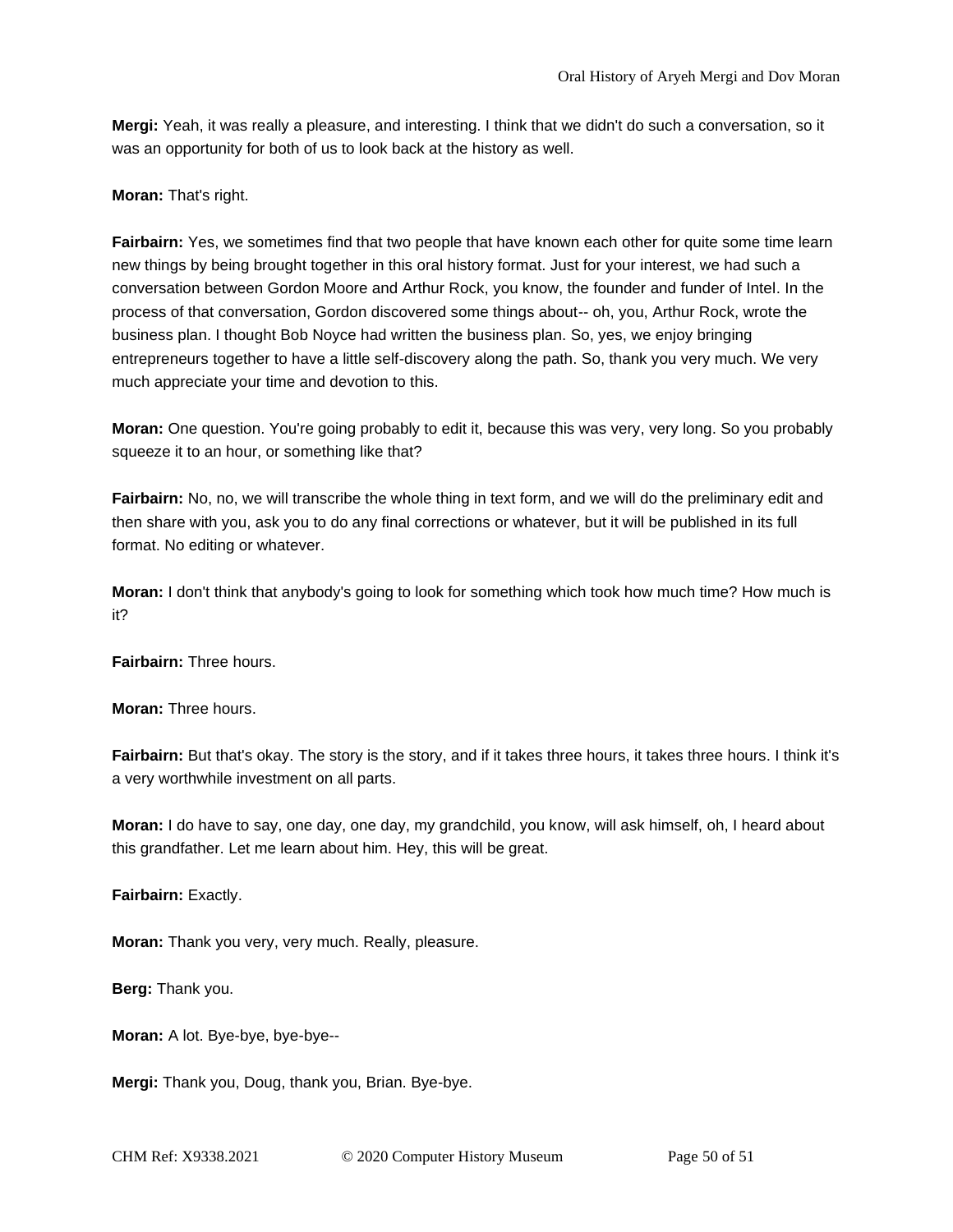**Mergi:** Yeah, it was really a pleasure, and interesting. I think that we didn't do such a conversation, so it was an opportunity for both of us to look back at the history as well.

**Moran:** That's right.

**Fairbairn:** Yes, we sometimes find that two people that have known each other for quite some time learn new things by being brought together in this oral history format. Just for your interest, we had such a conversation between Gordon Moore and Arthur Rock, you know, the founder and funder of Intel. In the process of that conversation, Gordon discovered some things about-- oh, you, Arthur Rock, wrote the business plan. I thought Bob Noyce had written the business plan. So, yes, we enjoy bringing entrepreneurs together to have a little self-discovery along the path. So, thank you very much. We very much appreciate your time and devotion to this.

**Moran:** One question. You're going probably to edit it, because this was very, very long. So you probably squeeze it to an hour, or something like that?

**Fairbairn:** No, no, we will transcribe the whole thing in text form, and we will do the preliminary edit and then share with you, ask you to do any final corrections or whatever, but it will be published in its full format. No editing or whatever.

**Moran:** I don't think that anybody's going to look for something which took how much time? How much is it?

**Fairbairn:** Three hours.

**Moran:** Three hours.

**Fairbairn:** But that's okay. The story is the story, and if it takes three hours, it takes three hours. I think it's a very worthwhile investment on all parts.

**Moran:** I do have to say, one day, one day, my grandchild, you know, will ask himself, oh, I heard about this grandfather. Let me learn about him. Hey, this will be great.

**Fairbairn:** Exactly.

**Moran:** Thank you very, very much. Really, pleasure.

**Berg:** Thank you.

**Moran:** A lot. Bye-bye, bye-bye--

**Mergi:** Thank you, Doug, thank you, Brian. Bye-bye.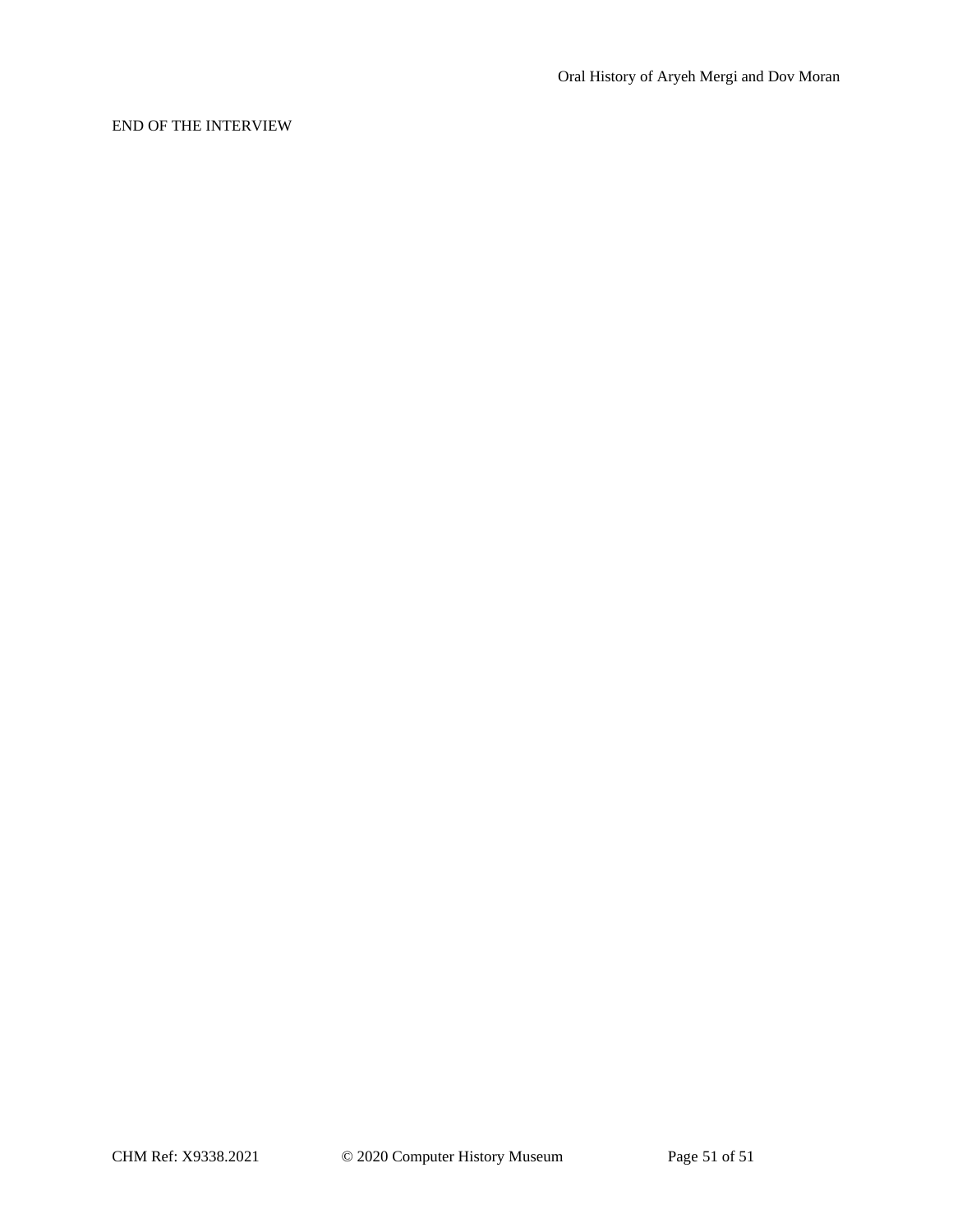END OF THE INTERVIEW